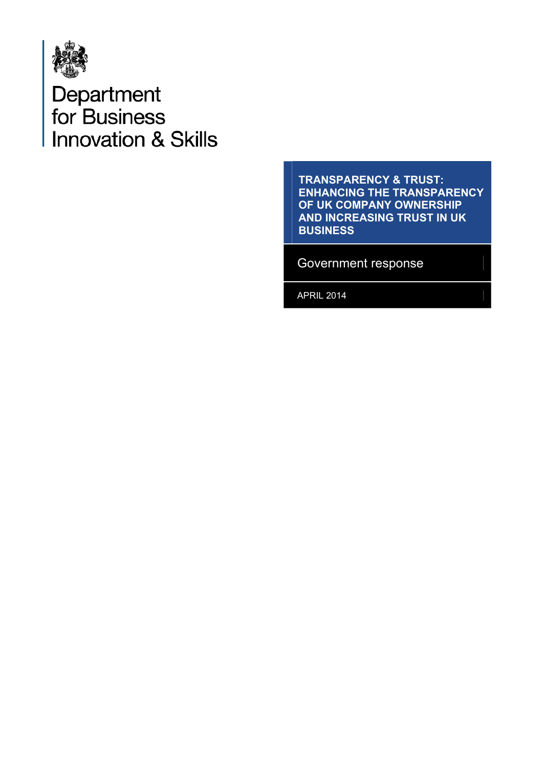Department
for Business
Innovation & Skills

# TRANSPARENCY & TRUST: ENHANCING THE TRANSPARENCY OF UK COMPANY OWNERSHIP AND INCREASING TRUST IN UK BUSINESS

Government response

APRIL 2014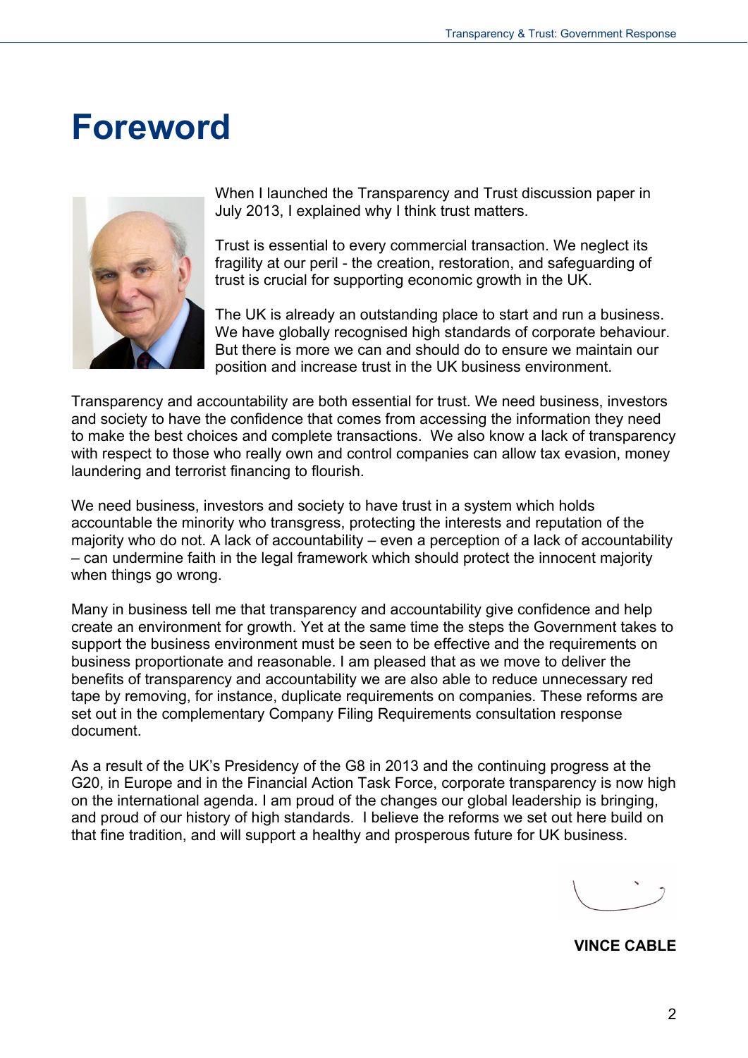# Foreword

When I launched the Transparency and Trust discussion paper in July 2013, I explained why I think trust matters.

Trust is essential to every commercial transaction. We neglect its fragility at our peril - the creation, restoration, and safeguarding of trust is crucial for supporting economic growth in the UK.

The UK is already an outstanding place to start and run a business. We have globally recognised high standards of corporate behaviour. But there is more we can and should do to ensure we maintain our position and increase trust in the UK business environment.

Transparency and accountability are both essential for trust. We need business, investors and society to have the confidence that comes from accessing the information they need to make the best choices and complete transactions. We also know a lack of transparency with respect to those who really own and control companies can allow tax evasion, money laundering and terrorist financing to flourish.

We need business, investors and society to have trust in a system which holds accountable the minority who transgress, protecting the interests and reputation of the majority who do not. A lack of accountability – even a perception of a lack of accountability – can undermine faith in the legal framework which should protect the innocent majority when things go wrong.

Many in business tell me that transparency and accountability give confidence and help create an environment for growth. Yet at the same time the steps the Government takes to support the business environment must be seen to be effective and the requirements on business proportionate and reasonable. I am pleased that as we move to deliver the benefits of transparency and accountability we are also able to reduce unnecessary red tape by removing, for instance, duplicate requirements on companies. These reforms are set out in the complementary Company Filing Requirements consultation response document.

As a result of the UK's Presidency of the G8 in 2013 and the continuing progress at the G20, in Europe and in the Financial Action Task Force, corporate transparency is now high on the international agenda. I am proud of the changes our global leadership is bringing, and proud of our history of high standards. I believe the reforms we set out here build on that fine tradition, and will support a healthy and prosperous future for UK business.

**VINCE CABLE**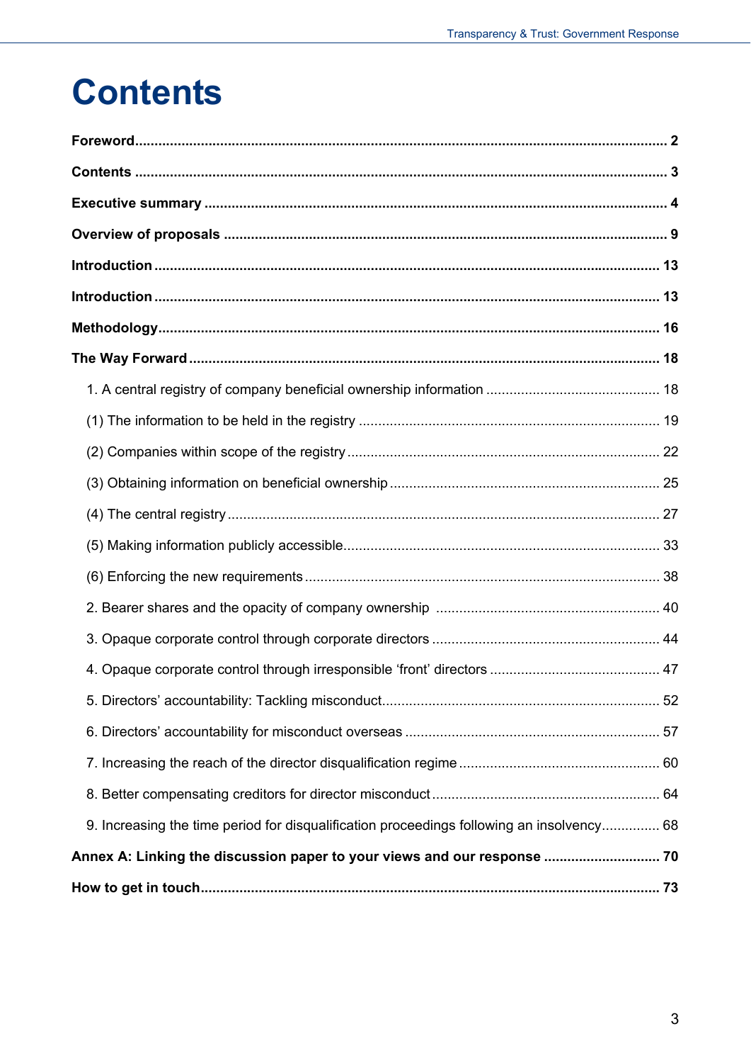# Contents

**Foreword** ........................................................................................................................................ **2**

**Contents** ........................................................................................................................................ **3**

**Executive summary** ...................................................................................................................... **4**

**Overview of proposals** ................................................................................................................. **9**

**Introduction** ................................................................................................................................. **13**

**Introduction** ................................................................................................................................. **13**

**Methodology** ................................................................................................................................ **16**

**The Way Forward** ........................................................................................................................ **18**

1. A central registry of company beneficial ownership information ............................................ 18

(1) The information to be held in the registry ............................................................................. 19

(2) Companies within scope of the registry ................................................................................. 22

(3) Obtaining information on beneficial ownership ..................................................................... 25

(4) The central registry ............................................................................................................... 27

(5) Making information publicly accessible ................................................................................. 33

(6) Enforcing the new requirements ........................................................................................... 38

2. Bearer shares and the opacity of company ownership .......................................................... 40

3. Opaque corporate control through corporate directors .......................................................... 44

4. Opaque corporate control through irresponsible ‘front’ directors ........................................... 47

5. Directors’ accountability: Tackling misconduct ....................................................................... 52

6. Directors’ accountability for misconduct overseas ................................................................. 57

7. Increasing the reach of the director disqualification regime ................................................... 60

8. Better compensating creditors for director misconduct .......................................................... 64

9. Increasing the time period for disqualification proceedings following an insolvency ............... 68

**Annex A: Linking the discussion paper to your views and our response** ............................. **70**

**How to get in touch** ...................................................................................................................... **73**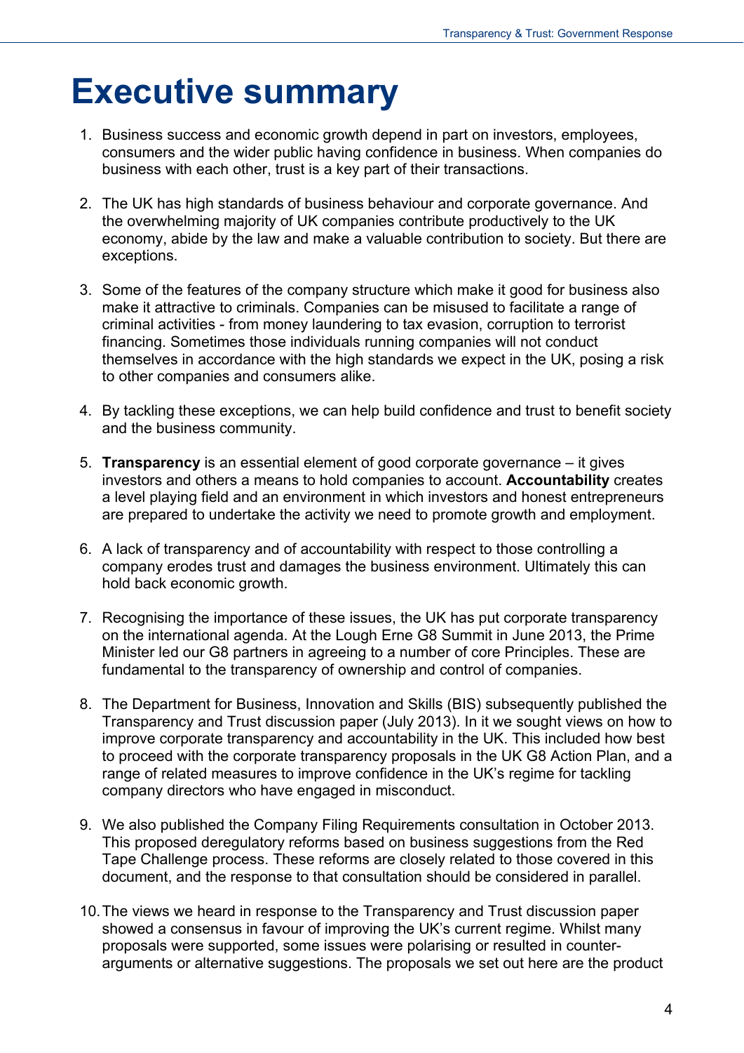# Executive summary

1. Business success and economic growth depend in part on investors, employees, consumers and the wider public having confidence in business. When companies do business with each other, trust is a key part of their transactions.

2. The UK has high standards of business behaviour and corporate governance. And the overwhelming majority of UK companies contribute productively to the UK economy, abide by the law and make a valuable contribution to society. But there are exceptions.

3. Some of the features of the company structure which make it good for business also make it attractive to criminals. Companies can be misused to facilitate a range of criminal activities - from money laundering to tax evasion, corruption to terrorist financing. Sometimes those individuals running companies will not conduct themselves in accordance with the high standards we expect in the UK, posing a risk to other companies and consumers alike.

4. By tackling these exceptions, we can help build confidence and trust to benefit society and the business community.

5. **Transparency** is an essential element of good corporate governance – it gives investors and others a means to hold companies to account. **Accountability** creates a level playing field and an environment in which investors and honest entrepreneurs are prepared to undertake the activity we need to promote growth and employment.

6. A lack of transparency and of accountability with respect to those controlling a company erodes trust and damages the business environment. Ultimately this can hold back economic growth.

7. Recognising the importance of these issues, the UK has put corporate transparency on the international agenda. At the Lough Erne G8 Summit in June 2013, the Prime Minister led our G8 partners in agreeing to a number of core Principles. These are fundamental to the transparency of ownership and control of companies.

8. The Department for Business, Innovation and Skills (BIS) subsequently published the Transparency and Trust discussion paper (July 2013). In it we sought views on how to improve corporate transparency and accountability in the UK. This included how best to proceed with the corporate transparency proposals in the UK G8 Action Plan, and a range of related measures to improve confidence in the UK's regime for tackling company directors who have engaged in misconduct.

9. We also published the Company Filing Requirements consultation in October 2013. This proposed deregulatory reforms based on business suggestions from the Red Tape Challenge process. These reforms are closely related to those covered in this document, and the response to that consultation should be considered in parallel.

10. The views we heard in response to the Transparency and Trust discussion paper showed a consensus in favour of improving the UK's current regime. Whilst many proposals were supported, some issues were polarising or resulted in counter-arguments or alternative suggestions. The proposals we set out here are the product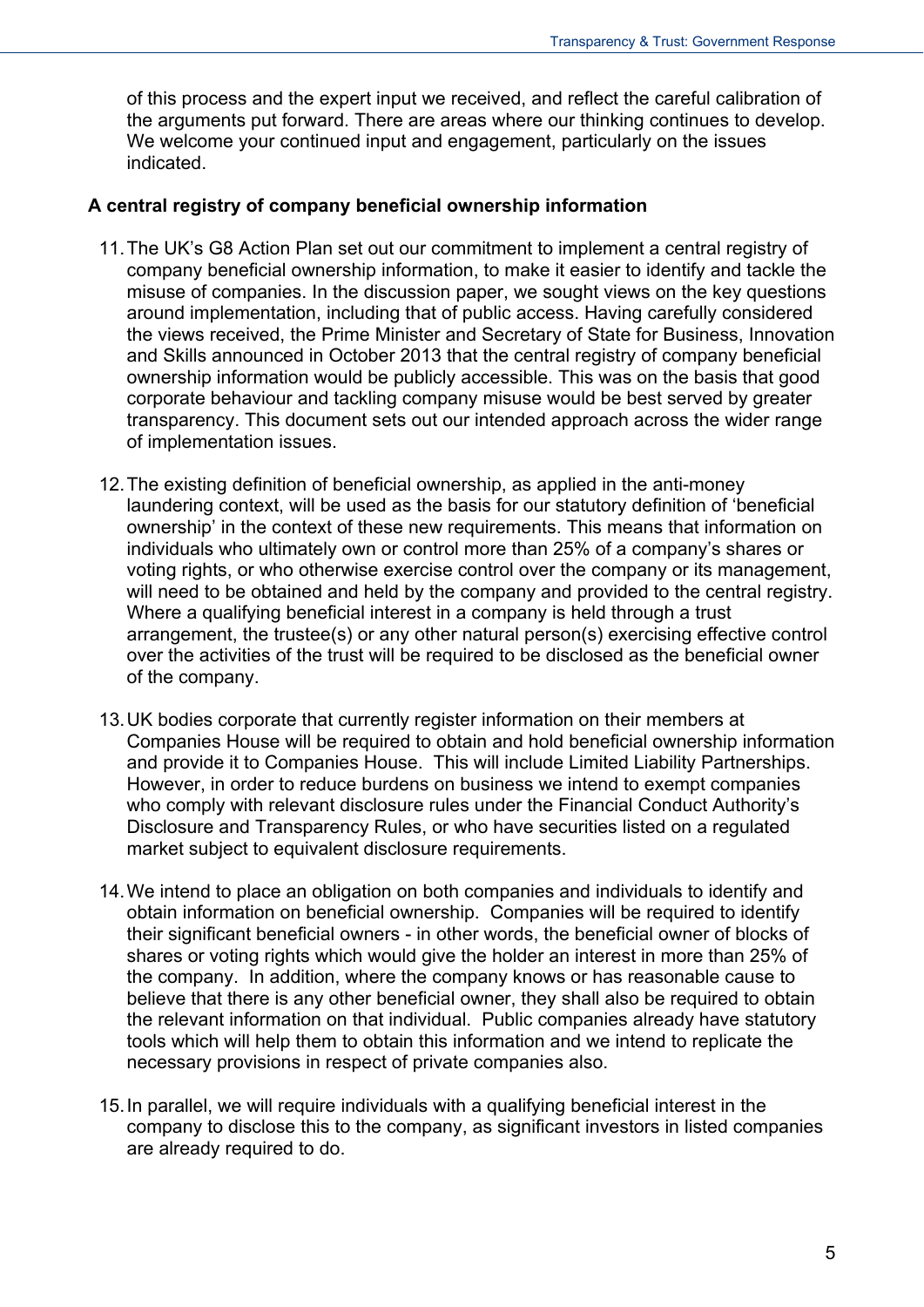of this process and the expert input we received, and reflect the careful calibration of the arguments put forward. There are areas where our thinking continues to develop. We welcome your continued input and engagement, particularly on the issues indicated.

**A central registry of company beneficial ownership information**

11. The UK's G8 Action Plan set out our commitment to implement a central registry of company beneficial ownership information, to make it easier to identify and tackle the misuse of companies. In the discussion paper, we sought views on the key questions around implementation, including that of public access. Having carefully considered the views received, the Prime Minister and Secretary of State for Business, Innovation and Skills announced in October 2013 that the central registry of company beneficial ownership information would be publicly accessible. This was on the basis that good corporate behaviour and tackling company misuse would be best served by greater transparency. This document sets out our intended approach across the wider range of implementation issues.

12. The existing definition of beneficial ownership, as applied in the anti-money laundering context, will be used as the basis for our statutory definition of 'beneficial ownership' in the context of these new requirements. This means that information on individuals who ultimately own or control more than 25% of a company's shares or voting rights, or who otherwise exercise control over the company or its management, will need to be obtained and held by the company and provided to the central registry. Where a qualifying beneficial interest in a company is held through a trust arrangement, the trustee(s) or any other natural person(s) exercising effective control over the activities of the trust will be required to be disclosed as the beneficial owner of the company.

13. UK bodies corporate that currently register information on their members at Companies House will be required to obtain and hold beneficial ownership information and provide it to Companies House. This will include Limited Liability Partnerships. However, in order to reduce burdens on business we intend to exempt companies who comply with relevant disclosure rules under the Financial Conduct Authority's Disclosure and Transparency Rules, or who have securities listed on a regulated market subject to equivalent disclosure requirements.

14. We intend to place an obligation on both companies and individuals to identify and obtain information on beneficial ownership. Companies will be required to identify their significant beneficial owners - in other words, the beneficial owner of blocks of shares or voting rights which would give the holder an interest in more than 25% of the company. In addition, where the company knows or has reasonable cause to believe that there is any other beneficial owner, they shall also be required to obtain the relevant information on that individual. Public companies already have statutory tools which will help them to obtain this information and we intend to replicate the necessary provisions in respect of private companies also.

15. In parallel, we will require individuals with a qualifying beneficial interest in the company to disclose this to the company, as significant investors in listed companies are already required to do.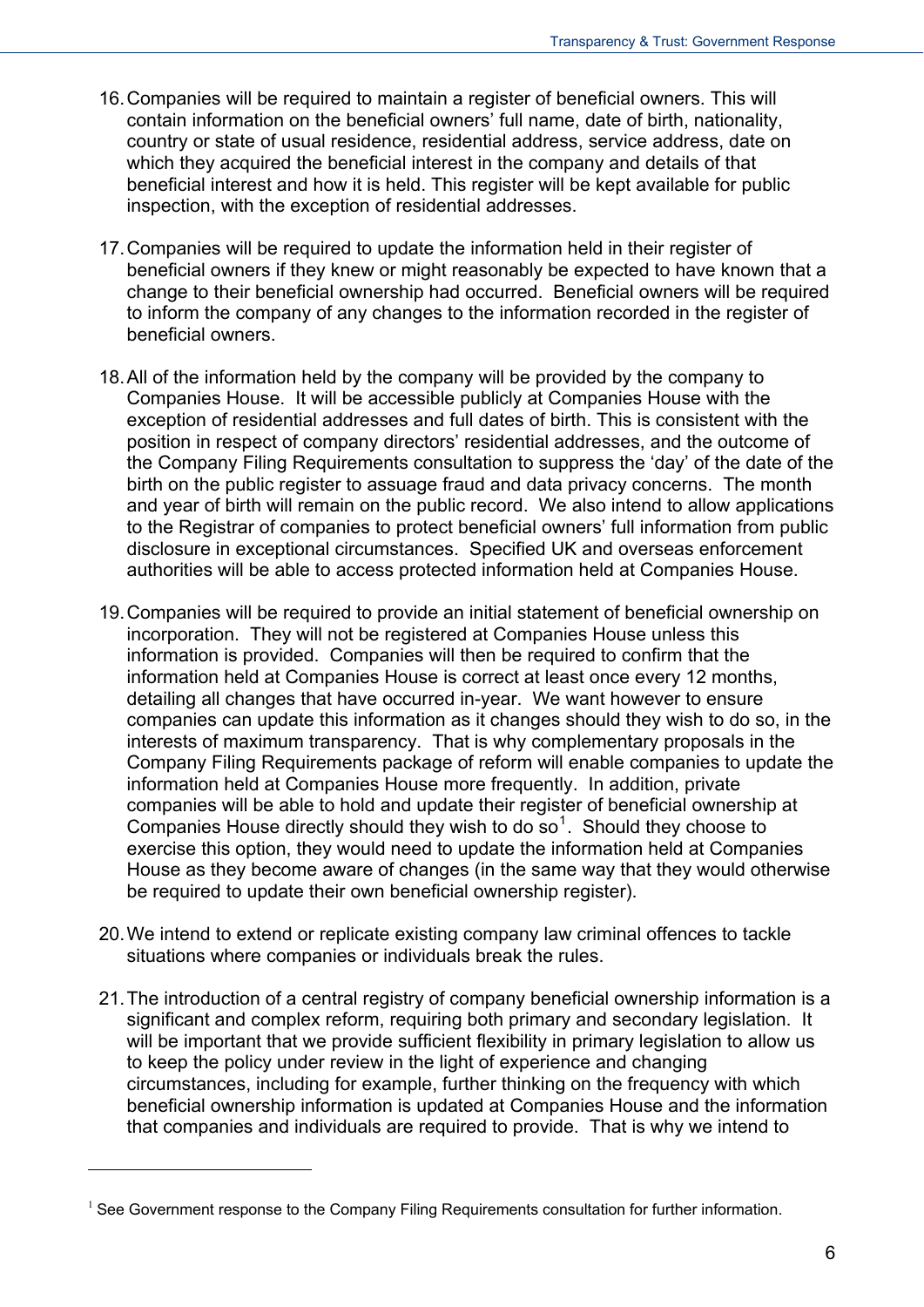16. Companies will be required to maintain a register of beneficial owners. This will contain information on the beneficial owners' full name, date of birth, nationality, country or state of usual residence, residential address, service address, date on which they acquired the beneficial interest in the company and details of that beneficial interest and how it is held. This register will be kept available for public inspection, with the exception of residential addresses.

17. Companies will be required to update the information held in their register of beneficial owners if they knew or might reasonably be expected to have known that a change to their beneficial ownership had occurred. Beneficial owners will be required to inform the company of any changes to the information recorded in the register of beneficial owners.

18. All of the information held by the company will be provided by the company to Companies House. It will be accessible publicly at Companies House with the exception of residential addresses and full dates of birth. This is consistent with the position in respect of company directors' residential addresses, and the outcome of the Company Filing Requirements consultation to suppress the 'day' of the date of the birth on the public register to assuage fraud and data privacy concerns. The month and year of birth will remain on the public record. We also intend to allow applications to the Registrar of companies to protect beneficial owners' full information from public disclosure in exceptional circumstances. Specified UK and overseas enforcement authorities will be able to access protected information held at Companies House.

19. Companies will be required to provide an initial statement of beneficial ownership on incorporation. They will not be registered at Companies House unless this information is provided. Companies will then be required to confirm that the information held at Companies House is correct at least once every 12 months, detailing all changes that have occurred in-year. We want however to ensure companies can update this information as it changes should they wish to do so, in the interests of maximum transparency. That is why complementary proposals in the Company Filing Requirements package of reform will enable companies to update the information held at Companies House more frequently. In addition, private companies will be able to hold and update their register of beneficial ownership at Companies House directly should they wish to do so[1]. Should they choose to exercise this option, they would need to update the information held at Companies House as they become aware of changes (in the same way that they would otherwise be required to update their own beneficial ownership register).

20. We intend to extend or replicate existing company law criminal offences to tackle situations where companies or individuals break the rules.

21. The introduction of a central registry of company beneficial ownership information is a significant and complex reform, requiring both primary and secondary legislation. It will be important that we provide sufficient flexibility in primary legislation to allow us to keep the policy under review in the light of experience and changing circumstances, including for example, further thinking on the frequency with which beneficial ownership information is updated at Companies House and the information that companies and individuals are required to provide. That is why we intend to

---

[1] See Government response to the Company Filing Requirements consultation for further information.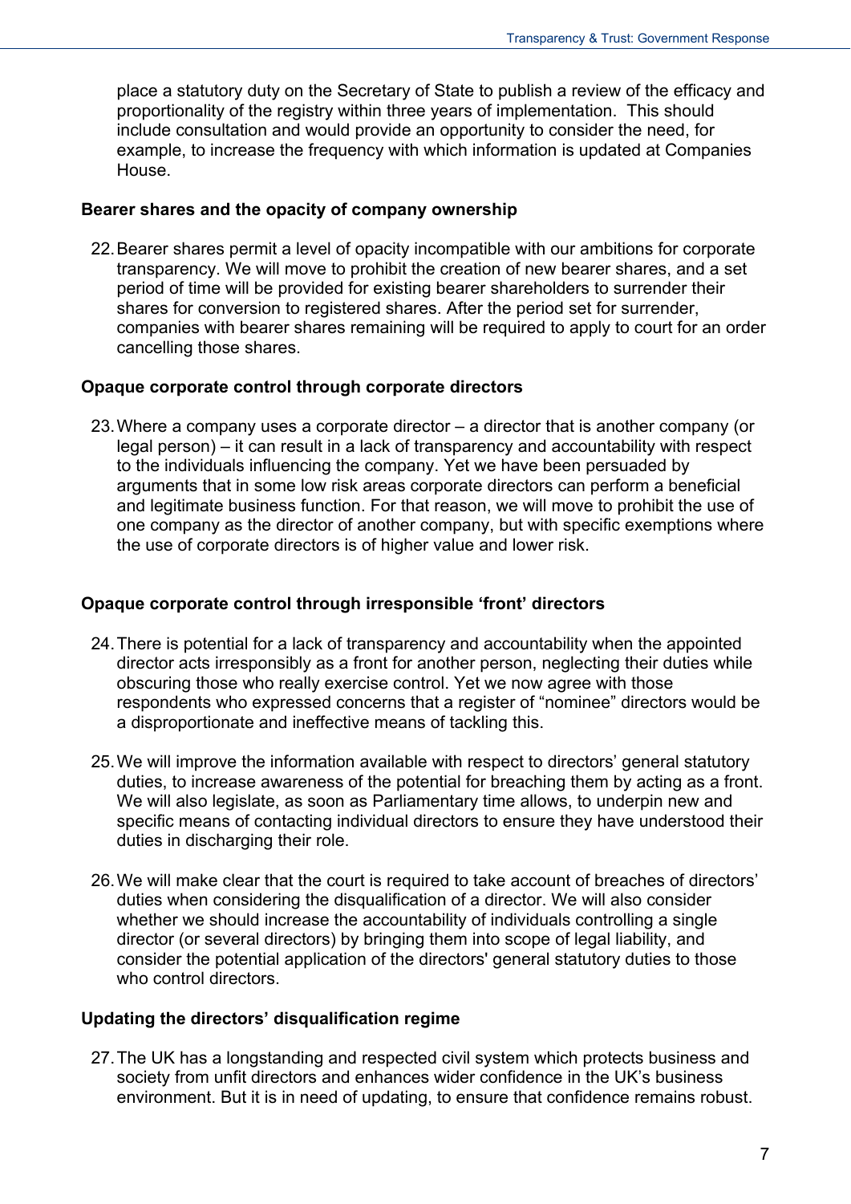place a statutory duty on the Secretary of State to publish a review of the efficacy and proportionality of the registry within three years of implementation. This should include consultation and would provide an opportunity to consider the need, for example, to increase the frequency with which information is updated at Companies House.

### Bearer shares and the opacity of company ownership

22. Bearer shares permit a level of opacity incompatible with our ambitions for corporate transparency. We will move to prohibit the creation of new bearer shares, and a set period of time will be provided for existing bearer shareholders to surrender their shares for conversion to registered shares. After the period set for surrender, companies with bearer shares remaining will be required to apply to court for an order cancelling those shares.

### Opaque corporate control through corporate directors

23. Where a company uses a corporate director – a director that is another company (or legal person) – it can result in a lack of transparency and accountability with respect to the individuals influencing the company. Yet we have been persuaded by arguments that in some low risk areas corporate directors can perform a beneficial and legitimate business function. For that reason, we will move to prohibit the use of one company as the director of another company, but with specific exemptions where the use of corporate directors is of higher value and lower risk.

### Opaque corporate control through irresponsible 'front' directors

24. There is potential for a lack of transparency and accountability when the appointed director acts irresponsibly as a front for another person, neglecting their duties while obscuring those who really exercise control. Yet we now agree with those respondents who expressed concerns that a register of "nominee" directors would be a disproportionate and ineffective means of tackling this.

25. We will improve the information available with respect to directors' general statutory duties, to increase awareness of the potential for breaching them by acting as a front. We will also legislate, as soon as Parliamentary time allows, to underpin new and specific means of contacting individual directors to ensure they have understood their duties in discharging their role.

26. We will make clear that the court is required to take account of breaches of directors' duties when considering the disqualification of a director. We will also consider whether we should increase the accountability of individuals controlling a single director (or several directors) by bringing them into scope of legal liability, and consider the potential application of the directors' general statutory duties to those who control directors.

### Updating the directors' disqualification regime

27. The UK has a longstanding and respected civil system which protects business and society from unfit directors and enhances wider confidence in the UK's business environment. But it is in need of updating, to ensure that confidence remains robust.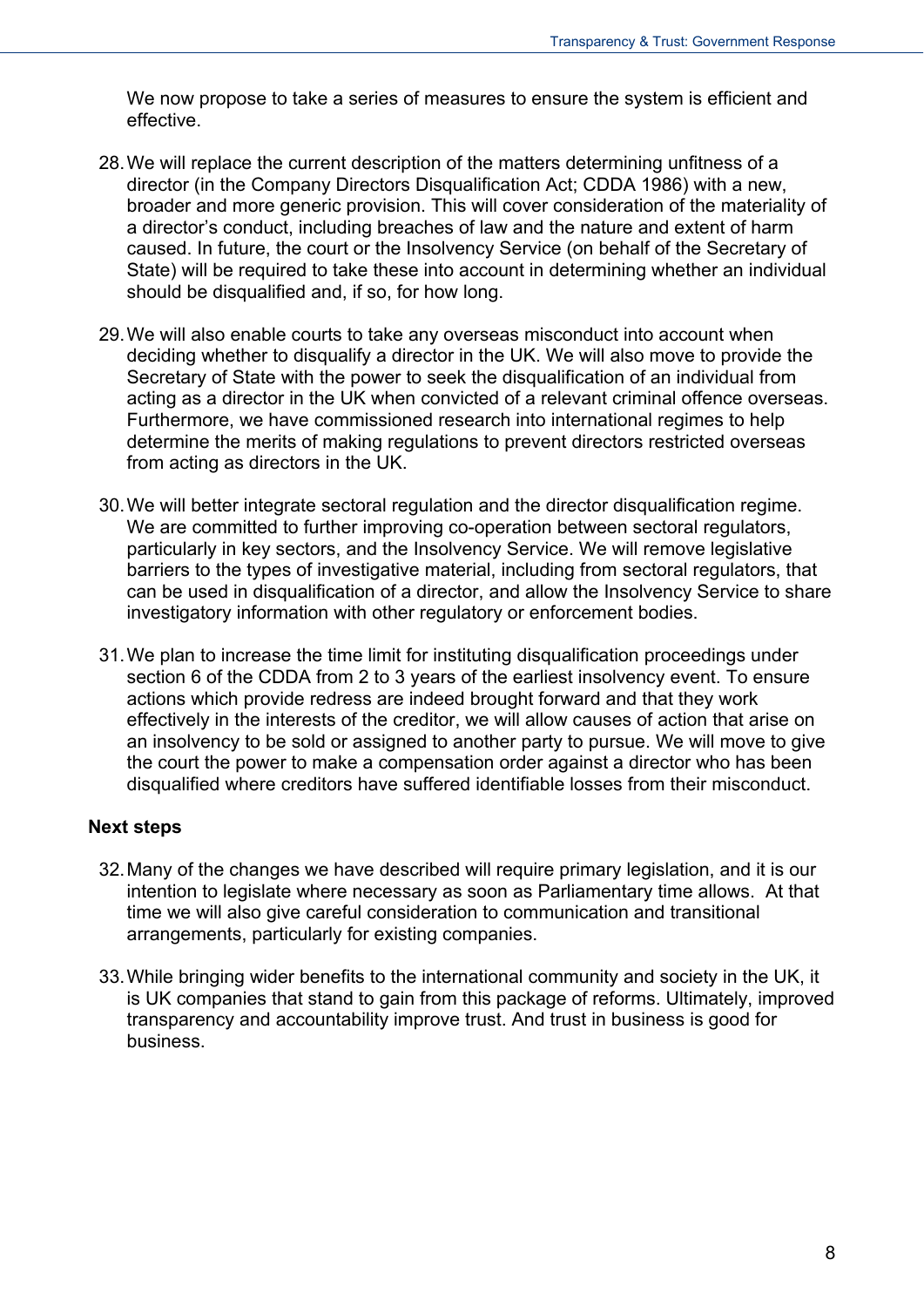We now propose to take a series of measures to ensure the system is efficient and effective.

28. We will replace the current description of the matters determining unfitness of a director (in the Company Directors Disqualification Act; CDDA 1986) with a new, broader and more generic provision. This will cover consideration of the materiality of a director's conduct, including breaches of law and the nature and extent of harm caused. In future, the court or the Insolvency Service (on behalf of the Secretary of State) will be required to take these into account in determining whether an individual should be disqualified and, if so, for how long.

29. We will also enable courts to take any overseas misconduct into account when deciding whether to disqualify a director in the UK. We will also move to provide the Secretary of State with the power to seek the disqualification of an individual from acting as a director in the UK when convicted of a relevant criminal offence overseas. Furthermore, we have commissioned research into international regimes to help determine the merits of making regulations to prevent directors restricted overseas from acting as directors in the UK.

30. We will better integrate sectoral regulation and the director disqualification regime. We are committed to further improving co-operation between sectoral regulators, particularly in key sectors, and the Insolvency Service. We will remove legislative barriers to the types of investigative material, including from sectoral regulators, that can be used in disqualification of a director, and allow the Insolvency Service to share investigatory information with other regulatory or enforcement bodies.

31. We plan to increase the time limit for instituting disqualification proceedings under section 6 of the CDDA from 2 to 3 years of the earliest insolvency event. To ensure actions which provide redress are indeed brought forward and that they work effectively in the interests of the creditor, we will allow causes of action that arise on an insolvency to be sold or assigned to another party to pursue. We will move to give the court the power to make a compensation order against a director who has been disqualified where creditors have suffered identifiable losses from their misconduct.

**Next steps**

32. Many of the changes we have described will require primary legislation, and it is our intention to legislate where necessary as soon as Parliamentary time allows. At that time we will also give careful consideration to communication and transitional arrangements, particularly for existing companies.

33. While bringing wider benefits to the international community and society in the UK, it is UK companies that stand to gain from this package of reforms. Ultimately, improved transparency and accountability improve trust. And trust in business is good for business.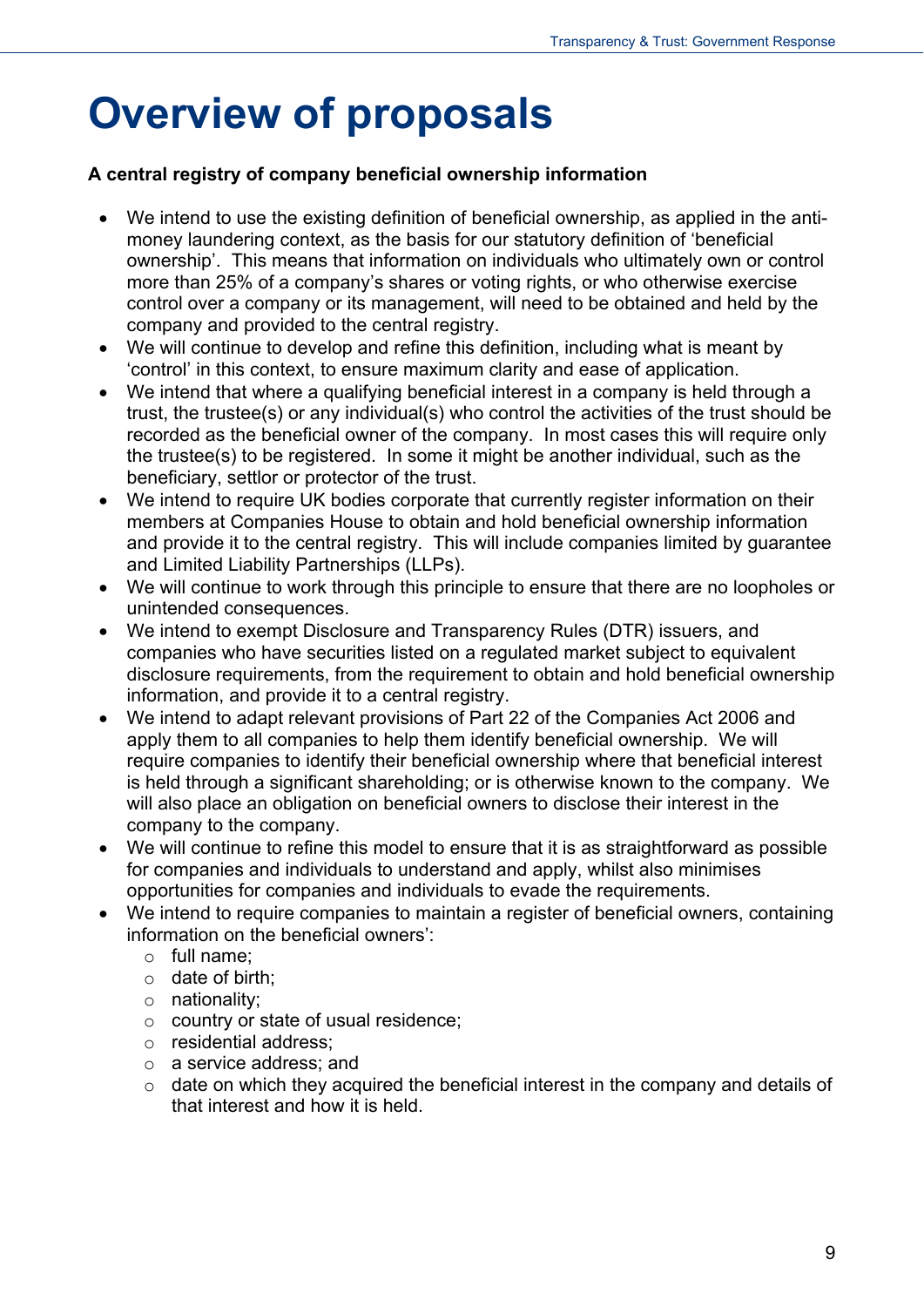# Overview of proposals

**A central registry of company beneficial ownership information**

- We intend to use the existing definition of beneficial ownership, as applied in the anti-money laundering context, as the basis for our statutory definition of 'beneficial ownership'. This means that information on individuals who ultimately own or control more than 25% of a company's shares or voting rights, or who otherwise exercise control over a company or its management, will need to be obtained and held by the company and provided to the central registry.
- We will continue to develop and refine this definition, including what is meant by 'control' in this context, to ensure maximum clarity and ease of application.
- We intend that where a qualifying beneficial interest in a company is held through a trust, the trustee(s) or any individual(s) who control the activities of the trust should be recorded as the beneficial owner of the company. In most cases this will require only the trustee(s) to be registered. In some it might be another individual, such as the beneficiary, settlor or protector of the trust.
- We intend to require UK bodies corporate that currently register information on their members at Companies House to obtain and hold beneficial ownership information and provide it to the central registry. This will include companies limited by guarantee and Limited Liability Partnerships (LLPs).
- We will continue to work through this principle to ensure that there are no loopholes or unintended consequences.
- We intend to exempt Disclosure and Transparency Rules (DTR) issuers, and companies who have securities listed on a regulated market subject to equivalent disclosure requirements, from the requirement to obtain and hold beneficial ownership information, and provide it to a central registry.
- We intend to adapt relevant provisions of Part 22 of the Companies Act 2006 and apply them to all companies to help them identify beneficial ownership. We will require companies to identify their beneficial ownership where that beneficial interest is held through a significant shareholding; or is otherwise known to the company. We will also place an obligation on beneficial owners to disclose their interest in the company to the company.
- We will continue to refine this model to ensure that it is as straightforward as possible for companies and individuals to understand and apply, whilst also minimises opportunities for companies and individuals to evade the requirements.
- We intend to require companies to maintain a register of beneficial owners, containing information on the beneficial owners':
  - full name;
  - date of birth;
  - nationality;
  - country or state of usual residence;
  - residential address;
  - a service address; and
  - date on which they acquired the beneficial interest in the company and details of that interest and how it is held.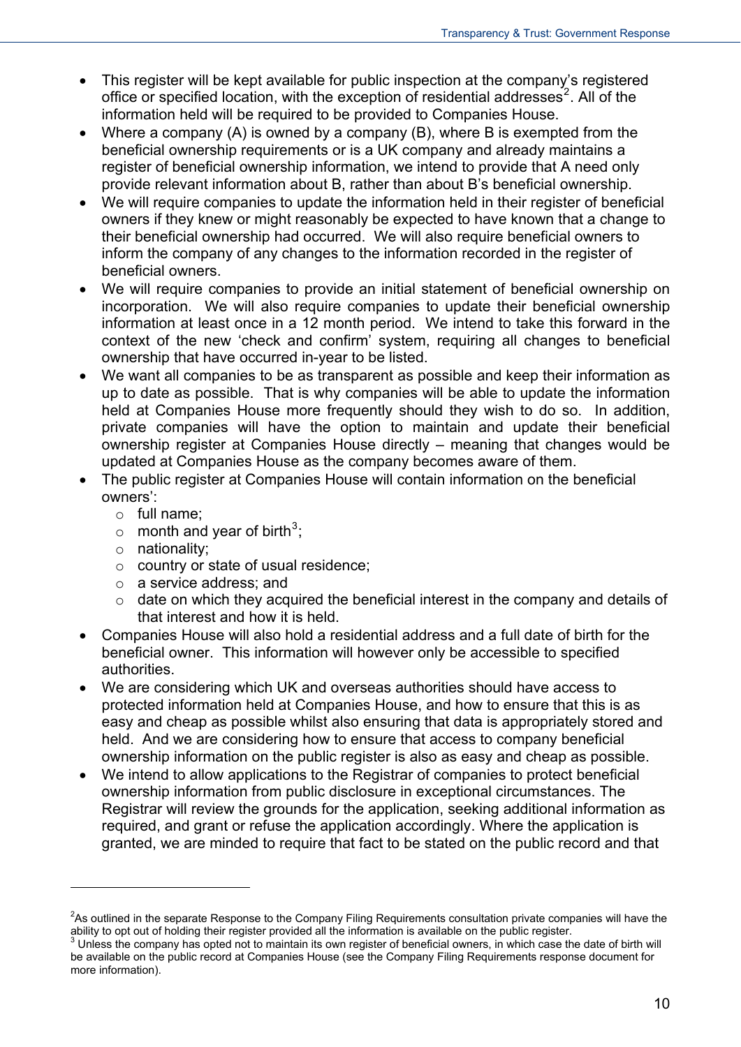- This register will be kept available for public inspection at the company's registered office or specified location, with the exception of residential addresses[2]. All of the information held will be required to be provided to Companies House.
- Where a company (A) is owned by a company (B), where B is exempted from the beneficial ownership requirements or is a UK company and already maintains a register of beneficial ownership information, we intend to provide that A need only provide relevant information about B, rather than about B's beneficial ownership.
- We will require companies to update the information held in their register of beneficial owners if they knew or might reasonably be expected to have known that a change to their beneficial ownership had occurred. We will also require beneficial owners to inform the company of any changes to the information recorded in the register of beneficial owners.
- We will require companies to provide an initial statement of beneficial ownership on incorporation. We will also require companies to update their beneficial ownership information at least once in a 12 month period. We intend to take this forward in the context of the new 'check and confirm' system, requiring all changes to beneficial ownership that have occurred in-year to be listed.
- We want all companies to be as transparent as possible and keep their information as up to date as possible. That is why companies will be able to update the information held at Companies House more frequently should they wish to do so. In addition, private companies will have the option to maintain and update their beneficial ownership register at Companies House directly – meaning that changes would be updated at Companies House as the company becomes aware of them.
- The public register at Companies House will contain information on the beneficial owners':
  - full name;
  - month and year of birth[3];
  - nationality;
  - country or state of usual residence;
  - a service address; and
  - date on which they acquired the beneficial interest in the company and details of that interest and how it is held.
- Companies House will also hold a residential address and a full date of birth for the beneficial owner. This information will however only be accessible to specified authorities.
- We are considering which UK and overseas authorities should have access to protected information held at Companies House, and how to ensure that this is as easy and cheap as possible whilst also ensuring that data is appropriately stored and held. And we are considering how to ensure that access to company beneficial ownership information on the public register is also as easy and cheap as possible.
- We intend to allow applications to the Registrar of companies to protect beneficial ownership information from public disclosure in exceptional circumstances. The Registrar will review the grounds for the application, seeking additional information as required, and grant or refuse the application accordingly. Where the application is granted, we are minded to require that fact to be stated on the public record and that

---

[2] As outlined in the separate Response to the Company Filing Requirements consultation private companies will have the ability to opt out of holding their register provided all the information is available on the public register.

[3] Unless the company has opted not to maintain its own register of beneficial owners, in which case the date of birth will be available on the public record at Companies House (see the Company Filing Requirements response document for more information).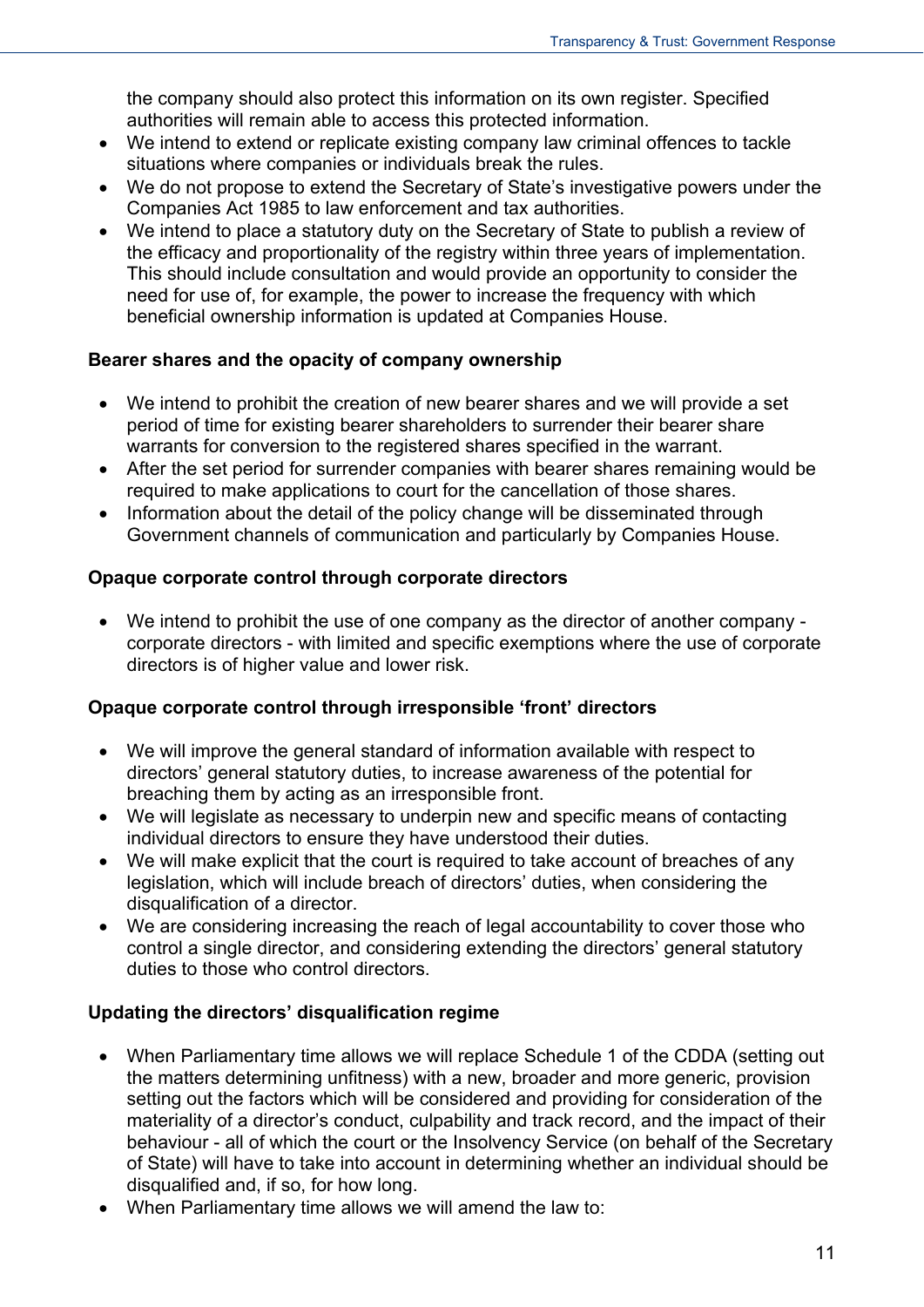the company should also protect this information on its own register. Specified authorities will remain able to access this protected information.

- We intend to extend or replicate existing company law criminal offences to tackle situations where companies or individuals break the rules.
- We do not propose to extend the Secretary of State's investigative powers under the Companies Act 1985 to law enforcement and tax authorities.
- We intend to place a statutory duty on the Secretary of State to publish a review of the efficacy and proportionality of the registry within three years of implementation. This should include consultation and would provide an opportunity to consider the need for use of, for example, the power to increase the frequency with which beneficial ownership information is updated at Companies House.

**Bearer shares and the opacity of company ownership**

- We intend to prohibit the creation of new bearer shares and we will provide a set period of time for existing bearer shareholders to surrender their bearer share warrants for conversion to the registered shares specified in the warrant.
- After the set period for surrender companies with bearer shares remaining would be required to make applications to court for the cancellation of those shares.
- Information about the detail of the policy change will be disseminated through Government channels of communication and particularly by Companies House.

**Opaque corporate control through corporate directors**

- We intend to prohibit the use of one company as the director of another company - corporate directors - with limited and specific exemptions where the use of corporate directors is of higher value and lower risk.

**Opaque corporate control through irresponsible 'front' directors**

- We will improve the general standard of information available with respect to directors' general statutory duties, to increase awareness of the potential for breaching them by acting as an irresponsible front.
- We will legislate as necessary to underpin new and specific means of contacting individual directors to ensure they have understood their duties.
- We will make explicit that the court is required to take account of breaches of any legislation, which will include breach of directors' duties, when considering the disqualification of a director.
- We are considering increasing the reach of legal accountability to cover those who control a single director, and considering extending the directors' general statutory duties to those who control directors.

**Updating the directors' disqualification regime**

- When Parliamentary time allows we will replace Schedule 1 of the CDDA (setting out the matters determining unfitness) with a new, broader and more generic, provision setting out the factors which will be considered and providing for consideration of the materiality of a director's conduct, culpability and track record, and the impact of their behaviour - all of which the court or the Insolvency Service (on behalf of the Secretary of State) will have to take into account in determining whether an individual should be disqualified and, if so, for how long.
- When Parliamentary time allows we will amend the law to: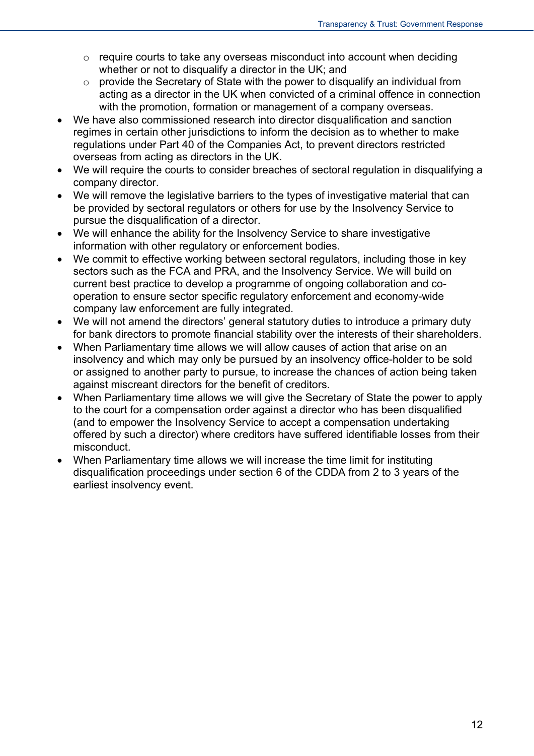- require courts to take any overseas misconduct into account when deciding whether or not to disqualify a director in the UK; and
  - provide the Secretary of State with the power to disqualify an individual from acting as a director in the UK when convicted of a criminal offence in connection with the promotion, formation or management of a company overseas.
- We have also commissioned research into director disqualification and sanction regimes in certain other jurisdictions to inform the decision as to whether to make regulations under Part 40 of the Companies Act, to prevent directors restricted overseas from acting as directors in the UK.
- We will require the courts to consider breaches of sectoral regulation in disqualifying a company director.
- We will remove the legislative barriers to the types of investigative material that can be provided by sectoral regulators or others for use by the Insolvency Service to pursue the disqualification of a director.
- We will enhance the ability for the Insolvency Service to share investigative information with other regulatory or enforcement bodies.
- We commit to effective working between sectoral regulators, including those in key sectors such as the FCA and PRA, and the Insolvency Service. We will build on current best practice to develop a programme of ongoing collaboration and co-operation to ensure sector specific regulatory enforcement and economy-wide company law enforcement are fully integrated.
- We will not amend the directors' general statutory duties to introduce a primary duty for bank directors to promote financial stability over the interests of their shareholders.
- When Parliamentary time allows we will allow causes of action that arise on an insolvency and which may only be pursued by an insolvency office-holder to be sold or assigned to another party to pursue, to increase the chances of action being taken against miscreant directors for the benefit of creditors.
- When Parliamentary time allows we will give the Secretary of State the power to apply to the court for a compensation order against a director who has been disqualified (and to empower the Insolvency Service to accept a compensation undertaking offered by such a director) where creditors have suffered identifiable losses from their misconduct.
- When Parliamentary time allows we will increase the time limit for instituting disqualification proceedings under section 6 of the CDDA from 2 to 3 years of the earliest insolvency event.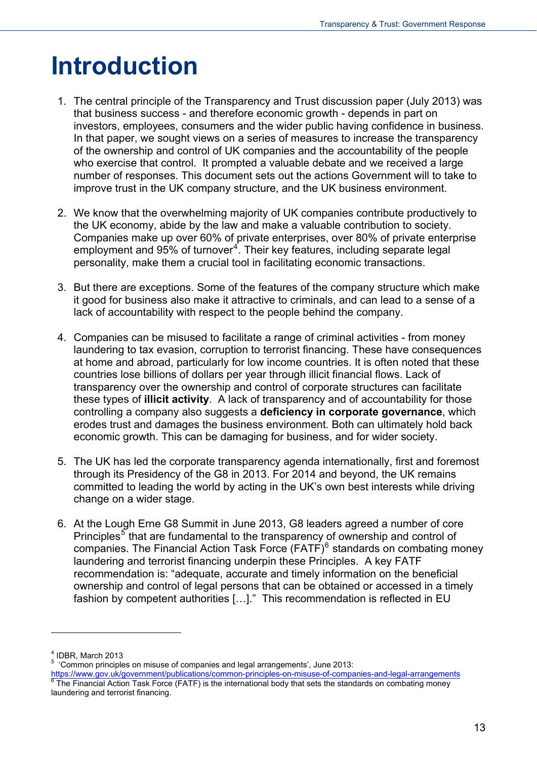# Introduction

1. The central principle of the Transparency and Trust discussion paper (July 2013) was that business success - and therefore economic growth - depends in part on investors, employees, consumers and the wider public having confidence in business. In that paper, we sought views on a series of measures to increase the transparency of the ownership and control of UK companies and the accountability of the people who exercise that control. It prompted a valuable debate and we received a large number of responses. This document sets out the actions Government will to take to improve trust in the UK company structure, and the UK business environment.

2. We know that the overwhelming majority of UK companies contribute productively to the UK economy, abide by the law and make a valuable contribution to society. Companies make up over 60% of private enterprises, over 80% of private enterprise employment and 95% of turnover[4]. Their key features, including separate legal personality, make them a crucial tool in facilitating economic transactions.

3. But there are exceptions. Some of the features of the company structure which make it good for business also make it attractive to criminals, and can lead to a sense of a lack of accountability with respect to the people behind the company.

4. Companies can be misused to facilitate a range of criminal activities - from money laundering to tax evasion, corruption to terrorist financing. These have consequences at home and abroad, particularly for low income countries. It is often noted that these countries lose billions of dollars per year through illicit financial flows. Lack of transparency over the ownership and control of corporate structures can facilitate these types of **illicit activity**. A lack of transparency and of accountability for those controlling a company also suggests a **deficiency in corporate governance**, which erodes trust and damages the business environment. Both can ultimately hold back economic growth. This can be damaging for business, and for wider society.

5. The UK has led the corporate transparency agenda internationally, first and foremost through its Presidency of the G8 in 2013. For 2014 and beyond, the UK remains committed to leading the world by acting in the UK's own best interests while driving change on a wider stage.

6. At the Lough Erne G8 Summit in June 2013, G8 leaders agreed a number of core Principles[5] that are fundamental to the transparency of ownership and control of companies. The Financial Action Task Force (FATF)[6] standards on combating money laundering and terrorist financing underpin these Principles. A key FATF recommendation is: "adequate, accurate and timely information on the beneficial ownership and control of legal persons that can be obtained or accessed in a timely fashion by competent authorities […]." This recommendation is reflected in EU

---

[4] IDBR, March 2013

[5] 'Common principles on misuse of companies and legal arrangements', June 2013: https://www.gov.uk/government/publications/common-principles-on-misuse-of-companies-and-legal-arrangements

[6] The Financial Action Task Force (FATF) is the international body that sets the standards on combating money laundering and terrorist financing.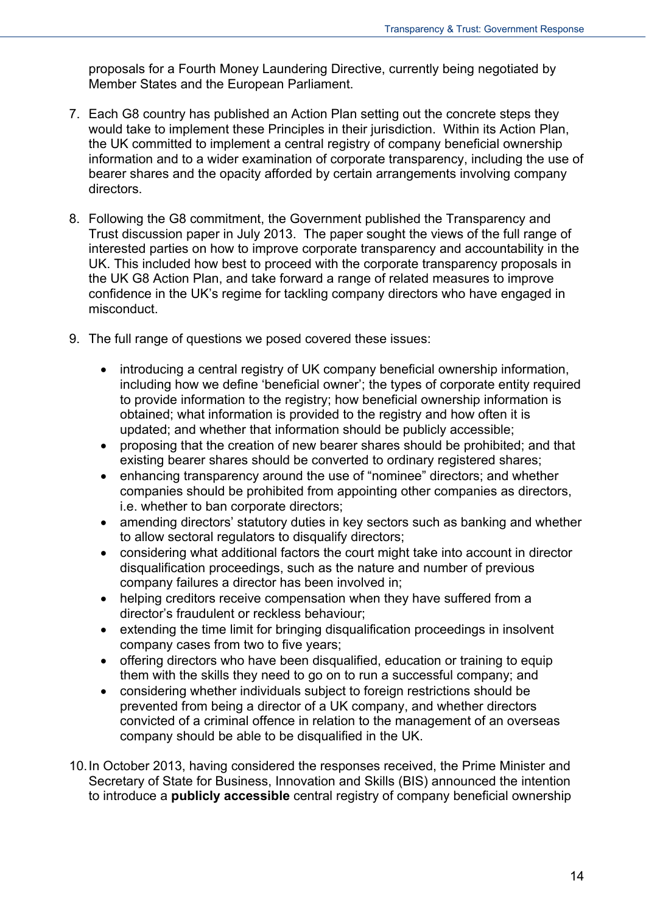proposals for a Fourth Money Laundering Directive, currently being negotiated by Member States and the European Parliament.

7. Each G8 country has published an Action Plan setting out the concrete steps they would take to implement these Principles in their jurisdiction. Within its Action Plan, the UK committed to implement a central registry of company beneficial ownership information and to a wider examination of corporate transparency, including the use of bearer shares and the opacity afforded by certain arrangements involving company directors.

8. Following the G8 commitment, the Government published the Transparency and Trust discussion paper in July 2013. The paper sought the views of the full range of interested parties on how to improve corporate transparency and accountability in the UK. This included how best to proceed with the corporate transparency proposals in the UK G8 Action Plan, and take forward a range of related measures to improve confidence in the UK's regime for tackling company directors who have engaged in misconduct.

9. The full range of questions we posed covered these issues:

    - introducing a central registry of UK company beneficial ownership information, including how we define 'beneficial owner'; the types of corporate entity required to provide information to the registry; how beneficial ownership information is obtained; what information is provided to the registry and how often it is updated; and whether that information should be publicly accessible;
    - proposing that the creation of new bearer shares should be prohibited; and that existing bearer shares should be converted to ordinary registered shares;
    - enhancing transparency around the use of "nominee" directors; and whether companies should be prohibited from appointing other companies as directors, i.e. whether to ban corporate directors;
    - amending directors' statutory duties in key sectors such as banking and whether to allow sectoral regulators to disqualify directors;
    - considering what additional factors the court might take into account in director disqualification proceedings, such as the nature and number of previous company failures a director has been involved in;
    - helping creditors receive compensation when they have suffered from a director's fraudulent or reckless behaviour;
    - extending the time limit for bringing disqualification proceedings in insolvent company cases from two to five years;
    - offering directors who have been disqualified, education or training to equip them with the skills they need to go on to run a successful company; and
    - considering whether individuals subject to foreign restrictions should be prevented from being a director of a UK company, and whether directors convicted of a criminal offence in relation to the management of an overseas company should be able to be disqualified in the UK.

10. In October 2013, having considered the responses received, the Prime Minister and Secretary of State for Business, Innovation and Skills (BIS) announced the intention to introduce a **publicly accessible** central registry of company beneficial ownership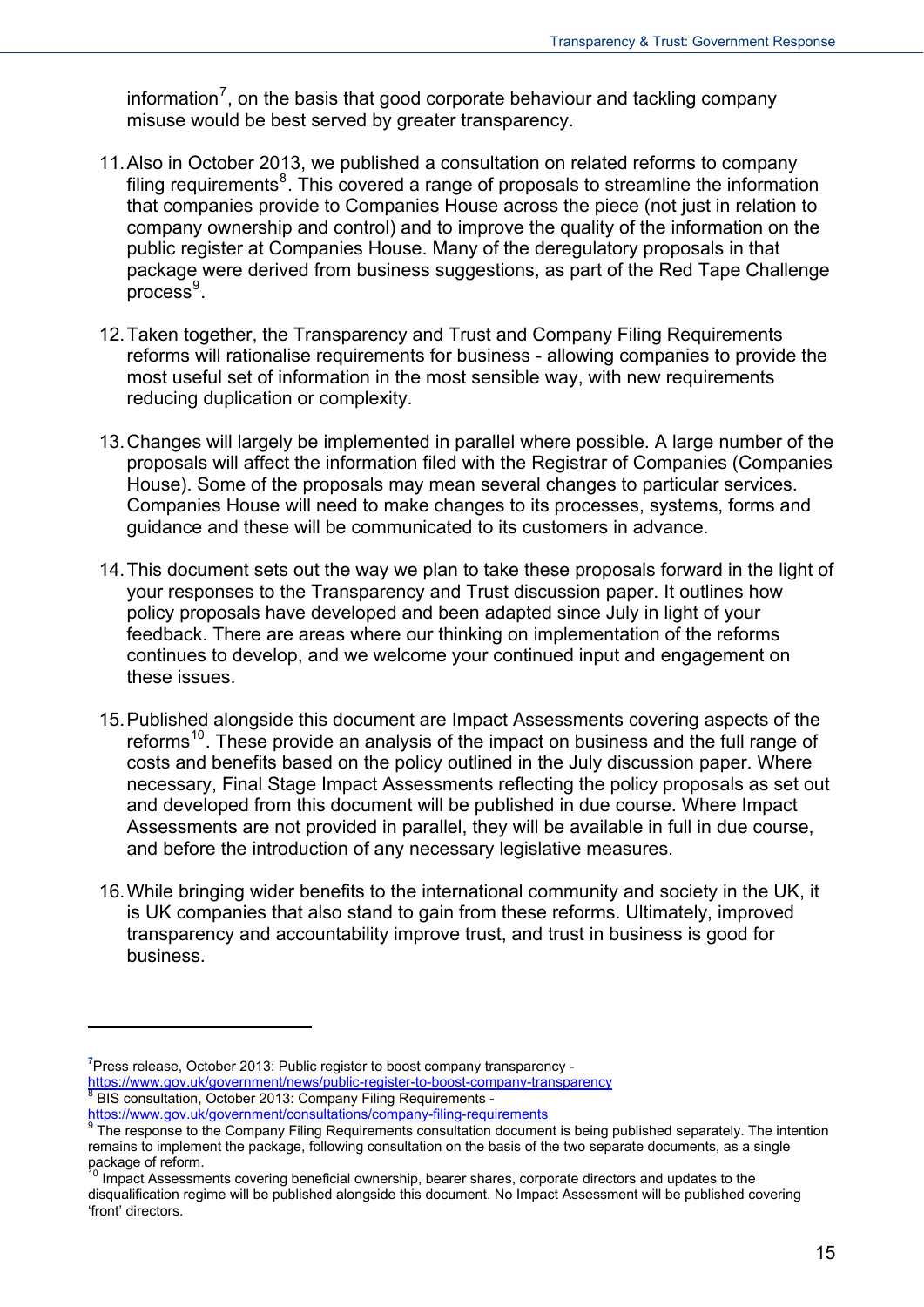information[7], on the basis that good corporate behaviour and tackling company misuse would be best served by greater transparency.

11. Also in October 2013, we published a consultation on related reforms to company filing requirements[8]. This covered a range of proposals to streamline the information that companies provide to Companies House across the piece (not just in relation to company ownership and control) and to improve the quality of the information on the public register at Companies House. Many of the deregulatory proposals in that package were derived from business suggestions, as part of the Red Tape Challenge process[9].

12. Taken together, the Transparency and Trust and Company Filing Requirements reforms will rationalise requirements for business - allowing companies to provide the most useful set of information in the most sensible way, with new requirements reducing duplication or complexity.

13. Changes will largely be implemented in parallel where possible. A large number of the proposals will affect the information filed with the Registrar of Companies (Companies House). Some of the proposals may mean several changes to particular services. Companies House will need to make changes to its processes, systems, forms and guidance and these will be communicated to its customers in advance.

14. This document sets out the way we plan to take these proposals forward in the light of your responses to the Transparency and Trust discussion paper. It outlines how policy proposals have developed and been adapted since July in light of your feedback. There are areas where our thinking on implementation of the reforms continues to develop, and we welcome your continued input and engagement on these issues.

15. Published alongside this document are Impact Assessments covering aspects of the reforms[10]. These provide an analysis of the impact on business and the full range of costs and benefits based on the policy outlined in the July discussion paper. Where necessary, Final Stage Impact Assessments reflecting the policy proposals as set out and developed from this document will be published in due course. Where Impact Assessments are not provided in parallel, they will be available in full in due course, and before the introduction of any necessary legislative measures.

16. While bringing wider benefits to the international community and society in the UK, it is UK companies that also stand to gain from these reforms. Ultimately, improved transparency and accountability improve trust, and trust in business is good for business.

---

[7] Press release, October 2013: Public register to boost company transparency - https://www.gov.uk/government/news/public-register-to-boost-company-transparency

[8] BIS consultation, October 2013: Company Filing Requirements - https://www.gov.uk/government/consultations/company-filing-requirements

[9] The response to the Company Filing Requirements consultation document is being published separately. The intention remains to implement the package, following consultation on the basis of the two separate documents, as a single package of reform.

[10] Impact Assessments covering beneficial ownership, bearer shares, corporate directors and updates to the disqualification regime will be published alongside this document. No Impact Assessment will be published covering 'front' directors.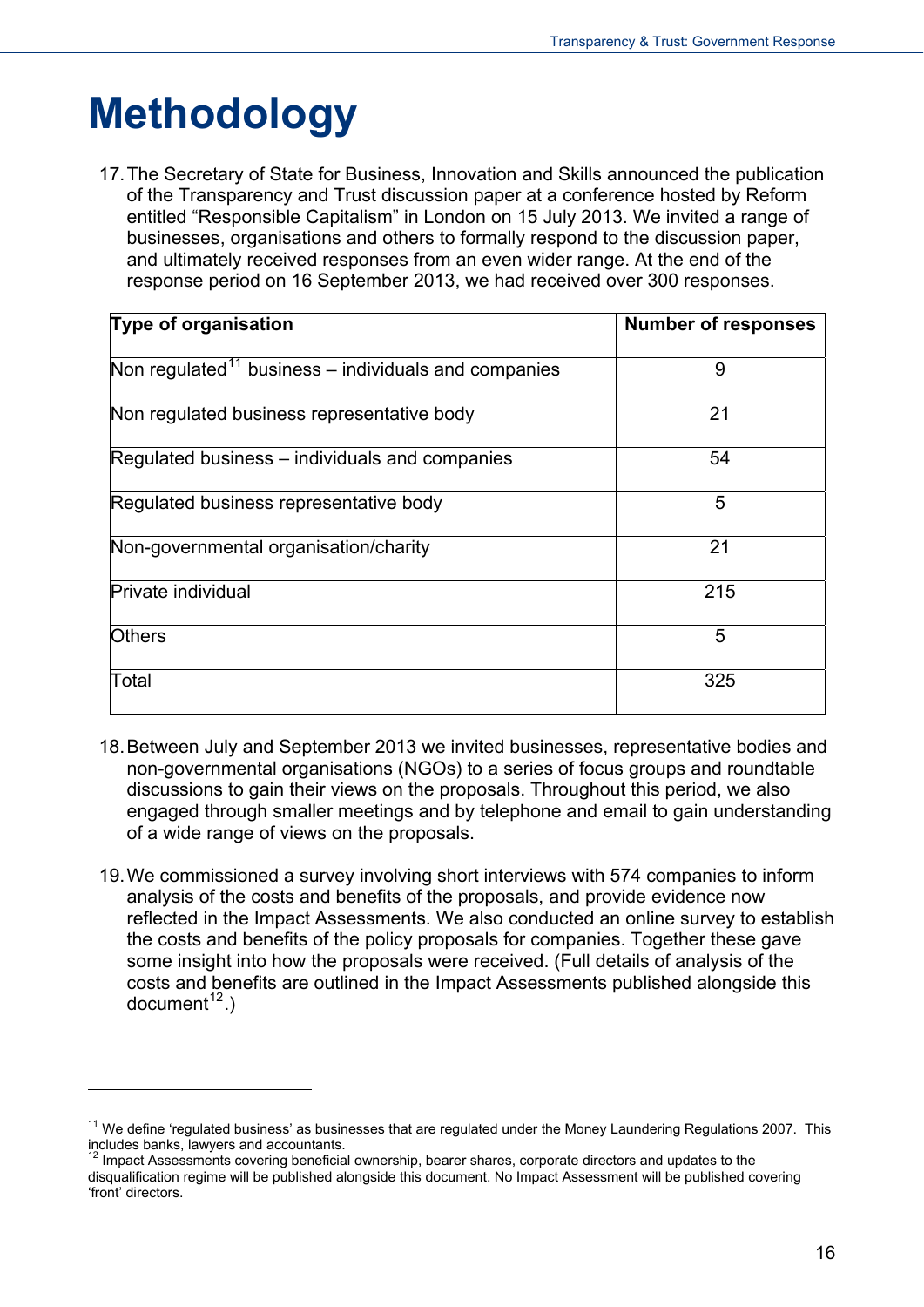# Methodology

17. The Secretary of State for Business, Innovation and Skills announced the publication of the Transparency and Trust discussion paper at a conference hosted by Reform entitled "Responsible Capitalism" in London on 15 July 2013. We invited a range of businesses, organisations and others to formally respond to the discussion paper, and ultimately received responses from an even wider range. At the end of the response period on 16 September 2013, we had received over 300 responses.

| Type of organisation | Number of responses |
|---|---|
| Non regulated[11] business – individuals and companies | 9 |
| Non regulated business representative body | 21 |
| Regulated business – individuals and companies | 54 |
| Regulated business representative body | 5 |
| Non-governmental organisation/charity | 21 |
| Private individual | 215 |
| Others | 5 |
| Total | 325 |

18. Between July and September 2013 we invited businesses, representative bodies and non-governmental organisations (NGOs) to a series of focus groups and roundtable discussions to gain their views on the proposals. Throughout this period, we also engaged through smaller meetings and by telephone and email to gain understanding of a wide range of views on the proposals.

19. We commissioned a survey involving short interviews with 574 companies to inform analysis of the costs and benefits of the proposals, and provide evidence now reflected in the Impact Assessments. We also conducted an online survey to establish the costs and benefits of the policy proposals for companies. Together these gave some insight into how the proposals were received. (Full details of analysis of the costs and benefits are outlined in the Impact Assessments published alongside this document[12].)

---

[11] We define 'regulated business' as businesses that are regulated under the Money Laundering Regulations 2007. This includes banks, lawyers and accountants.

[12] Impact Assessments covering beneficial ownership, bearer shares, corporate directors and updates to the disqualification regime will be published alongside this document. No Impact Assessment will be published covering 'front' directors.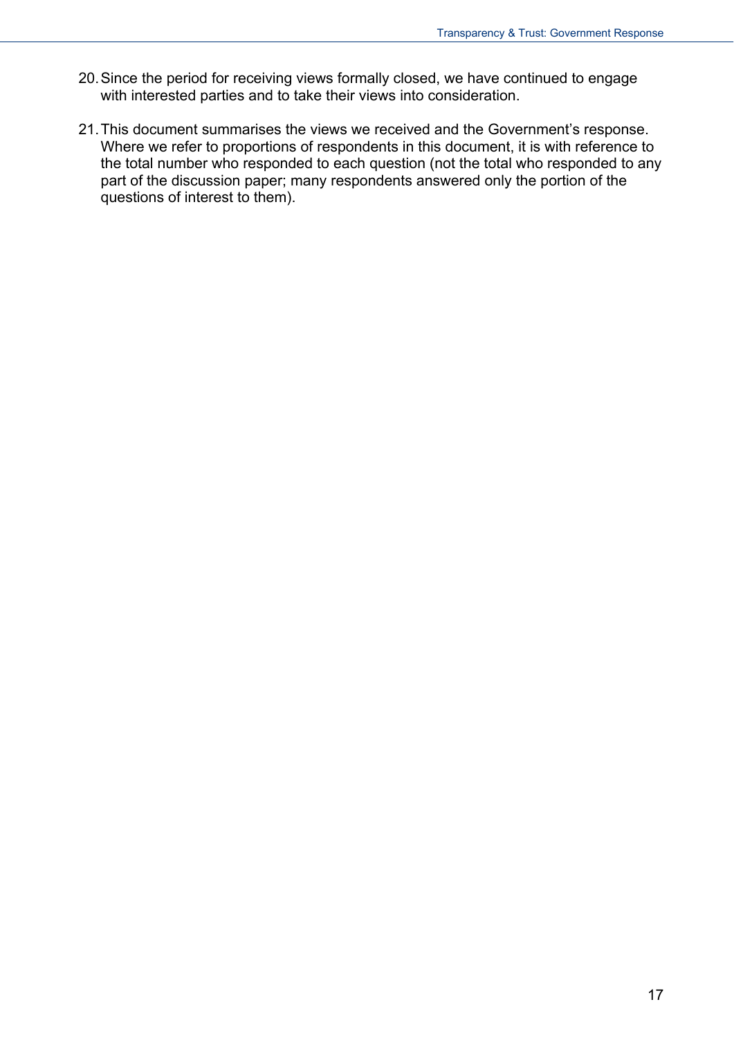20. Since the period for receiving views formally closed, we have continued to engage with interested parties and to take their views into consideration.

21. This document summarises the views we received and the Government's response. Where we refer to proportions of respondents in this document, it is with reference to the total number who responded to each question (not the total who responded to any part of the discussion paper; many respondents answered only the portion of the questions of interest to them).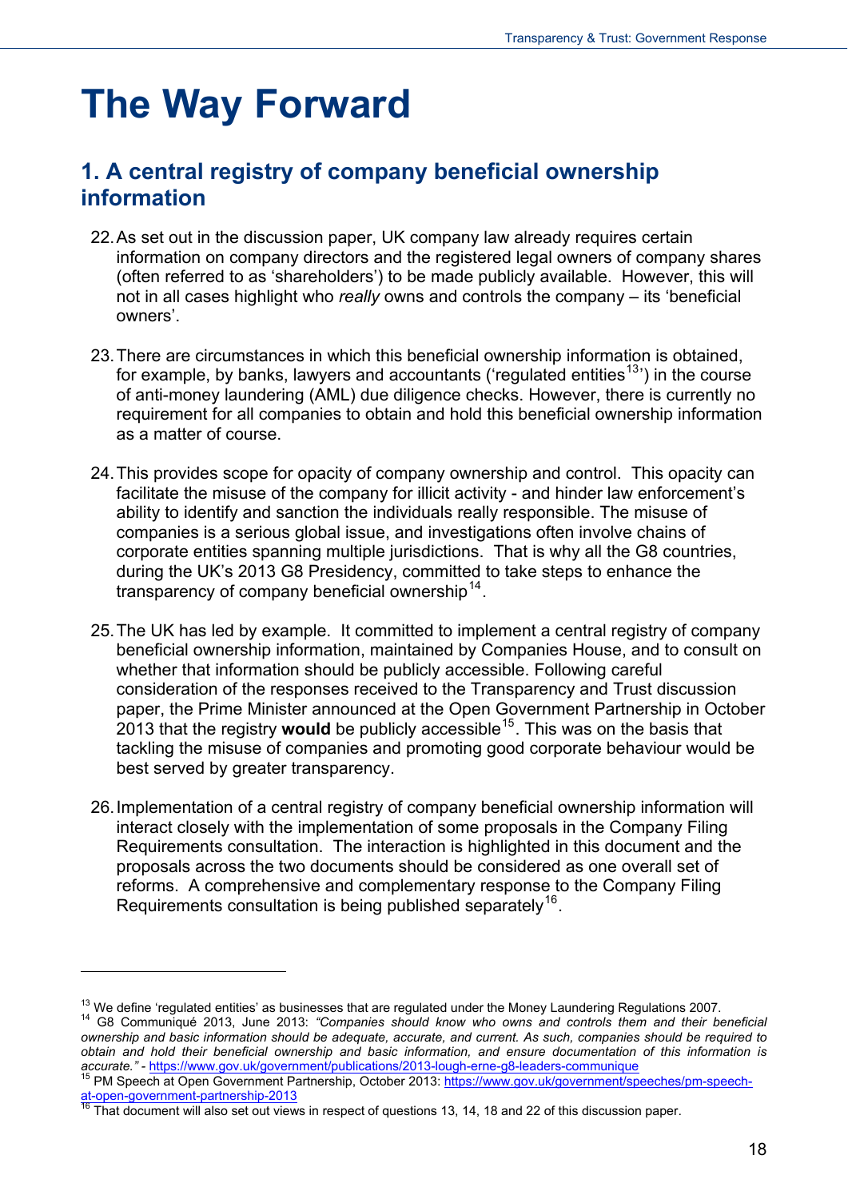# The Way Forward

## 1. A central registry of company beneficial ownership information

22. As set out in the discussion paper, UK company law already requires certain information on company directors and the registered legal owners of company shares (often referred to as 'shareholders') to be made publicly available. However, this will not in all cases highlight who *really* owns and controls the company – its 'beneficial owners'.

23. There are circumstances in which this beneficial ownership information is obtained, for example, by banks, lawyers and accountants ('regulated entities[13]') in the course of anti-money laundering (AML) due diligence checks. However, there is currently no requirement for all companies to obtain and hold this beneficial ownership information as a matter of course.

24. This provides scope for opacity of company ownership and control. This opacity can facilitate the misuse of the company for illicit activity - and hinder law enforcement's ability to identify and sanction the individuals really responsible. The misuse of companies is a serious global issue, and investigations often involve chains of corporate entities spanning multiple jurisdictions. That is why all the G8 countries, during the UK's 2013 G8 Presidency, committed to take steps to enhance the transparency of company beneficial ownership[14].

25. The UK has led by example. It committed to implement a central registry of company beneficial ownership information, maintained by Companies House, and to consult on whether that information should be publicly accessible. Following careful consideration of the responses received to the Transparency and Trust discussion paper, the Prime Minister announced at the Open Government Partnership in October 2013 that the registry **would** be publicly accessible[15]. This was on the basis that tackling the misuse of companies and promoting good corporate behaviour would be best served by greater transparency.

26. Implementation of a central registry of company beneficial ownership information will interact closely with the implementation of some proposals in the Company Filing Requirements consultation. The interaction is highlighted in this document and the proposals across the two documents should be considered as one overall set of reforms. A comprehensive and complementary response to the Company Filing Requirements consultation is being published separately[16].

---

[13] We define 'regulated entities' as businesses that are regulated under the Money Laundering Regulations 2007.

[14] G8 Communiqué 2013, June 2013: *"Companies should know who owns and controls them and their beneficial ownership and basic information should be adequate, accurate, and current. As such, companies should be required to obtain and hold their beneficial ownership and basic information, and ensure documentation of this information is accurate."* - https://www.gov.uk/government/publications/2013-lough-erne-g8-leaders-communique

[15] PM Speech at Open Government Partnership, October 2013: https://www.gov.uk/government/speeches/pm-speech-at-open-government-partnership-2013

[16] That document will also set out views in respect of questions 13, 14, 18 and 22 of this discussion paper.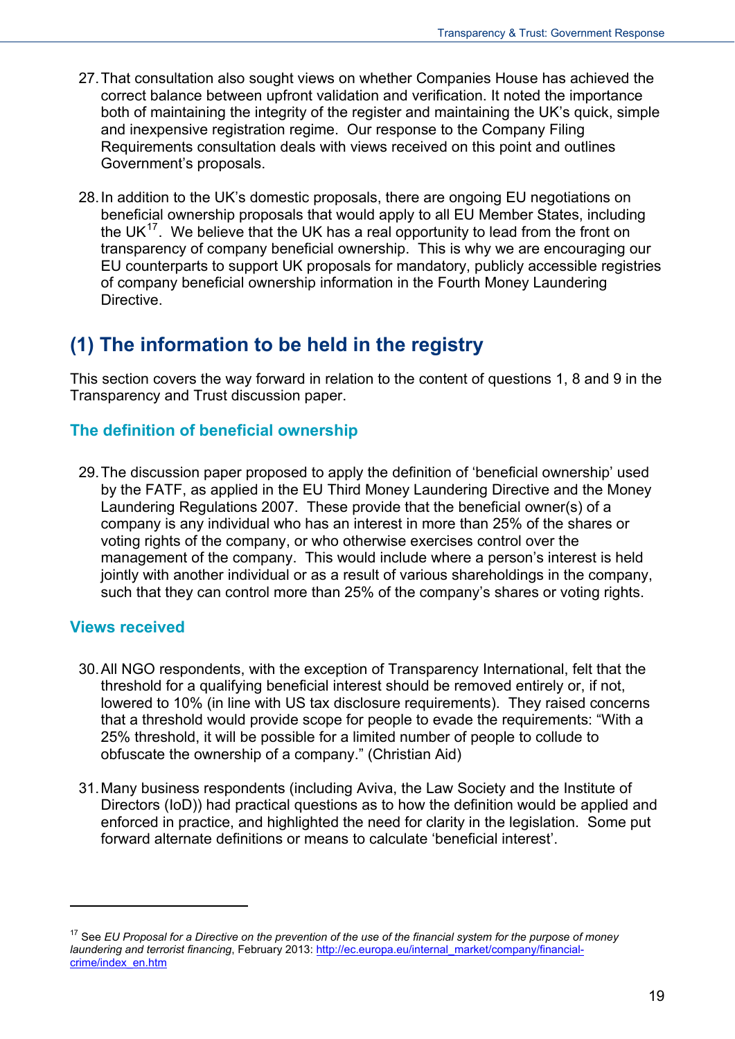27. That consultation also sought views on whether Companies House has achieved the correct balance between upfront validation and verification. It noted the importance both of maintaining the integrity of the register and maintaining the UK's quick, simple and inexpensive registration regime. Our response to the Company Filing Requirements consultation deals with views received on this point and outlines Government's proposals.

28. In addition to the UK's domestic proposals, there are ongoing EU negotiations on beneficial ownership proposals that would apply to all EU Member States, including the UK[17]. We believe that the UK has a real opportunity to lead from the front on transparency of company beneficial ownership. This is why we are encouraging our EU counterparts to support UK proposals for mandatory, publicly accessible registries of company beneficial ownership information in the Fourth Money Laundering Directive.

## (1) The information to be held in the registry

This section covers the way forward in relation to the content of questions 1, 8 and 9 in the Transparency and Trust discussion paper.

### The definition of beneficial ownership

29. The discussion paper proposed to apply the definition of 'beneficial ownership' used by the FATF, as applied in the EU Third Money Laundering Directive and the Money Laundering Regulations 2007. These provide that the beneficial owner(s) of a company is any individual who has an interest in more than 25% of the shares or voting rights of the company, or who otherwise exercises control over the management of the company. This would include where a person's interest is held jointly with another individual or as a result of various shareholdings in the company, such that they can control more than 25% of the company's shares or voting rights.

### Views received

30. All NGO respondents, with the exception of Transparency International, felt that the threshold for a qualifying beneficial interest should be removed entirely or, if not, lowered to 10% (in line with US tax disclosure requirements). They raised concerns that a threshold would provide scope for people to evade the requirements: "With a 25% threshold, it will be possible for a limited number of people to collude to obfuscate the ownership of a company." (Christian Aid)

31. Many business respondents (including Aviva, the Law Society and the Institute of Directors (IoD)) had practical questions as to how the definition would be applied and enforced in practice, and highlighted the need for clarity in the legislation. Some put forward alternate definitions or means to calculate 'beneficial interest'.

---

[17] See *EU Proposal for a Directive on the prevention of the use of the financial system for the purpose of money laundering and terrorist financing*, February 2013: http://ec.europa.eu/internal_market/company/financial-crime/index_en.htm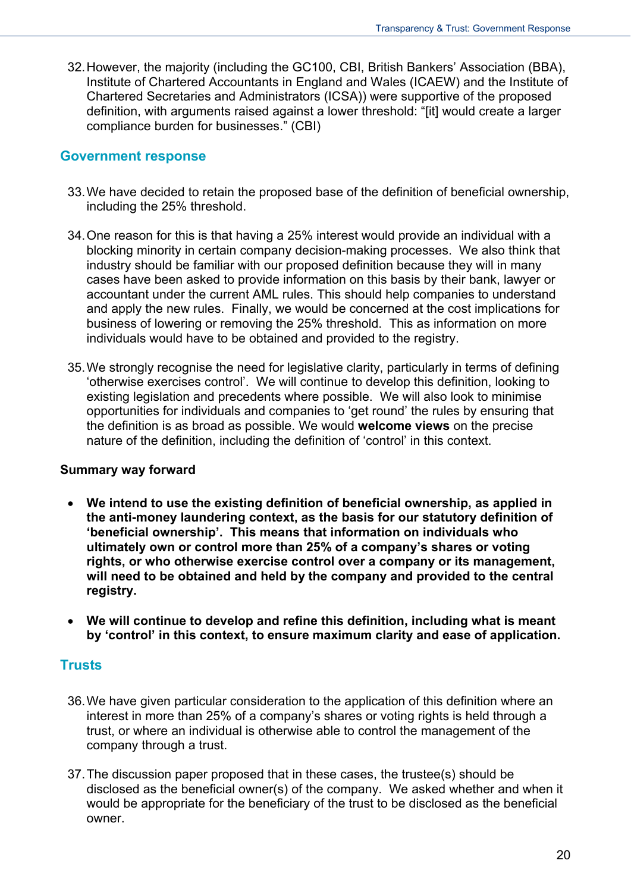32. However, the majority (including the GC100, CBI, British Bankers' Association (BBA), Institute of Chartered Accountants in England and Wales (ICAEW) and the Institute of Chartered Secretaries and Administrators (ICSA)) were supportive of the proposed definition, with arguments raised against a lower threshold: "[it] would create a larger compliance burden for businesses." (CBI)

## Government response

33. We have decided to retain the proposed base of the definition of beneficial ownership, including the 25% threshold.

34. One reason for this is that having a 25% interest would provide an individual with a blocking minority in certain company decision-making processes. We also think that industry should be familiar with our proposed definition because they will in many cases have been asked to provide information on this basis by their bank, lawyer or accountant under the current AML rules. This should help companies to understand and apply the new rules. Finally, we would be concerned at the cost implications for business of lowering or removing the 25% threshold. This as information on more individuals would have to be obtained and provided to the registry.

35. We strongly recognise the need for legislative clarity, particularly in terms of defining 'otherwise exercises control'. We will continue to develop this definition, looking to existing legislation and precedents where possible. We will also look to minimise opportunities for individuals and companies to 'get round' the rules by ensuring that the definition is as broad as possible. We would **welcome views** on the precise nature of the definition, including the definition of 'control' in this context.

**Summary way forward**

- **We intend to use the existing definition of beneficial ownership, as applied in the anti-money laundering context, as the basis for our statutory definition of 'beneficial ownership'. This means that information on individuals who ultimately own or control more than 25% of a company's shares or voting rights, or who otherwise exercise control over a company or its management, will need to be obtained and held by the company and provided to the central registry.**

- **We will continue to develop and refine this definition, including what is meant by 'control' in this context, to ensure maximum clarity and ease of application.**

## Trusts

36. We have given particular consideration to the application of this definition where an interest in more than 25% of a company's shares or voting rights is held through a trust, or where an individual is otherwise able to control the management of the company through a trust.

37. The discussion paper proposed that in these cases, the trustee(s) should be disclosed as the beneficial owner(s) of the company. We asked whether and when it would be appropriate for the beneficiary of the trust to be disclosed as the beneficial owner.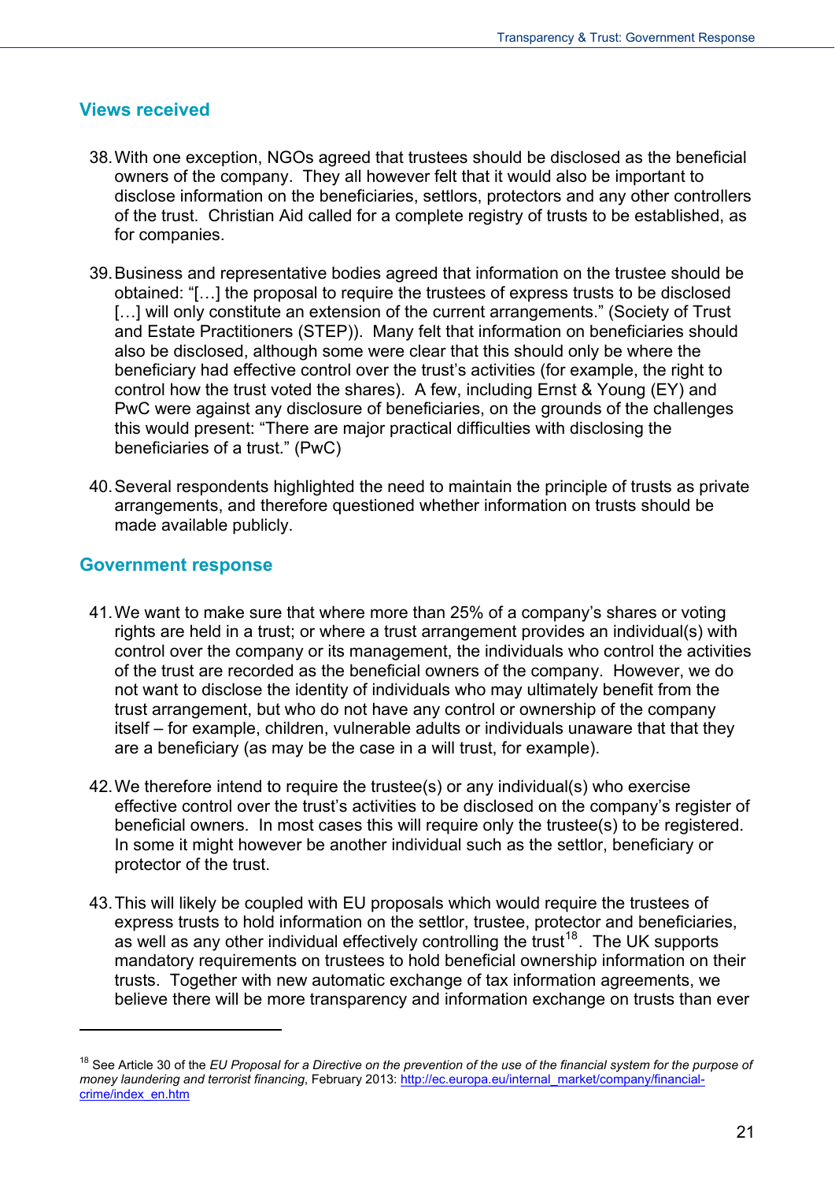## Views received

38. With one exception, NGOs agreed that trustees should be disclosed as the beneficial owners of the company. They all however felt that it would also be important to disclose information on the beneficiaries, settlors, protectors and any other controllers of the trust. Christian Aid called for a complete registry of trusts to be established, as for companies.

39. Business and representative bodies agreed that information on the trustee should be obtained: "[…] the proposal to require the trustees of express trusts to be disclosed […] will only constitute an extension of the current arrangements." (Society of Trust and Estate Practitioners (STEP)). Many felt that information on beneficiaries should also be disclosed, although some were clear that this should only be where the beneficiary had effective control over the trust's activities (for example, the right to control how the trust voted the shares). A few, including Ernst & Young (EY) and PwC were against any disclosure of beneficiaries, on the grounds of the challenges this would present: "There are major practical difficulties with disclosing the beneficiaries of a trust." (PwC)

40. Several respondents highlighted the need to maintain the principle of trusts as private arrangements, and therefore questioned whether information on trusts should be made available publicly.

## Government response

41. We want to make sure that where more than 25% of a company's shares or voting rights are held in a trust; or where a trust arrangement provides an individual(s) with control over the company or its management, the individuals who control the activities of the trust are recorded as the beneficial owners of the company. However, we do not want to disclose the identity of individuals who may ultimately benefit from the trust arrangement, but who do not have any control or ownership of the company itself – for example, children, vulnerable adults or individuals unaware that that they are a beneficiary (as may be the case in a will trust, for example).

42. We therefore intend to require the trustee(s) or any individual(s) who exercise effective control over the trust's activities to be disclosed on the company's register of beneficial owners. In most cases this will require only the trustee(s) to be registered. In some it might however be another individual such as the settlor, beneficiary or protector of the trust.

43. This will likely be coupled with EU proposals which would require the trustees of express trusts to hold information on the settlor, trustee, protector and beneficiaries, as well as any other individual effectively controlling the trust[18]. The UK supports mandatory requirements on trustees to hold beneficial ownership information on their trusts. Together with new automatic exchange of tax information agreements, we believe there will be more transparency and information exchange on trusts than ever

---

[18] See Article 30 of the *EU Proposal for a Directive on the prevention of the use of the financial system for the purpose of money laundering and terrorist financing*, February 2013: http://ec.europa.eu/internal_market/company/financial-crime/index_en.htm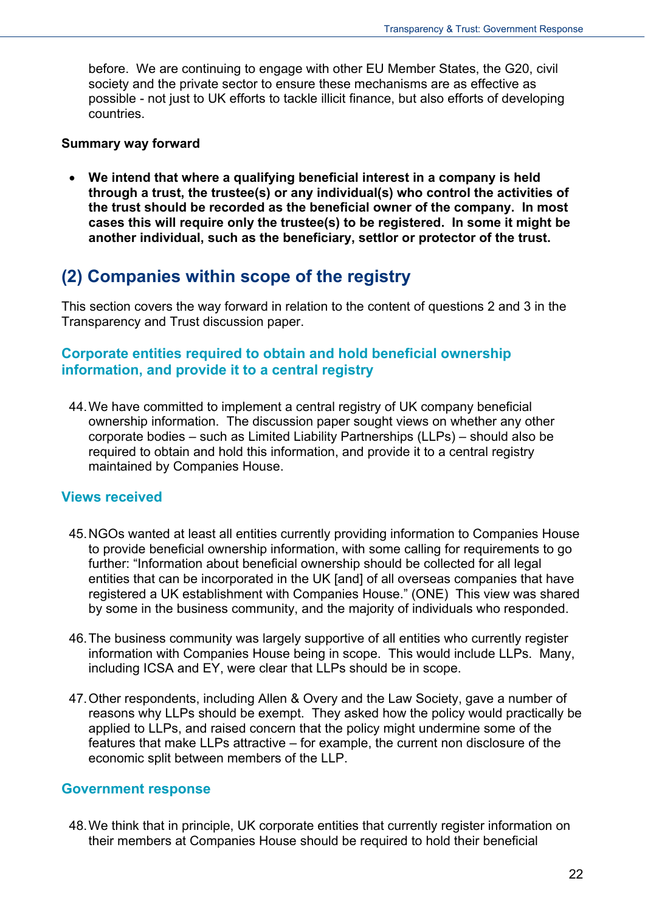before. We are continuing to engage with other EU Member States, the G20, civil society and the private sector to ensure these mechanisms are as effective as possible - not just to UK efforts to tackle illicit finance, but also efforts of developing countries.

**Summary way forward**

- **We intend that where a qualifying beneficial interest in a company is held through a trust, the trustee(s) or any individual(s) who control the activities of the trust should be recorded as the beneficial owner of the company. In most cases this will require only the trustee(s) to be registered. In some it might be another individual, such as the beneficiary, settlor or protector of the trust.**

## (2) Companies within scope of the registry

This section covers the way forward in relation to the content of questions 2 and 3 in the Transparency and Trust discussion paper.

### Corporate entities required to obtain and hold beneficial ownership information, and provide it to a central registry

44. We have committed to implement a central registry of UK company beneficial ownership information. The discussion paper sought views on whether any other corporate bodies – such as Limited Liability Partnerships (LLPs) – should also be required to obtain and hold this information, and provide it to a central registry maintained by Companies House.

### Views received

45. NGOs wanted at least all entities currently providing information to Companies House to provide beneficial ownership information, with some calling for requirements to go further: "Information about beneficial ownership should be collected for all legal entities that can be incorporated in the UK [and] of all overseas companies that have registered a UK establishment with Companies House." (ONE) This view was shared by some in the business community, and the majority of individuals who responded.

46. The business community was largely supportive of all entities who currently register information with Companies House being in scope. This would include LLPs. Many, including ICSA and EY, were clear that LLPs should be in scope.

47. Other respondents, including Allen & Overy and the Law Society, gave a number of reasons why LLPs should be exempt. They asked how the policy would practically be applied to LLPs, and raised concern that the policy might undermine some of the features that make LLPs attractive – for example, the current non disclosure of the economic split between members of the LLP.

### Government response

48. We think that in principle, UK corporate entities that currently register information on their members at Companies House should be required to hold their beneficial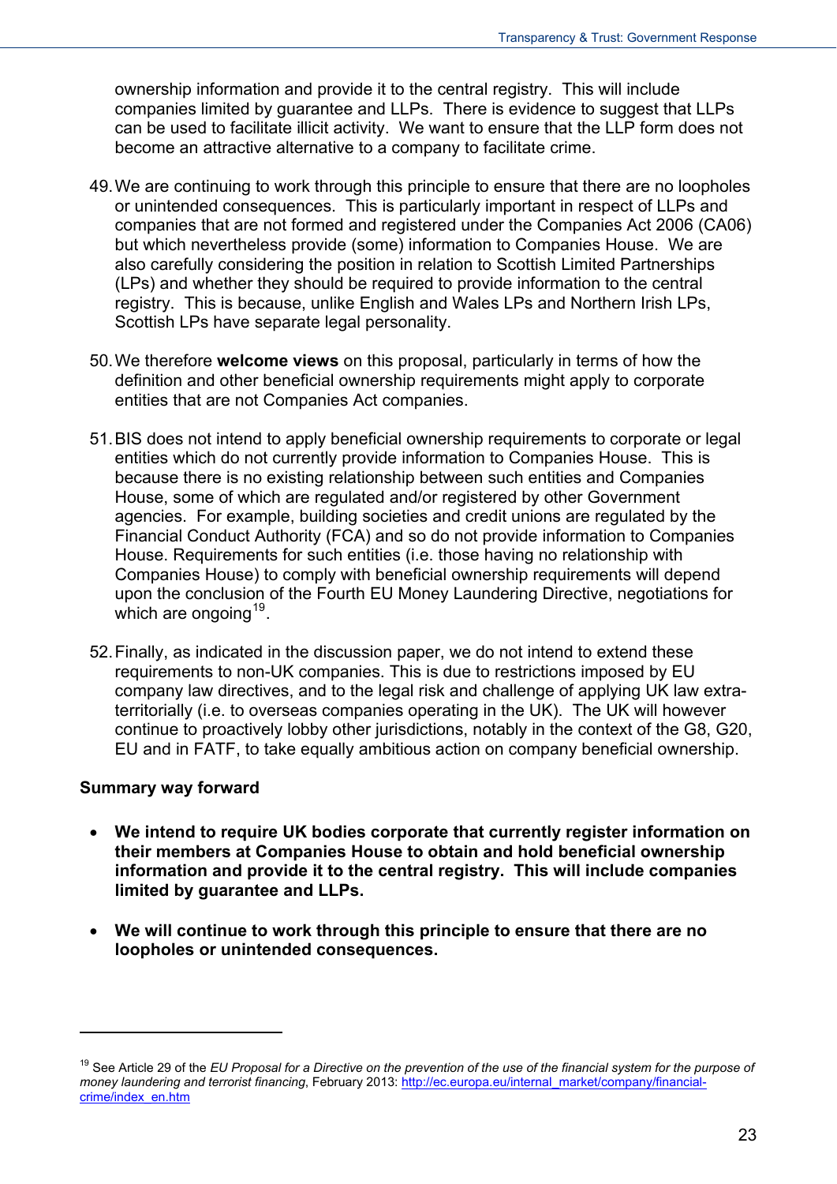ownership information and provide it to the central registry. This will include companies limited by guarantee and LLPs. There is evidence to suggest that LLPs can be used to facilitate illicit activity. We want to ensure that the LLP form does not become an attractive alternative to a company to facilitate crime.

49. We are continuing to work through this principle to ensure that there are no loopholes or unintended consequences. This is particularly important in respect of LLPs and companies that are not formed and registered under the Companies Act 2006 (CA06) but which nevertheless provide (some) information to Companies House. We are also carefully considering the position in relation to Scottish Limited Partnerships (LPs) and whether they should be required to provide information to the central registry. This is because, unlike English and Wales LPs and Northern Irish LPs, Scottish LPs have separate legal personality.

50. We therefore **welcome views** on this proposal, particularly in terms of how the definition and other beneficial ownership requirements might apply to corporate entities that are not Companies Act companies.

51. BIS does not intend to apply beneficial ownership requirements to corporate or legal entities which do not currently provide information to Companies House. This is because there is no existing relationship between such entities and Companies House, some of which are regulated and/or registered by other Government agencies. For example, building societies and credit unions are regulated by the Financial Conduct Authority (FCA) and so do not provide information to Companies House. Requirements for such entities (i.e. those having no relationship with Companies House) to comply with beneficial ownership requirements will depend upon the conclusion of the Fourth EU Money Laundering Directive, negotiations for which are ongoing[19].

52. Finally, as indicated in the discussion paper, we do not intend to extend these requirements to non-UK companies. This is due to restrictions imposed by EU company law directives, and to the legal risk and challenge of applying UK law extra-territorially (i.e. to overseas companies operating in the UK). The UK will however continue to proactively lobby other jurisdictions, notably in the context of the G8, G20, EU and in FATF, to take equally ambitious action on company beneficial ownership.

**Summary way forward**

- **We intend to require UK bodies corporate that currently register information on their members at Companies House to obtain and hold beneficial ownership information and provide it to the central registry. This will include companies limited by guarantee and LLPs.**

- **We will continue to work through this principle to ensure that there are no loopholes or unintended consequences.**

---

[19] See Article 29 of the *EU Proposal for a Directive on the prevention of the use of the financial system for the purpose of money laundering and terrorist financing*, February 2013: http://ec.europa.eu/internal_market/company/financial-crime/index_en.htm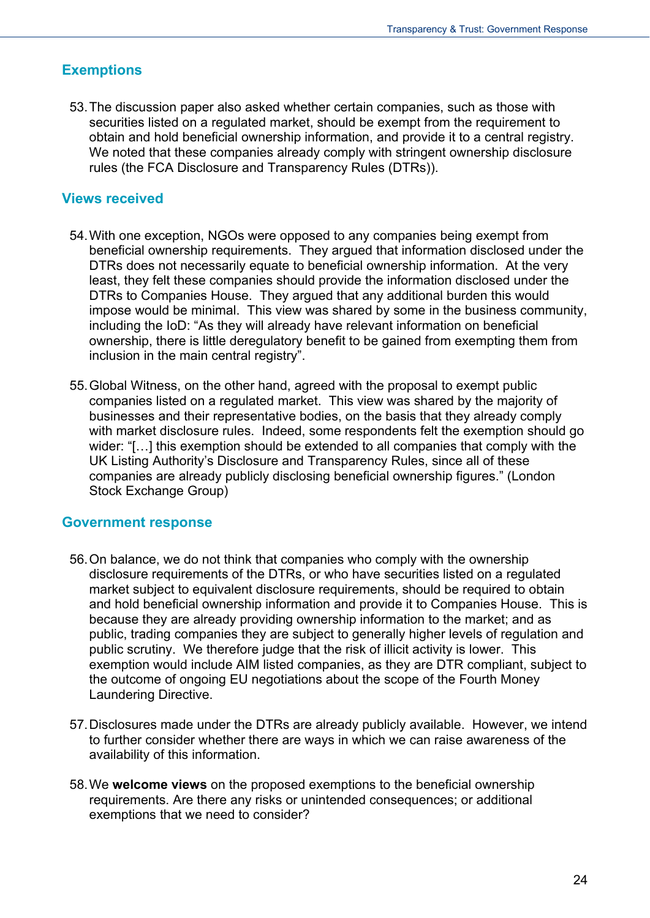## Exemptions

53. The discussion paper also asked whether certain companies, such as those with securities listed on a regulated market, should be exempt from the requirement to obtain and hold beneficial ownership information, and provide it to a central registry. We noted that these companies already comply with stringent ownership disclosure rules (the FCA Disclosure and Transparency Rules (DTRs)).

## Views received

54. With one exception, NGOs were opposed to any companies being exempt from beneficial ownership requirements. They argued that information disclosed under the DTRs does not necessarily equate to beneficial ownership information. At the very least, they felt these companies should provide the information disclosed under the DTRs to Companies House. They argued that any additional burden this would impose would be minimal. This view was shared by some in the business community, including the IoD: "As they will already have relevant information on beneficial ownership, there is little deregulatory benefit to be gained from exempting them from inclusion in the main central registry".

55. Global Witness, on the other hand, agreed with the proposal to exempt public companies listed on a regulated market. This view was shared by the majority of businesses and their representative bodies, on the basis that they already comply with market disclosure rules. Indeed, some respondents felt the exemption should go wider: "[…] this exemption should be extended to all companies that comply with the UK Listing Authority's Disclosure and Transparency Rules, since all of these companies are already publicly disclosing beneficial ownership figures." (London Stock Exchange Group)

## Government response

56. On balance, we do not think that companies who comply with the ownership disclosure requirements of the DTRs, or who have securities listed on a regulated market subject to equivalent disclosure requirements, should be required to obtain and hold beneficial ownership information and provide it to Companies House. This is because they are already providing ownership information to the market; and as public, trading companies they are subject to generally higher levels of regulation and public scrutiny. We therefore judge that the risk of illicit activity is lower. This exemption would include AIM listed companies, as they are DTR compliant, subject to the outcome of ongoing EU negotiations about the scope of the Fourth Money Laundering Directive.

57. Disclosures made under the DTRs are already publicly available. However, we intend to further consider whether there are ways in which we can raise awareness of the availability of this information.

58. We **welcome views** on the proposed exemptions to the beneficial ownership requirements. Are there any risks or unintended consequences; or additional exemptions that we need to consider?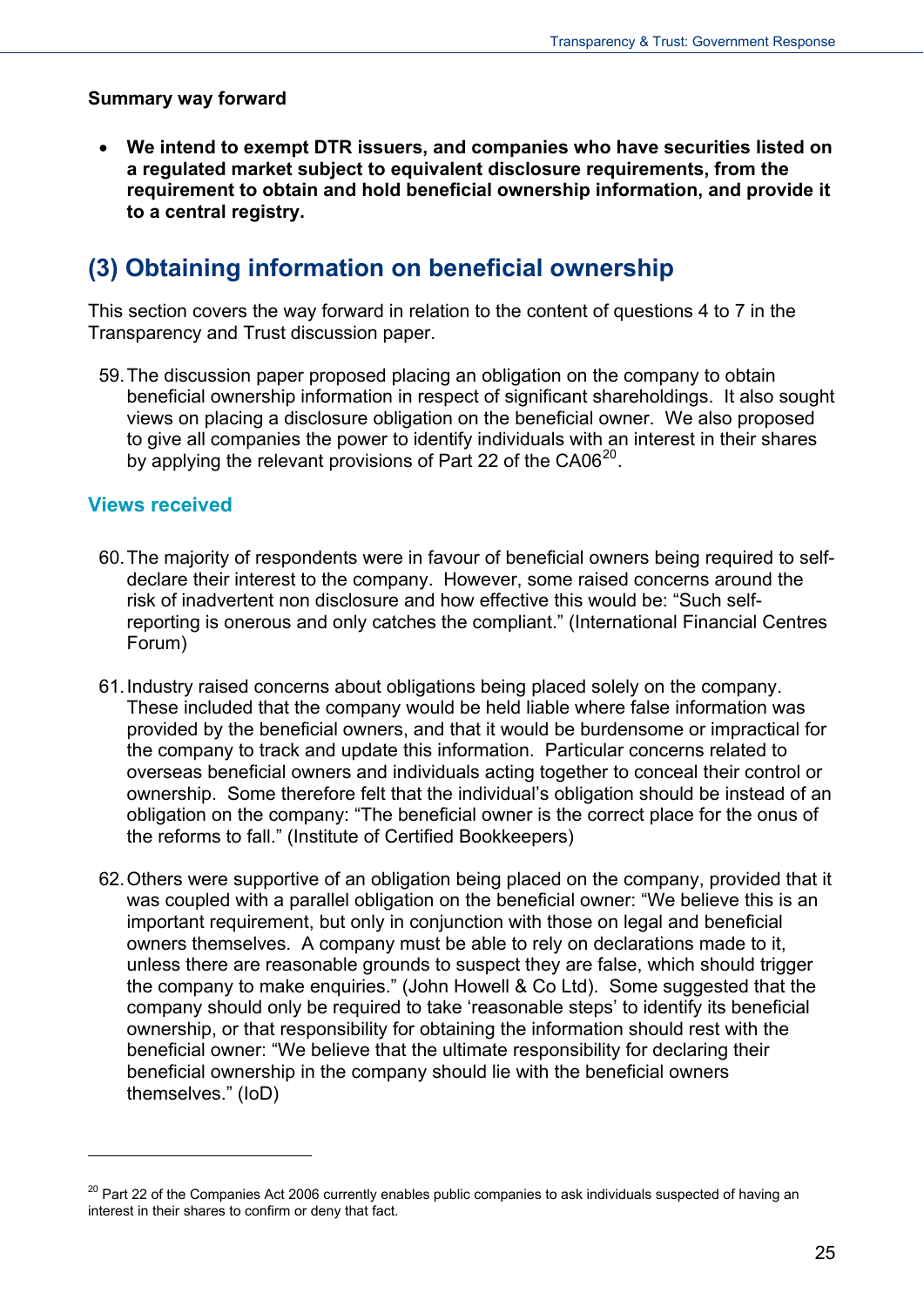**Summary way forward**

- **We intend to exempt DTR issuers, and companies who have securities listed on a regulated market subject to equivalent disclosure requirements, from the requirement to obtain and hold beneficial ownership information, and provide it to a central registry.**

## (3) Obtaining information on beneficial ownership

This section covers the way forward in relation to the content of questions 4 to 7 in the Transparency and Trust discussion paper.

59. The discussion paper proposed placing an obligation on the company to obtain beneficial ownership information in respect of significant shareholdings. It also sought views on placing a disclosure obligation on the beneficial owner. We also proposed to give all companies the power to identify individuals with an interest in their shares by applying the relevant provisions of Part 22 of the CA06[20].

### Views received

60. The majority of respondents were in favour of beneficial owners being required to self-declare their interest to the company. However, some raised concerns around the risk of inadvertent non disclosure and how effective this would be: "Such self-reporting is onerous and only catches the compliant." (International Financial Centres Forum)

61. Industry raised concerns about obligations being placed solely on the company. These included that the company would be held liable where false information was provided by the beneficial owners, and that it would be burdensome or impractical for the company to track and update this information. Particular concerns related to overseas beneficial owners and individuals acting together to conceal their control or ownership. Some therefore felt that the individual's obligation should be instead of an obligation on the company: "The beneficial owner is the correct place for the onus of the reforms to fall." (Institute of Certified Bookkeepers)

62. Others were supportive of an obligation being placed on the company, provided that it was coupled with a parallel obligation on the beneficial owner: "We believe this is an important requirement, but only in conjunction with those on legal and beneficial owners themselves. A company must be able to rely on declarations made to it, unless there are reasonable grounds to suspect they are false, which should trigger the company to make enquiries." (John Howell & Co Ltd). Some suggested that the company should only be required to take 'reasonable steps' to identify its beneficial ownership, or that responsibility for obtaining the information should rest with the beneficial owner: "We believe that the ultimate responsibility for declaring their beneficial ownership in the company should lie with the beneficial owners themselves." (IoD)

---

[20] Part 22 of the Companies Act 2006 currently enables public companies to ask individuals suspected of having an interest in their shares to confirm or deny that fact.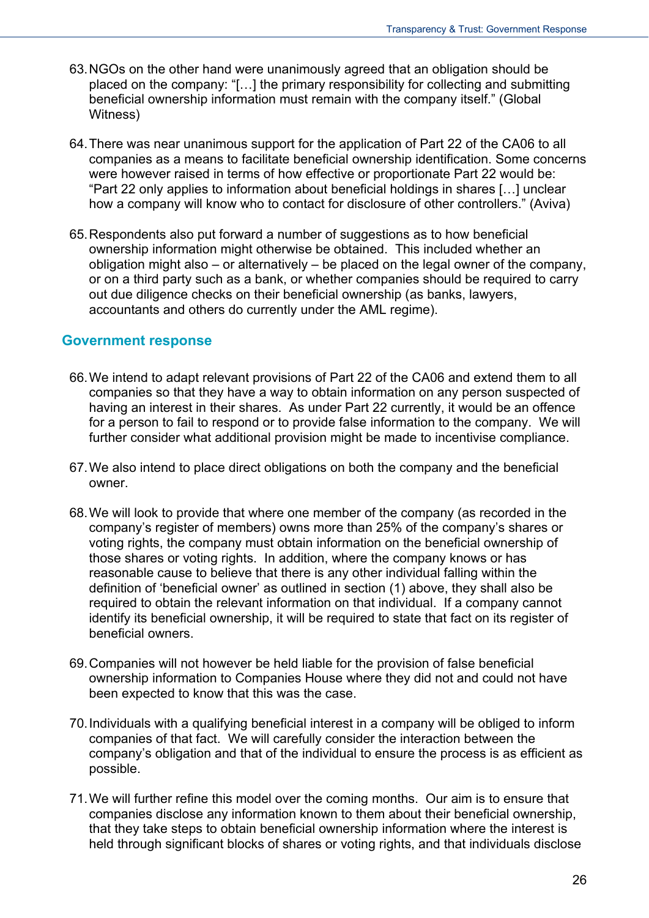63. NGOs on the other hand were unanimously agreed that an obligation should be placed on the company: "[…] the primary responsibility for collecting and submitting beneficial ownership information must remain with the company itself." (Global Witness)

64. There was near unanimous support for the application of Part 22 of the CA06 to all companies as a means to facilitate beneficial ownership identification. Some concerns were however raised in terms of how effective or proportionate Part 22 would be: "Part 22 only applies to information about beneficial holdings in shares […] unclear how a company will know who to contact for disclosure of other controllers." (Aviva)

65. Respondents also put forward a number of suggestions as to how beneficial ownership information might otherwise be obtained. This included whether an obligation might also – or alternatively – be placed on the legal owner of the company, or on a third party such as a bank, or whether companies should be required to carry out due diligence checks on their beneficial ownership (as banks, lawyers, accountants and others do currently under the AML regime).

## Government response

66. We intend to adapt relevant provisions of Part 22 of the CA06 and extend them to all companies so that they have a way to obtain information on any person suspected of having an interest in their shares. As under Part 22 currently, it would be an offence for a person to fail to respond or to provide false information to the company. We will further consider what additional provision might be made to incentivise compliance.

67. We also intend to place direct obligations on both the company and the beneficial owner.

68. We will look to provide that where one member of the company (as recorded in the company's register of members) owns more than 25% of the company's shares or voting rights, the company must obtain information on the beneficial ownership of those shares or voting rights. In addition, where the company knows or has reasonable cause to believe that there is any other individual falling within the definition of 'beneficial owner' as outlined in section (1) above, they shall also be required to obtain the relevant information on that individual. If a company cannot identify its beneficial ownership, it will be required to state that fact on its register of beneficial owners.

69. Companies will not however be held liable for the provision of false beneficial ownership information to Companies House where they did not and could not have been expected to know that this was the case.

70. Individuals with a qualifying beneficial interest in a company will be obliged to inform companies of that fact. We will carefully consider the interaction between the company's obligation and that of the individual to ensure the process is as efficient as possible.

71. We will further refine this model over the coming months. Our aim is to ensure that companies disclose any information known to them about their beneficial ownership, that they take steps to obtain beneficial ownership information where the interest is held through significant blocks of shares or voting rights, and that individuals disclose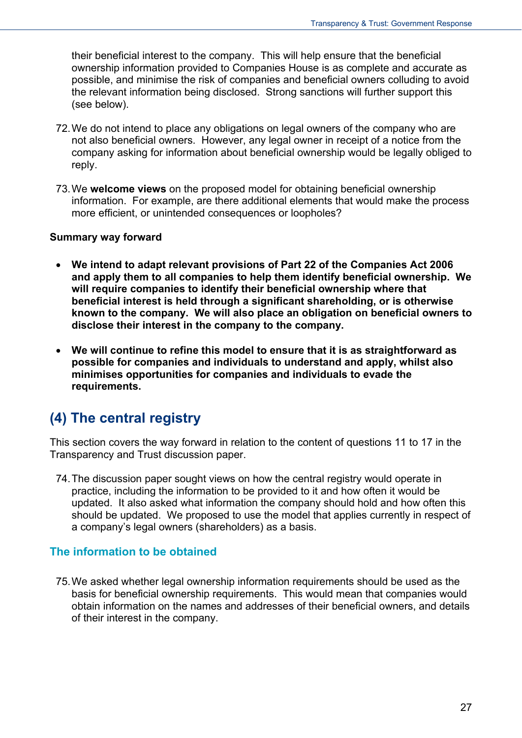their beneficial interest to the company. This will help ensure that the beneficial ownership information provided to Companies House is as complete and accurate as possible, and minimise the risk of companies and beneficial owners colluding to avoid the relevant information being disclosed. Strong sanctions will further support this (see below).

72. We do not intend to place any obligations on legal owners of the company who are not also beneficial owners. However, any legal owner in receipt of a notice from the company asking for information about beneficial ownership would be legally obliged to reply.

73. We **welcome views** on the proposed model for obtaining beneficial ownership information. For example, are there additional elements that would make the process more efficient, or unintended consequences or loopholes?

**Summary way forward**

- **We intend to adapt relevant provisions of Part 22 of the Companies Act 2006 and apply them to all companies to help them identify beneficial ownership. We will require companies to identify their beneficial ownership where that beneficial interest is held through a significant shareholding, or is otherwise known to the company. We will also place an obligation on beneficial owners to disclose their interest in the company to the company.**

- **We will continue to refine this model to ensure that it is as straightforward as possible for companies and individuals to understand and apply, whilst also minimises opportunities for companies and individuals to evade the requirements.**

## (4) The central registry

This section covers the way forward in relation to the content of questions 11 to 17 in the Transparency and Trust discussion paper.

74. The discussion paper sought views on how the central registry would operate in practice, including the information to be provided to it and how often it would be updated. It also asked what information the company should hold and how often this should be updated. We proposed to use the model that applies currently in respect of a company's legal owners (shareholders) as a basis.

### The information to be obtained

75. We asked whether legal ownership information requirements should be used as the basis for beneficial ownership requirements. This would mean that companies would obtain information on the names and addresses of their beneficial owners, and details of their interest in the company.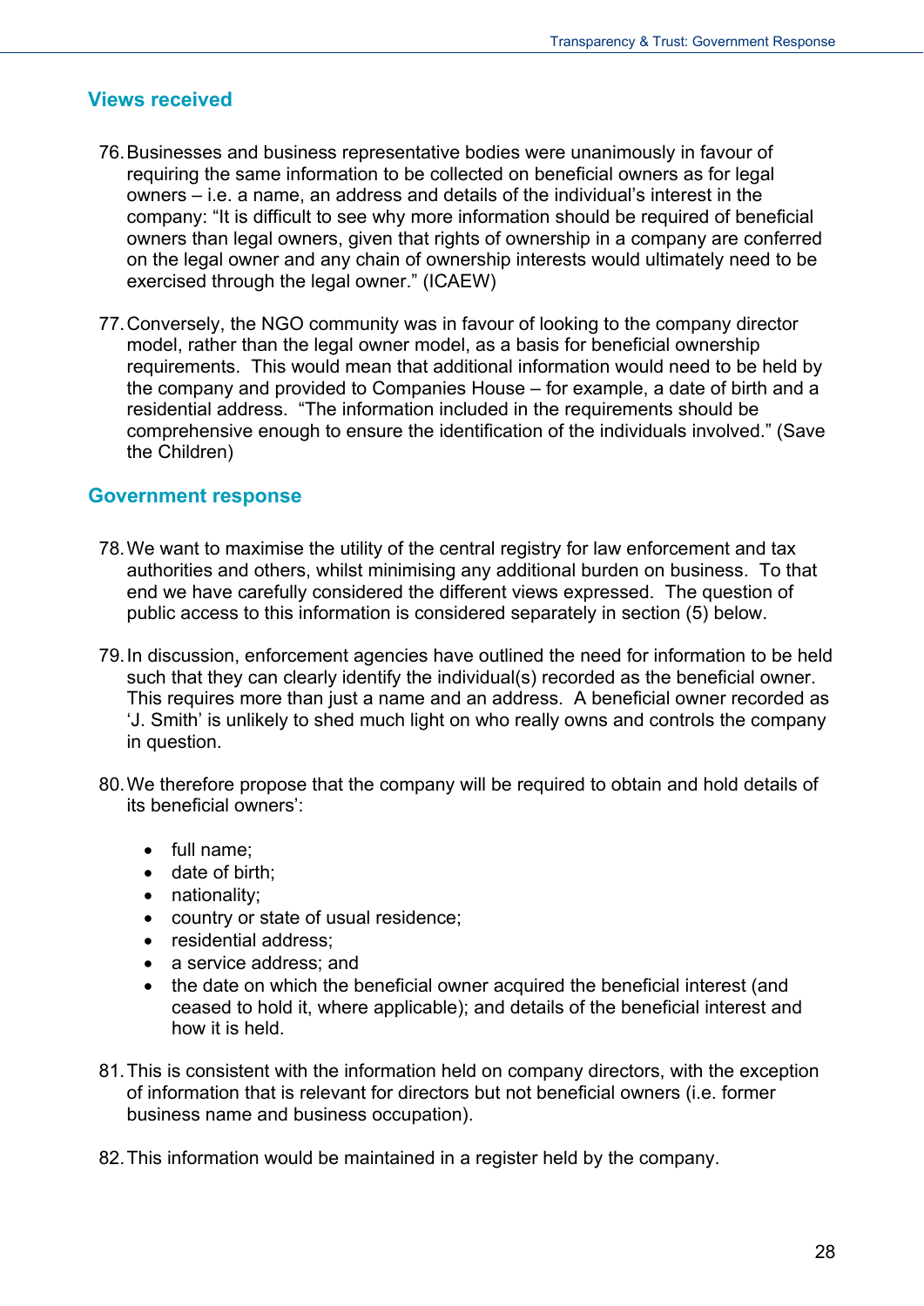## Views received

76. Businesses and business representative bodies were unanimously in favour of requiring the same information to be collected on beneficial owners as for legal owners – i.e. a name, an address and details of the individual's interest in the company: "It is difficult to see why more information should be required of beneficial owners than legal owners, given that rights of ownership in a company are conferred on the legal owner and any chain of ownership interests would ultimately need to be exercised through the legal owner." (ICAEW)

77. Conversely, the NGO community was in favour of looking to the company director model, rather than the legal owner model, as a basis for beneficial ownership requirements. This would mean that additional information would need to be held by the company and provided to Companies House – for example, a date of birth and a residential address. "The information included in the requirements should be comprehensive enough to ensure the identification of the individuals involved." (Save the Children)

## Government response

78. We want to maximise the utility of the central registry for law enforcement and tax authorities and others, whilst minimising any additional burden on business. To that end we have carefully considered the different views expressed. The question of public access to this information is considered separately in section (5) below.

79. In discussion, enforcement agencies have outlined the need for information to be held such that they can clearly identify the individual(s) recorded as the beneficial owner. This requires more than just a name and an address. A beneficial owner recorded as 'J. Smith' is unlikely to shed much light on who really owns and controls the company in question.

80. We therefore propose that the company will be required to obtain and hold details of its beneficial owners':

    - full name;
    - date of birth;
    - nationality;
    - country or state of usual residence;
    - residential address;
    - a service address; and
    - the date on which the beneficial owner acquired the beneficial interest (and ceased to hold it, where applicable); and details of the beneficial interest and how it is held.

81. This is consistent with the information held on company directors, with the exception of information that is relevant for directors but not beneficial owners (i.e. former business name and business occupation).

82. This information would be maintained in a register held by the company.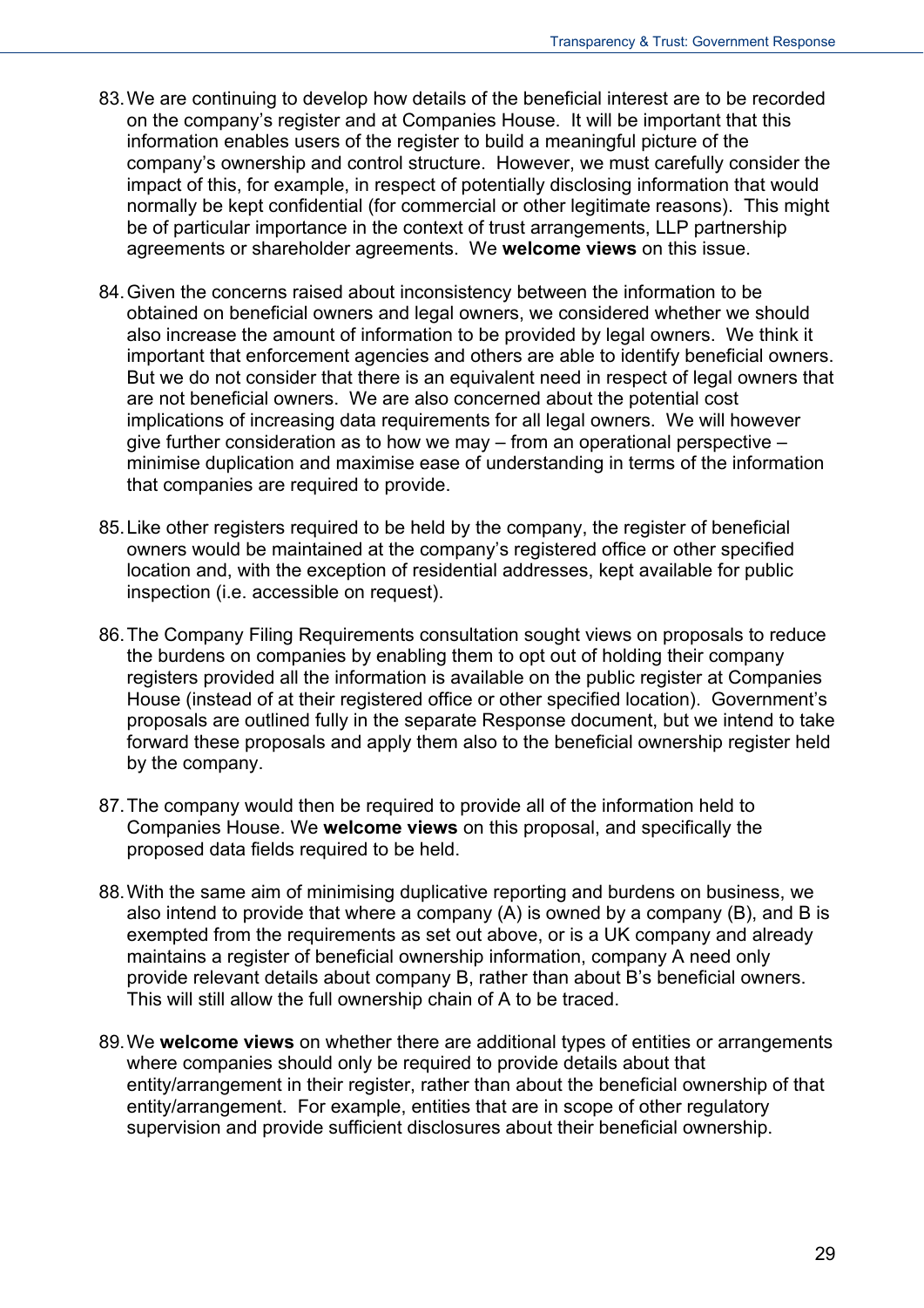83. We are continuing to develop how details of the beneficial interest are to be recorded on the company's register and at Companies House. It will be important that this information enables users of the register to build a meaningful picture of the company's ownership and control structure. However, we must carefully consider the impact of this, for example, in respect of potentially disclosing information that would normally be kept confidential (for commercial or other legitimate reasons). This might be of particular importance in the context of trust arrangements, LLP partnership agreements or shareholder agreements. We **welcome views** on this issue.

84. Given the concerns raised about inconsistency between the information to be obtained on beneficial owners and legal owners, we considered whether we should also increase the amount of information to be provided by legal owners. We think it important that enforcement agencies and others are able to identify beneficial owners. But we do not consider that there is an equivalent need in respect of legal owners that are not beneficial owners. We are also concerned about the potential cost implications of increasing data requirements for all legal owners. We will however give further consideration as to how we may – from an operational perspective – minimise duplication and maximise ease of understanding in terms of the information that companies are required to provide.

85. Like other registers required to be held by the company, the register of beneficial owners would be maintained at the company's registered office or other specified location and, with the exception of residential addresses, kept available for public inspection (i.e. accessible on request).

86. The Company Filing Requirements consultation sought views on proposals to reduce the burdens on companies by enabling them to opt out of holding their company registers provided all the information is available on the public register at Companies House (instead of at their registered office or other specified location). Government's proposals are outlined fully in the separate Response document, but we intend to take forward these proposals and apply them also to the beneficial ownership register held by the company.

87. The company would then be required to provide all of the information held to Companies House. We **welcome views** on this proposal, and specifically the proposed data fields required to be held.

88. With the same aim of minimising duplicative reporting and burdens on business, we also intend to provide that where a company (A) is owned by a company (B), and B is exempted from the requirements as set out above, or is a UK company and already maintains a register of beneficial ownership information, company A need only provide relevant details about company B, rather than about B's beneficial owners. This will still allow the full ownership chain of A to be traced.

89. We **welcome views** on whether there are additional types of entities or arrangements where companies should only be required to provide details about that entity/arrangement in their register, rather than about the beneficial ownership of that entity/arrangement. For example, entities that are in scope of other regulatory supervision and provide sufficient disclosures about their beneficial ownership.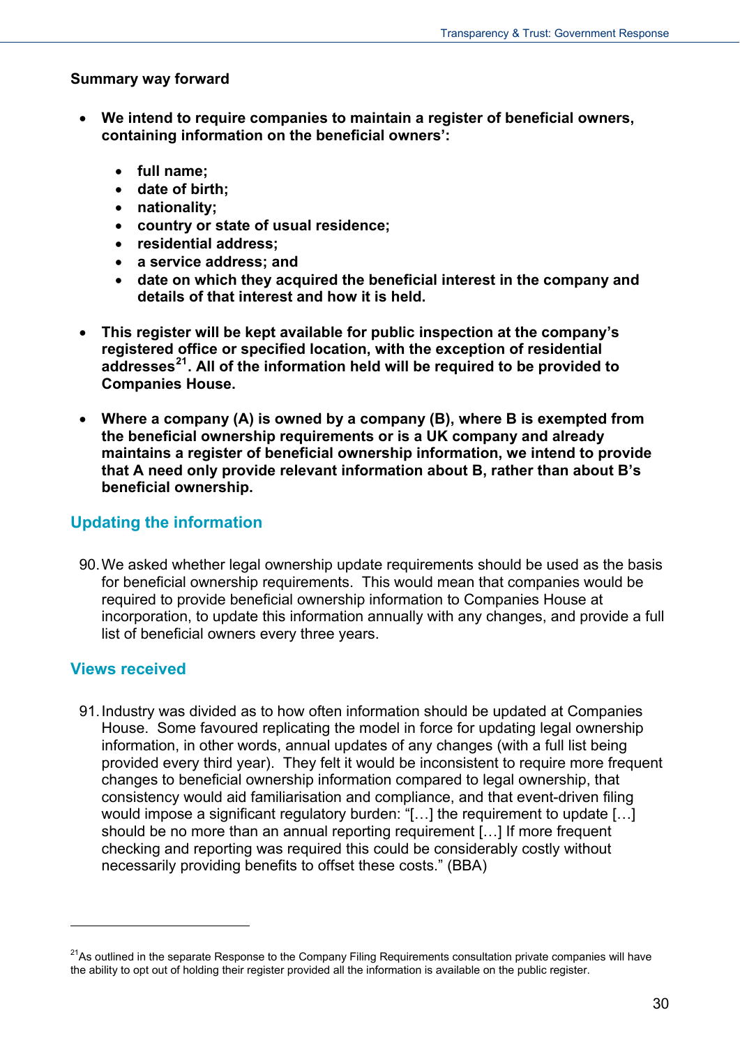**Summary way forward**

- **We intend to require companies to maintain a register of beneficial owners, containing information on the beneficial owners':**
  - **full name;**
  - **date of birth;**
  - **nationality;**
  - **country or state of usual residence;**
  - **residential address;**
  - **a service address; and**
  - **date on which they acquired the beneficial interest in the company and details of that interest and how it is held.**

- **This register will be kept available for public inspection at the company's registered office or specified location, with the exception of residential addresses[21]. All of the information held will be required to be provided to Companies House.**

- **Where a company (A) is owned by a company (B), where B is exempted from the beneficial ownership requirements or is a UK company and already maintains a register of beneficial ownership information, we intend to provide that A need only provide relevant information about B, rather than about B's beneficial ownership.**

## Updating the information

90. We asked whether legal ownership update requirements should be used as the basis for beneficial ownership requirements. This would mean that companies would be required to provide beneficial ownership information to Companies House at incorporation, to update this information annually with any changes, and provide a full list of beneficial owners every three years.

## Views received

91. Industry was divided as to how often information should be updated at Companies House. Some favoured replicating the model in force for updating legal ownership information, in other words, annual updates of any changes (with a full list being provided every third year). They felt it would be inconsistent to require more frequent changes to beneficial ownership information compared to legal ownership, that consistency would aid familiarisation and compliance, and that event-driven filing would impose a significant regulatory burden: "[…] the requirement to update […] should be no more than an annual reporting requirement […] If more frequent checking and reporting was required this could be considerably costly without necessarily providing benefits to offset these costs." (BBA)

---

[21] As outlined in the separate Response to the Company Filing Requirements consultation private companies will have the ability to opt out of holding their register provided all the information is available on the public register.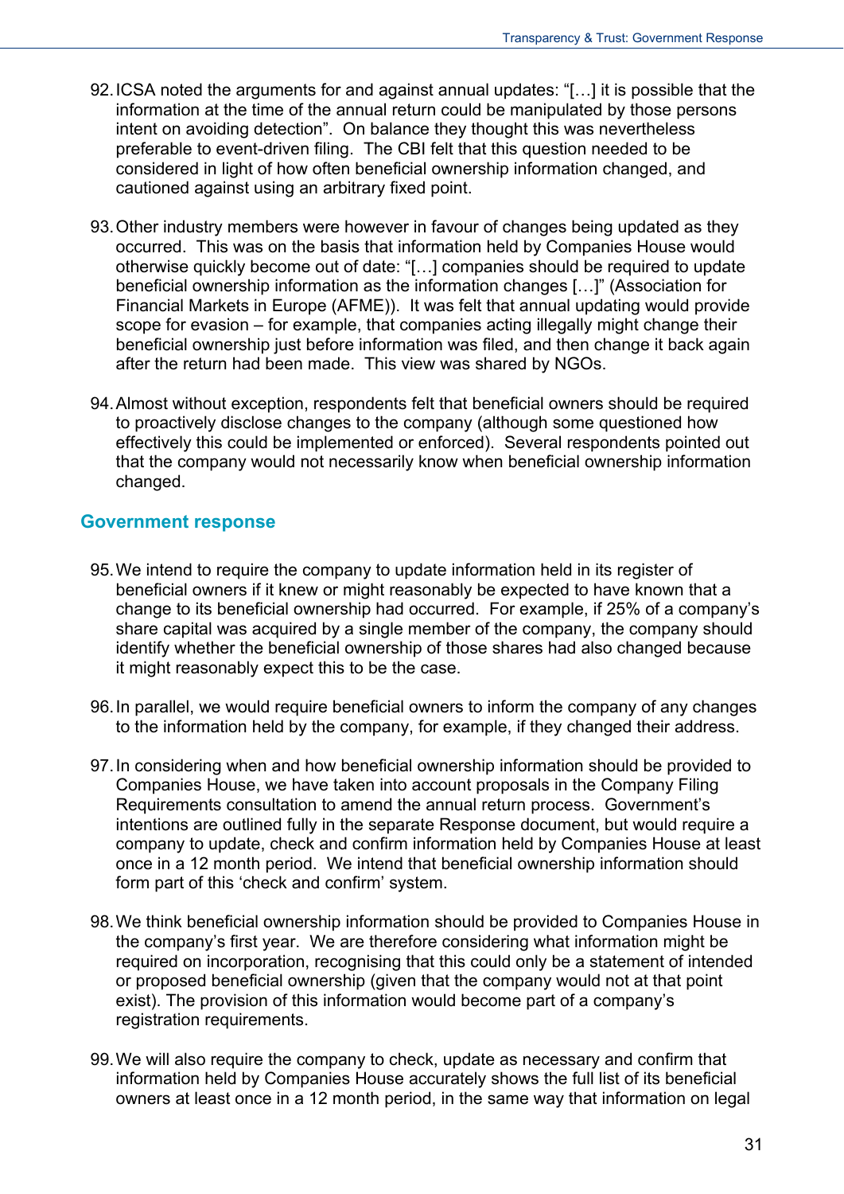92. ICSA noted the arguments for and against annual updates: "[…] it is possible that the information at the time of the annual return could be manipulated by those persons intent on avoiding detection". On balance they thought this was nevertheless preferable to event-driven filing. The CBI felt that this question needed to be considered in light of how often beneficial ownership information changed, and cautioned against using an arbitrary fixed point.

93. Other industry members were however in favour of changes being updated as they occurred. This was on the basis that information held by Companies House would otherwise quickly become out of date: "[…] companies should be required to update beneficial ownership information as the information changes […]" (Association for Financial Markets in Europe (AFME)). It was felt that annual updating would provide scope for evasion – for example, that companies acting illegally might change their beneficial ownership just before information was filed, and then change it back again after the return had been made. This view was shared by NGOs.

94. Almost without exception, respondents felt that beneficial owners should be required to proactively disclose changes to the company (although some questioned how effectively this could be implemented or enforced). Several respondents pointed out that the company would not necessarily know when beneficial ownership information changed.

## Government response

95. We intend to require the company to update information held in its register of beneficial owners if it knew or might reasonably be expected to have known that a change to its beneficial ownership had occurred. For example, if 25% of a company's share capital was acquired by a single member of the company, the company should identify whether the beneficial ownership of those shares had also changed because it might reasonably expect this to be the case.

96. In parallel, we would require beneficial owners to inform the company of any changes to the information held by the company, for example, if they changed their address.

97. In considering when and how beneficial ownership information should be provided to Companies House, we have taken into account proposals in the Company Filing Requirements consultation to amend the annual return process. Government's intentions are outlined fully in the separate Response document, but would require a company to update, check and confirm information held by Companies House at least once in a 12 month period. We intend that beneficial ownership information should form part of this 'check and confirm' system.

98. We think beneficial ownership information should be provided to Companies House in the company's first year. We are therefore considering what information might be required on incorporation, recognising that this could only be a statement of intended or proposed beneficial ownership (given that the company would not at that point exist). The provision of this information would become part of a company's registration requirements.

99. We will also require the company to check, update as necessary and confirm that information held by Companies House accurately shows the full list of its beneficial owners at least once in a 12 month period, in the same way that information on legal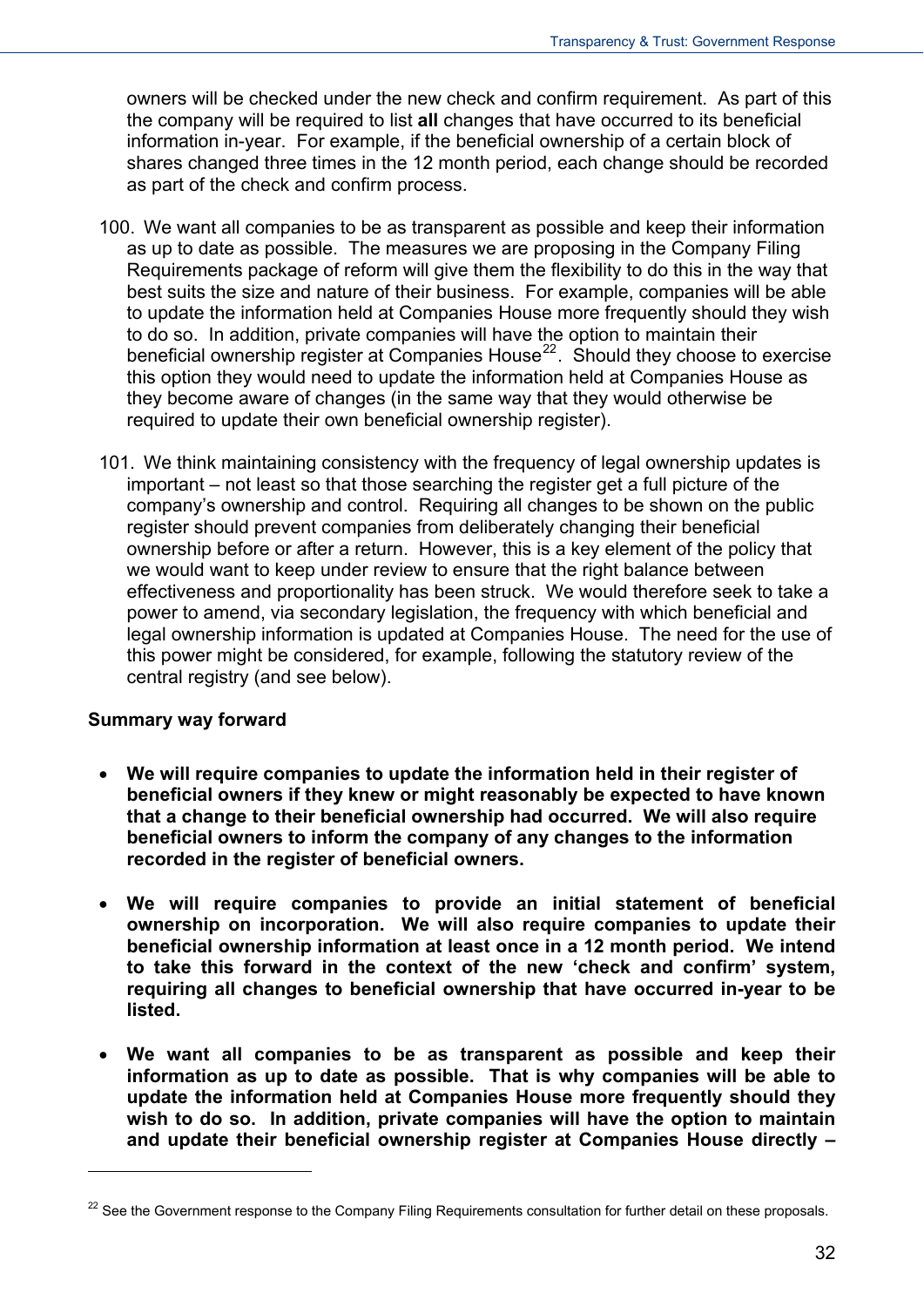owners will be checked under the new check and confirm requirement. As part of this the company will be required to list **all** changes that have occurred to its beneficial information in-year. For example, if the beneficial ownership of a certain block of shares changed three times in the 12 month period, each change should be recorded as part of the check and confirm process.

100. We want all companies to be as transparent as possible and keep their information as up to date as possible. The measures we are proposing in the Company Filing Requirements package of reform will give them the flexibility to do this in the way that best suits the size and nature of their business. For example, companies will be able to update the information held at Companies House more frequently should they wish to do so. In addition, private companies will have the option to maintain their beneficial ownership register at Companies House[22]. Should they choose to exercise this option they would need to update the information held at Companies House as they become aware of changes (in the same way that they would otherwise be required to update their own beneficial ownership register).

101. We think maintaining consistency with the frequency of legal ownership updates is important – not least so that those searching the register get a full picture of the company's ownership and control. Requiring all changes to be shown on the public register should prevent companies from deliberately changing their beneficial ownership before or after a return. However, this is a key element of the policy that we would want to keep under review to ensure that the right balance between effectiveness and proportionality has been struck. We would therefore seek to take a power to amend, via secondary legislation, the frequency with which beneficial and legal ownership information is updated at Companies House. The need for the use of this power might be considered, for example, following the statutory review of the central registry (and see below).

**Summary way forward**

- **We will require companies to update the information held in their register of beneficial owners if they knew or might reasonably be expected to have known that a change to their beneficial ownership had occurred. We will also require beneficial owners to inform the company of any changes to the information recorded in the register of beneficial owners.**

- **We will require companies to provide an initial statement of beneficial ownership on incorporation. We will also require companies to update their beneficial ownership information at least once in a 12 month period. We intend to take this forward in the context of the new 'check and confirm' system, requiring all changes to beneficial ownership that have occurred in-year to be listed.**

- **We want all companies to be as transparent as possible and keep their information as up to date as possible. That is why companies will be able to update the information held at Companies House more frequently should they wish to do so. In addition, private companies will have the option to maintain and update their beneficial ownership register at Companies House directly –**

[22] See the Government response to the Company Filing Requirements consultation for further detail on these proposals.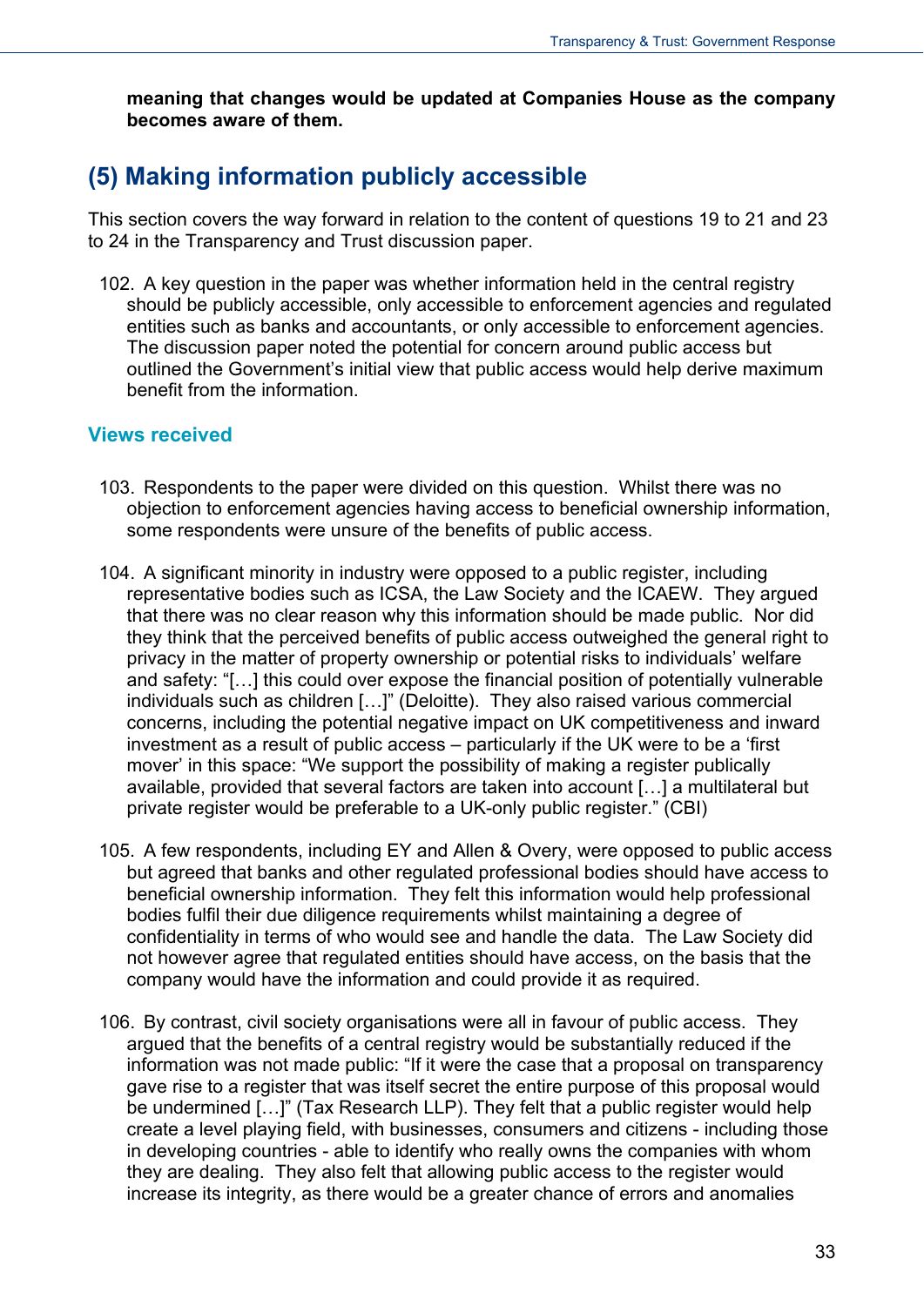**meaning that changes would be updated at Companies House as the company becomes aware of them.**

## (5) Making information publicly accessible

This section covers the way forward in relation to the content of questions 19 to 21 and 23 to 24 in the Transparency and Trust discussion paper.

102. A key question in the paper was whether information held in the central registry should be publicly accessible, only accessible to enforcement agencies and regulated entities such as banks and accountants, or only accessible to enforcement agencies. The discussion paper noted the potential for concern around public access but outlined the Government's initial view that public access would help derive maximum benefit from the information.

### Views received

103. Respondents to the paper were divided on this question. Whilst there was no objection to enforcement agencies having access to beneficial ownership information, some respondents were unsure of the benefits of public access.

104. A significant minority in industry were opposed to a public register, including representative bodies such as ICSA, the Law Society and the ICAEW. They argued that there was no clear reason why this information should be made public. Nor did they think that the perceived benefits of public access outweighed the general right to privacy in the matter of property ownership or potential risks to individuals' welfare and safety: "[…] this could over expose the financial position of potentially vulnerable individuals such as children […]" (Deloitte). They also raised various commercial concerns, including the potential negative impact on UK competitiveness and inward investment as a result of public access – particularly if the UK were to be a 'first mover' in this space: "We support the possibility of making a register publically available, provided that several factors are taken into account […] a multilateral but private register would be preferable to a UK-only public register." (CBI)

105. A few respondents, including EY and Allen & Overy, were opposed to public access but agreed that banks and other regulated professional bodies should have access to beneficial ownership information. They felt this information would help professional bodies fulfil their due diligence requirements whilst maintaining a degree of confidentiality in terms of who would see and handle the data. The Law Society did not however agree that regulated entities should have access, on the basis that the company would have the information and could provide it as required.

106. By contrast, civil society organisations were all in favour of public access. They argued that the benefits of a central registry would be substantially reduced if the information was not made public: "If it were the case that a proposal on transparency gave rise to a register that was itself secret the entire purpose of this proposal would be undermined […]" (Tax Research LLP). They felt that a public register would help create a level playing field, with businesses, consumers and citizens - including those in developing countries - able to identify who really owns the companies with whom they are dealing. They also felt that allowing public access to the register would increase its integrity, as there would be a greater chance of errors and anomalies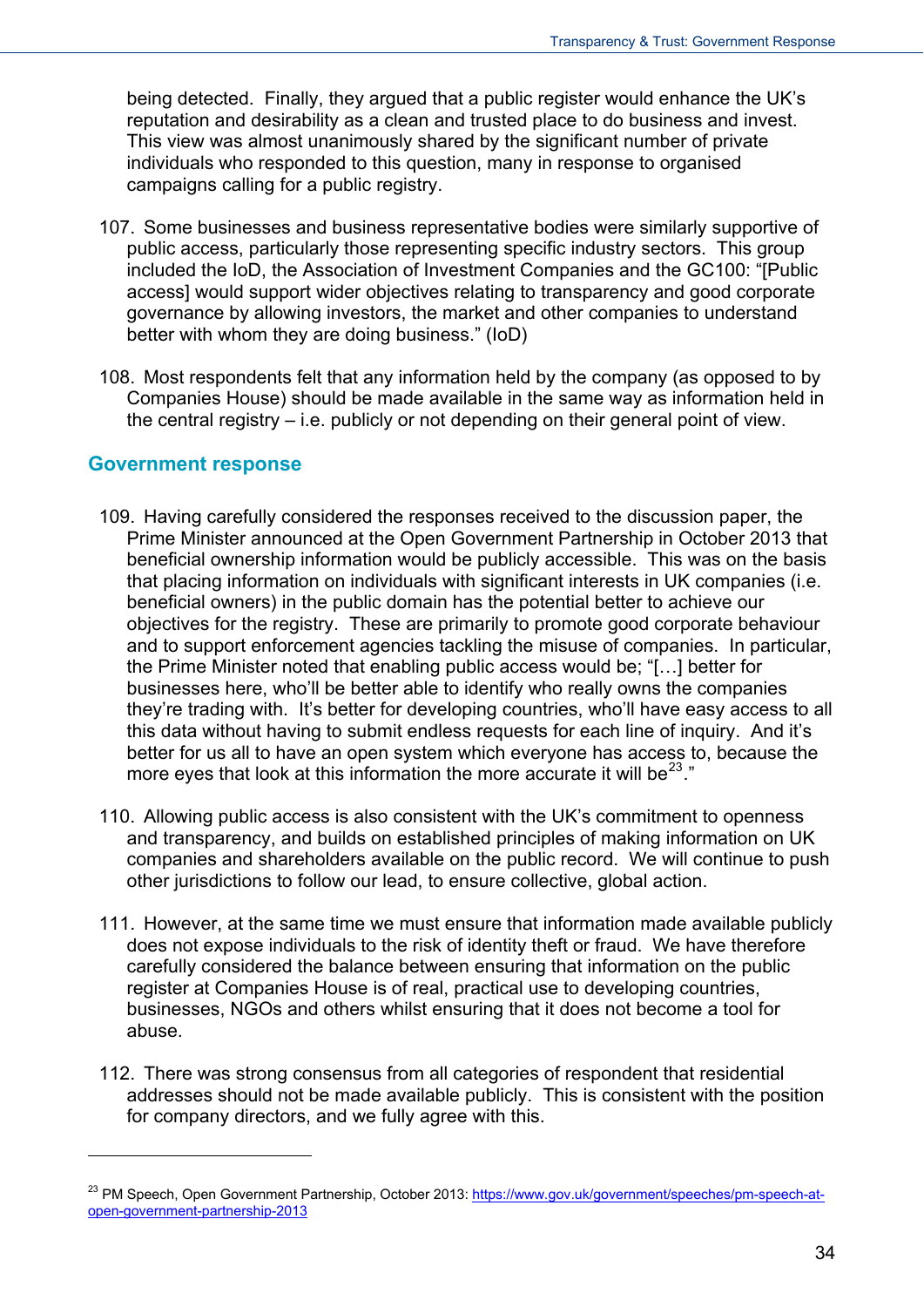being detected. Finally, they argued that a public register would enhance the UK's reputation and desirability as a clean and trusted place to do business and invest. This view was almost unanimously shared by the significant number of private individuals who responded to this question, many in response to organised campaigns calling for a public registry.

107. Some businesses and business representative bodies were similarly supportive of public access, particularly those representing specific industry sectors. This group included the IoD, the Association of Investment Companies and the GC100: "[Public access] would support wider objectives relating to transparency and good corporate governance by allowing investors, the market and other companies to understand better with whom they are doing business." (IoD)

108. Most respondents felt that any information held by the company (as opposed to by Companies House) should be made available in the same way as information held in the central registry – i.e. publicly or not depending on their general point of view.

## Government response

109. Having carefully considered the responses received to the discussion paper, the Prime Minister announced at the Open Government Partnership in October 2013 that beneficial ownership information would be publicly accessible. This was on the basis that placing information on individuals with significant interests in UK companies (i.e. beneficial owners) in the public domain has the potential better to achieve our objectives for the registry. These are primarily to promote good corporate behaviour and to support enforcement agencies tackling the misuse of companies. In particular, the Prime Minister noted that enabling public access would be; "[…] better for businesses here, who'll be better able to identify who really owns the companies they're trading with. It's better for developing countries, who'll have easy access to all this data without having to submit endless requests for each line of inquiry. And it's better for us all to have an open system which everyone has access to, because the more eyes that look at this information the more accurate it will be[23]."

110. Allowing public access is also consistent with the UK's commitment to openness and transparency, and builds on established principles of making information on UK companies and shareholders available on the public record. We will continue to push other jurisdictions to follow our lead, to ensure collective, global action.

111. However, at the same time we must ensure that information made available publicly does not expose individuals to the risk of identity theft or fraud. We have therefore carefully considered the balance between ensuring that information on the public register at Companies House is of real, practical use to developing countries, businesses, NGOs and others whilst ensuring that it does not become a tool for abuse.

112. There was strong consensus from all categories of respondent that residential addresses should not be made available publicly. This is consistent with the position for company directors, and we fully agree with this.

---

[23] PM Speech, Open Government Partnership, October 2013: https://www.gov.uk/government/speeches/pm-speech-at-open-government-partnership-2013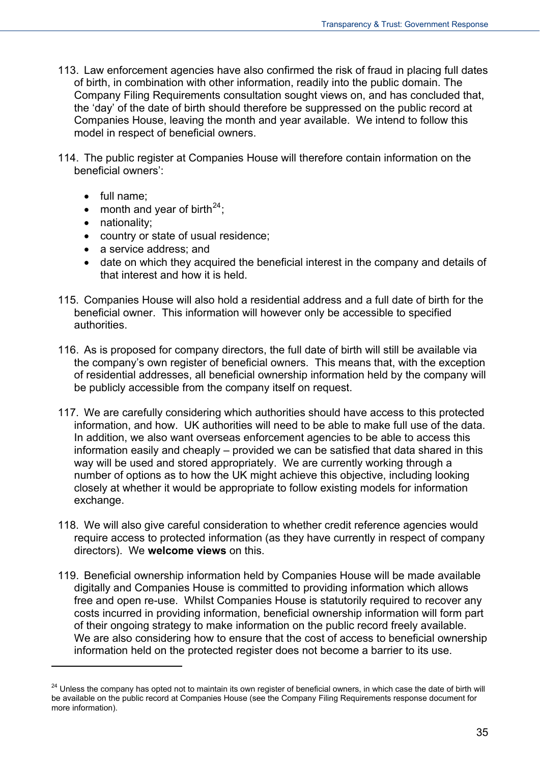113. Law enforcement agencies have also confirmed the risk of fraud in placing full dates of birth, in combination with other information, readily into the public domain. The Company Filing Requirements consultation sought views on, and has concluded that, the 'day' of the date of birth should therefore be suppressed on the public record at Companies House, leaving the month and year available. We intend to follow this model in respect of beneficial owners.

114. The public register at Companies House will therefore contain information on the beneficial owners':

- full name;
- month and year of birth[24];
- nationality;
- country or state of usual residence;
- a service address; and
- date on which they acquired the beneficial interest in the company and details of that interest and how it is held.

115. Companies House will also hold a residential address and a full date of birth for the beneficial owner. This information will however only be accessible to specified authorities.

116. As is proposed for company directors, the full date of birth will still be available via the company's own register of beneficial owners. This means that, with the exception of residential addresses, all beneficial ownership information held by the company will be publicly accessible from the company itself on request.

117. We are carefully considering which authorities should have access to this protected information, and how. UK authorities will need to be able to make full use of the data. In addition, we also want overseas enforcement agencies to be able to access this information easily and cheaply – provided we can be satisfied that data shared in this way will be used and stored appropriately. We are currently working through a number of options as to how the UK might achieve this objective, including looking closely at whether it would be appropriate to follow existing models for information exchange.

118. We will also give careful consideration to whether credit reference agencies would require access to protected information (as they have currently in respect of company directors). We **welcome views** on this.

119. Beneficial ownership information held by Companies House will be made available digitally and Companies House is committed to providing information which allows free and open re-use. Whilst Companies House is statutorily required to recover any costs incurred in providing information, beneficial ownership information will form part of their ongoing strategy to make information on the public record freely available. We are also considering how to ensure that the cost of access to beneficial ownership information held on the protected register does not become a barrier to its use.

---

[24] Unless the company has opted not to maintain its own register of beneficial owners, in which case the date of birth will be available on the public record at Companies House (see the Company Filing Requirements response document for more information).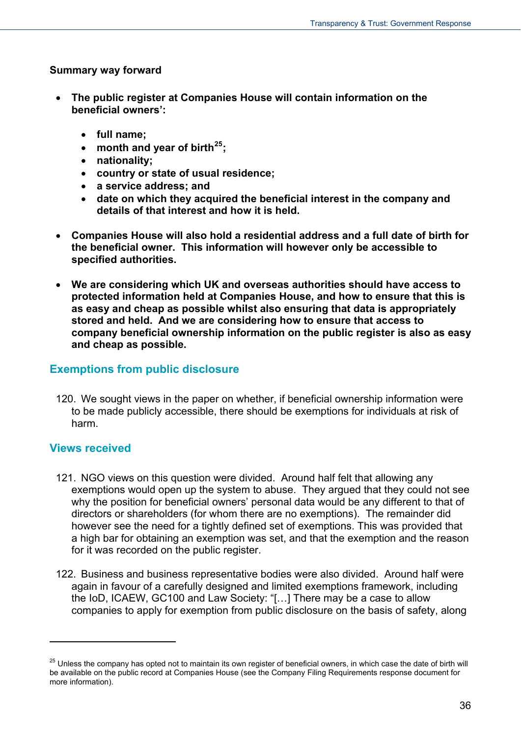**Summary way forward**

- **The public register at Companies House will contain information on the beneficial owners':**
  - **full name;**
  - **month and year of birth[25];**
  - **nationality;**
  - **country or state of usual residence;**
  - **a service address; and**
  - **date on which they acquired the beneficial interest in the company and details of that interest and how it is held.**
- **Companies House will also hold a residential address and a full date of birth for the beneficial owner. This information will however only be accessible to specified authorities.**
- **We are considering which UK and overseas authorities should have access to protected information held at Companies House, and how to ensure that this is as easy and cheap as possible whilst also ensuring that data is appropriately stored and held. And we are considering how to ensure that access to company beneficial ownership information on the public register is also as easy and cheap as possible.**

## Exemptions from public disclosure

120. We sought views in the paper on whether, if beneficial ownership information were to be made publicly accessible, there should be exemptions for individuals at risk of harm.

## Views received

121. NGO views on this question were divided. Around half felt that allowing any exemptions would open up the system to abuse. They argued that they could not see why the position for beneficial owners' personal data would be any different to that of directors or shareholders (for whom there are no exemptions). The remainder did however see the need for a tightly defined set of exemptions. This was provided that a high bar for obtaining an exemption was set, and that the exemption and the reason for it was recorded on the public register.

122. Business and business representative bodies were also divided. Around half were again in favour of a carefully designed and limited exemptions framework, including the IoD, ICAEW, GC100 and Law Society: "[…] There may be a case to allow companies to apply for exemption from public disclosure on the basis of safety, along

---

[25] Unless the company has opted not to maintain its own register of beneficial owners, in which case the date of birth will be available on the public record at Companies House (see the Company Filing Requirements response document for more information).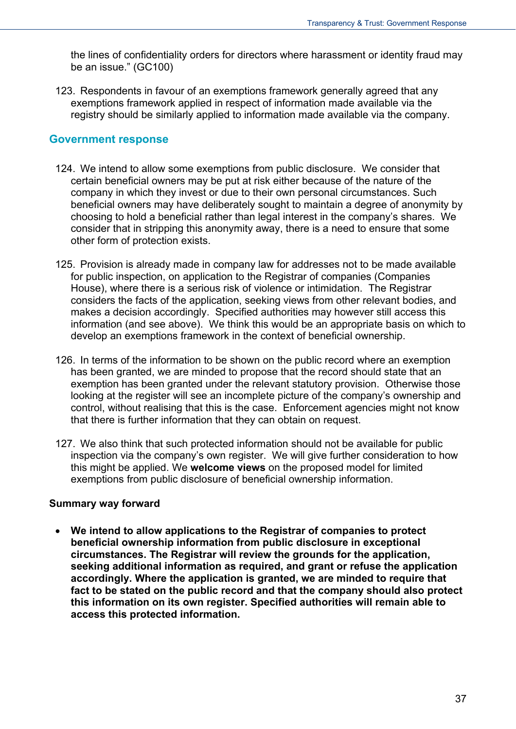the lines of confidentiality orders for directors where harassment or identity fraud may be an issue." (GC100)

123. Respondents in favour of an exemptions framework generally agreed that any exemptions framework applied in respect of information made available via the registry should be similarly applied to information made available via the company.

## Government response

124. We intend to allow some exemptions from public disclosure. We consider that certain beneficial owners may be put at risk either because of the nature of the company in which they invest or due to their own personal circumstances. Such beneficial owners may have deliberately sought to maintain a degree of anonymity by choosing to hold a beneficial rather than legal interest in the company's shares. We consider that in stripping this anonymity away, there is a need to ensure that some other form of protection exists.

125. Provision is already made in company law for addresses not to be made available for public inspection, on application to the Registrar of companies (Companies House), where there is a serious risk of violence or intimidation. The Registrar considers the facts of the application, seeking views from other relevant bodies, and makes a decision accordingly. Specified authorities may however still access this information (and see above). We think this would be an appropriate basis on which to develop an exemptions framework in the context of beneficial ownership.

126. In terms of the information to be shown on the public record where an exemption has been granted, we are minded to propose that the record should state that an exemption has been granted under the relevant statutory provision. Otherwise those looking at the register will see an incomplete picture of the company's ownership and control, without realising that this is the case. Enforcement agencies might not know that there is further information that they can obtain on request.

127. We also think that such protected information should not be available for public inspection via the company's own register. We will give further consideration to how this might be applied. We **welcome views** on the proposed model for limited exemptions from public disclosure of beneficial ownership information.

**Summary way forward**

- **We intend to allow applications to the Registrar of companies to protect beneficial ownership information from public disclosure in exceptional circumstances. The Registrar will review the grounds for the application, seeking additional information as required, and grant or refuse the application accordingly. Where the application is granted, we are minded to require that fact to be stated on the public record and that the company should also protect this information on its own register. Specified authorities will remain able to access this protected information.**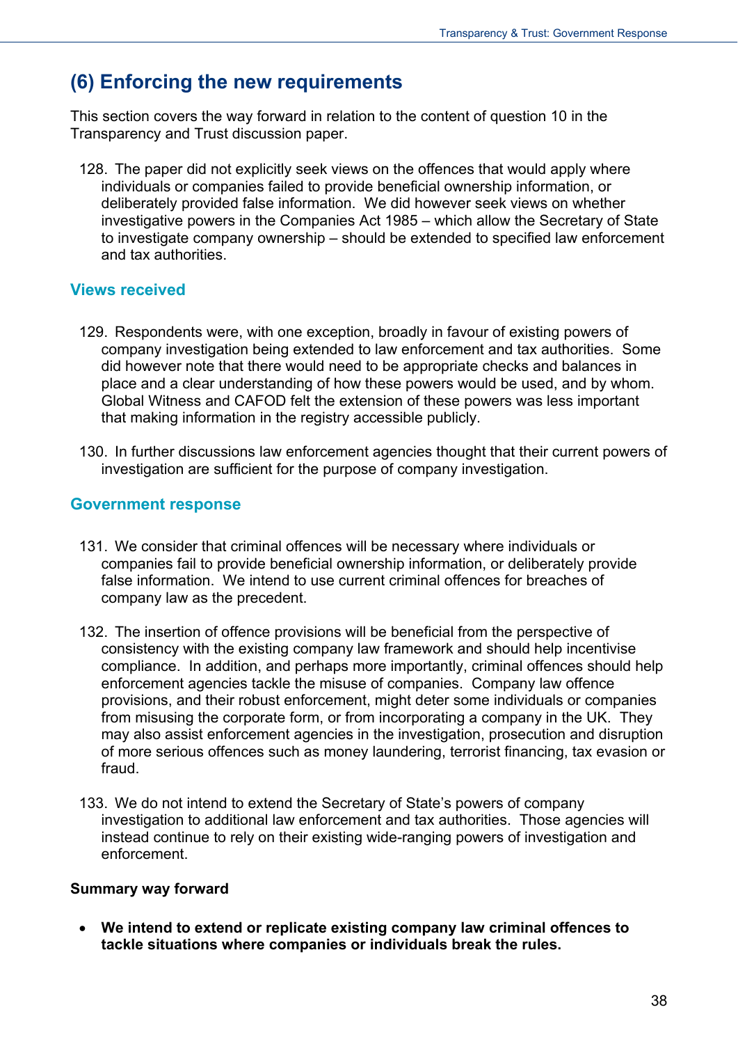## (6) Enforcing the new requirements

This section covers the way forward in relation to the content of question 10 in the Transparency and Trust discussion paper.

128. The paper did not explicitly seek views on the offences that would apply where individuals or companies failed to provide beneficial ownership information, or deliberately provided false information. We did however seek views on whether investigative powers in the Companies Act 1985 – which allow the Secretary of State to investigate company ownership – should be extended to specified law enforcement and tax authorities.

### Views received

129. Respondents were, with one exception, broadly in favour of existing powers of company investigation being extended to law enforcement and tax authorities. Some did however note that there would need to be appropriate checks and balances in place and a clear understanding of how these powers would be used, and by whom. Global Witness and CAFOD felt the extension of these powers was less important that making information in the registry accessible publicly.

130. In further discussions law enforcement agencies thought that their current powers of investigation are sufficient for the purpose of company investigation.

### Government response

131. We consider that criminal offences will be necessary where individuals or companies fail to provide beneficial ownership information, or deliberately provide false information. We intend to use current criminal offences for breaches of company law as the precedent.

132. The insertion of offence provisions will be beneficial from the perspective of consistency with the existing company law framework and should help incentivise compliance. In addition, and perhaps more importantly, criminal offences should help enforcement agencies tackle the misuse of companies. Company law offence provisions, and their robust enforcement, might deter some individuals or companies from misusing the corporate form, or from incorporating a company in the UK. They may also assist enforcement agencies in the investigation, prosecution and disruption of more serious offences such as money laundering, terrorist financing, tax evasion or fraud.

133. We do not intend to extend the Secretary of State's powers of company investigation to additional law enforcement and tax authorities. Those agencies will instead continue to rely on their existing wide-ranging powers of investigation and enforcement.

**Summary way forward**

- **We intend to extend or replicate existing company law criminal offences to tackle situations where companies or individuals break the rules.**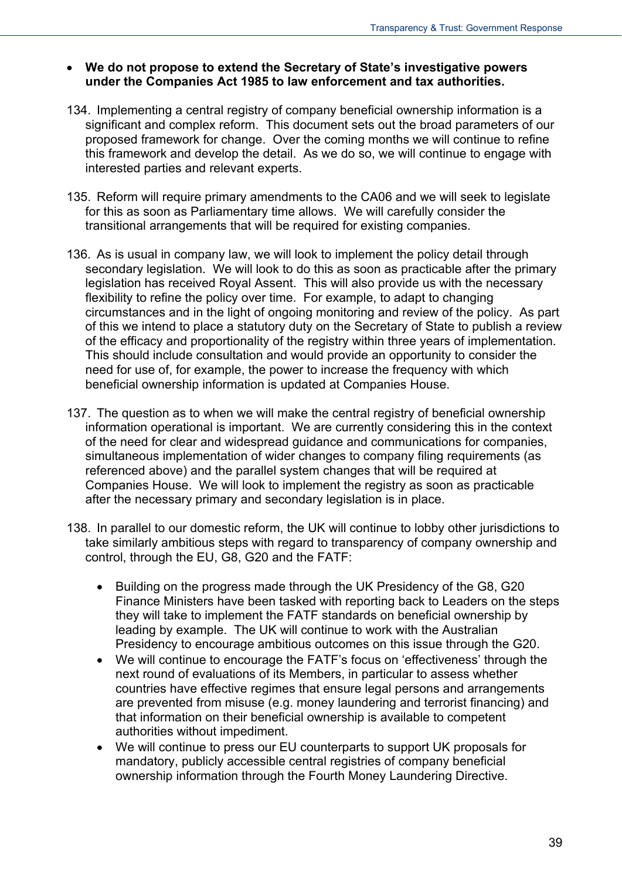- **We do not propose to extend the Secretary of State's investigative powers under the Companies Act 1985 to law enforcement and tax authorities.**

134. Implementing a central registry of company beneficial ownership information is a significant and complex reform. This document sets out the broad parameters of our proposed framework for change. Over the coming months we will continue to refine this framework and develop the detail. As we do so, we will continue to engage with interested parties and relevant experts.

135. Reform will require primary amendments to the CA06 and we will seek to legislate for this as soon as Parliamentary time allows. We will carefully consider the transitional arrangements that will be required for existing companies.

136. As is usual in company law, we will look to implement the policy detail through secondary legislation. We will look to do this as soon as practicable after the primary legislation has received Royal Assent. This will also provide us with the necessary flexibility to refine the policy over time. For example, to adapt to changing circumstances and in the light of ongoing monitoring and review of the policy. As part of this we intend to place a statutory duty on the Secretary of State to publish a review of the efficacy and proportionality of the registry within three years of implementation. This should include consultation and would provide an opportunity to consider the need for use of, for example, the power to increase the frequency with which beneficial ownership information is updated at Companies House.

137. The question as to when we will make the central registry of beneficial ownership information operational is important. We are currently considering this in the context of the need for clear and widespread guidance and communications for companies, simultaneous implementation of wider changes to company filing requirements (as referenced above) and the parallel system changes that will be required at Companies House. We will look to implement the registry as soon as practicable after the necessary primary and secondary legislation is in place.

138. In parallel to our domestic reform, the UK will continue to lobby other jurisdictions to take similarly ambitious steps with regard to transparency of company ownership and control, through the EU, G8, G20 and the FATF:

    - Building on the progress made through the UK Presidency of the G8, G20 Finance Ministers have been tasked with reporting back to Leaders on the steps they will take to implement the FATF standards on beneficial ownership by leading by example. The UK will continue to work with the Australian Presidency to encourage ambitious outcomes on this issue through the G20.
    - We will continue to encourage the FATF's focus on 'effectiveness' through the next round of evaluations of its Members, in particular to assess whether countries have effective regimes that ensure legal persons and arrangements are prevented from misuse (e.g. money laundering and terrorist financing) and that information on their beneficial ownership is available to competent authorities without impediment.
    - We will continue to press our EU counterparts to support UK proposals for mandatory, publicly accessible central registries of company beneficial ownership information through the Fourth Money Laundering Directive.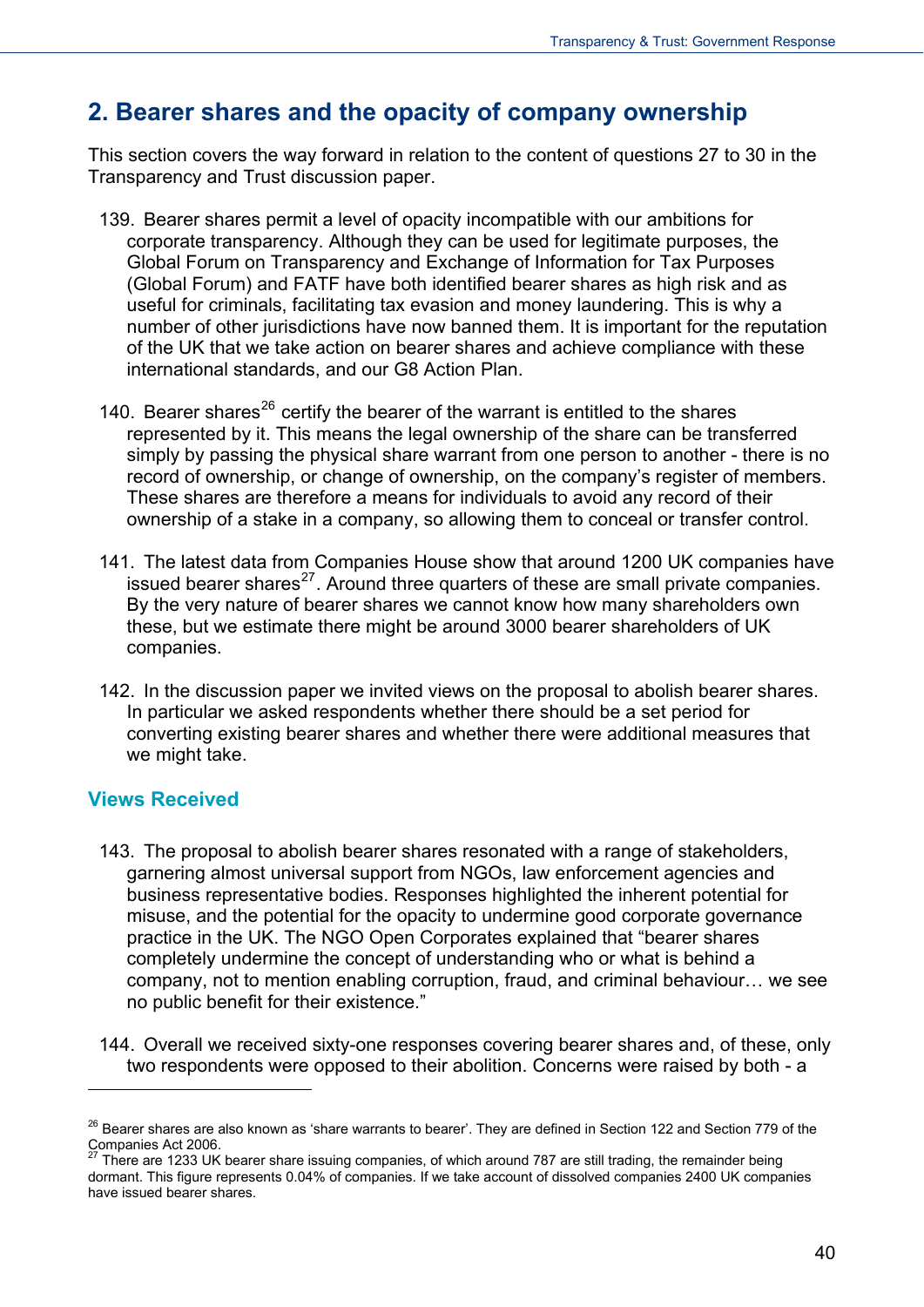## 2. Bearer shares and the opacity of company ownership

This section covers the way forward in relation to the content of questions 27 to 30 in the Transparency and Trust discussion paper.

139. Bearer shares permit a level of opacity incompatible with our ambitions for corporate transparency. Although they can be used for legitimate purposes, the Global Forum on Transparency and Exchange of Information for Tax Purposes (Global Forum) and FATF have both identified bearer shares as high risk and as useful for criminals, facilitating tax evasion and money laundering. This is why a number of other jurisdictions have now banned them. It is important for the reputation of the UK that we take action on bearer shares and achieve compliance with these international standards, and our G8 Action Plan.

140. Bearer shares[26] certify the bearer of the warrant is entitled to the shares represented by it. This means the legal ownership of the share can be transferred simply by passing the physical share warrant from one person to another - there is no record of ownership, or change of ownership, on the company's register of members. These shares are therefore a means for individuals to avoid any record of their ownership of a stake in a company, so allowing them to conceal or transfer control.

141. The latest data from Companies House show that around 1200 UK companies have issued bearer shares[27]. Around three quarters of these are small private companies. By the very nature of bearer shares we cannot know how many shareholders own these, but we estimate there might be around 3000 bearer shareholders of UK companies.

142. In the discussion paper we invited views on the proposal to abolish bearer shares. In particular we asked respondents whether there should be a set period for converting existing bearer shares and whether there were additional measures that we might take.

### Views Received

143. The proposal to abolish bearer shares resonated with a range of stakeholders, garnering almost universal support from NGOs, law enforcement agencies and business representative bodies. Responses highlighted the inherent potential for misuse, and the potential for the opacity to undermine good corporate governance practice in the UK. The NGO Open Corporates explained that "bearer shares completely undermine the concept of understanding who or what is behind a company, not to mention enabling corruption, fraud, and criminal behaviour… we see no public benefit for their existence."

144. Overall we received sixty-one responses covering bearer shares and, of these, only two respondents were opposed to their abolition. Concerns were raised by both - a

---

[26] Bearer shares are also known as 'share warrants to bearer'. They are defined in Section 122 and Section 779 of the Companies Act 2006.

[27] There are 1233 UK bearer share issuing companies, of which around 787 are still trading, the remainder being dormant. This figure represents 0.04% of companies. If we take account of dissolved companies 2400 UK companies have issued bearer shares.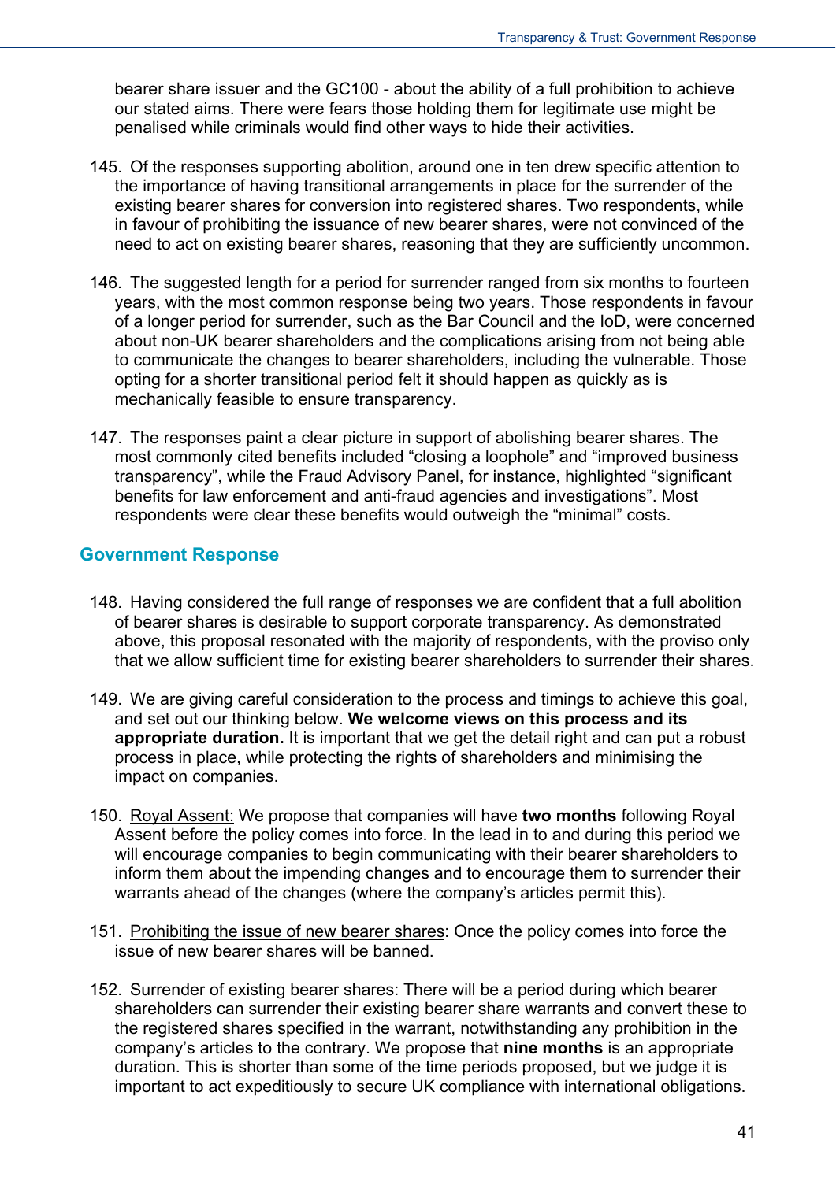bearer share issuer and the GC100 - about the ability of a full prohibition to achieve our stated aims. There were fears those holding them for legitimate use might be penalised while criminals would find other ways to hide their activities.

145. Of the responses supporting abolition, around one in ten drew specific attention to the importance of having transitional arrangements in place for the surrender of the existing bearer shares for conversion into registered shares. Two respondents, while in favour of prohibiting the issuance of new bearer shares, were not convinced of the need to act on existing bearer shares, reasoning that they are sufficiently uncommon.

146. The suggested length for a period for surrender ranged from six months to fourteen years, with the most common response being two years. Those respondents in favour of a longer period for surrender, such as the Bar Council and the IoD, were concerned about non-UK bearer shareholders and the complications arising from not being able to communicate the changes to bearer shareholders, including the vulnerable. Those opting for a shorter transitional period felt it should happen as quickly as is mechanically feasible to ensure transparency.

147. The responses paint a clear picture in support of abolishing bearer shares. The most commonly cited benefits included "closing a loophole" and "improved business transparency", while the Fraud Advisory Panel, for instance, highlighted "significant benefits for law enforcement and anti-fraud agencies and investigations". Most respondents were clear these benefits would outweigh the "minimal" costs.

## Government Response

148. Having considered the full range of responses we are confident that a full abolition of bearer shares is desirable to support corporate transparency. As demonstrated above, this proposal resonated with the majority of respondents, with the proviso only that we allow sufficient time for existing bearer shareholders to surrender their shares.

149. We are giving careful consideration to the process and timings to achieve this goal, and set out our thinking below. **We welcome views on this process and its appropriate duration.** It is important that we get the detail right and can put a robust process in place, while protecting the rights of shareholders and minimising the impact on companies.

150. <u>Royal Assent:</u> We propose that companies will have **two months** following Royal Assent before the policy comes into force. In the lead in to and during this period we will encourage companies to begin communicating with their bearer shareholders to inform them about the impending changes and to encourage them to surrender their warrants ahead of the changes (where the company's articles permit this).

151. <u>Prohibiting the issue of new bearer shares</u>: Once the policy comes into force the issue of new bearer shares will be banned.

152. <u>Surrender of existing bearer shares:</u> There will be a period during which bearer shareholders can surrender their existing bearer share warrants and convert these to the registered shares specified in the warrant, notwithstanding any prohibition in the company's articles to the contrary. We propose that **nine months** is an appropriate duration. This is shorter than some of the time periods proposed, but we judge it is important to act expeditiously to secure UK compliance with international obligations.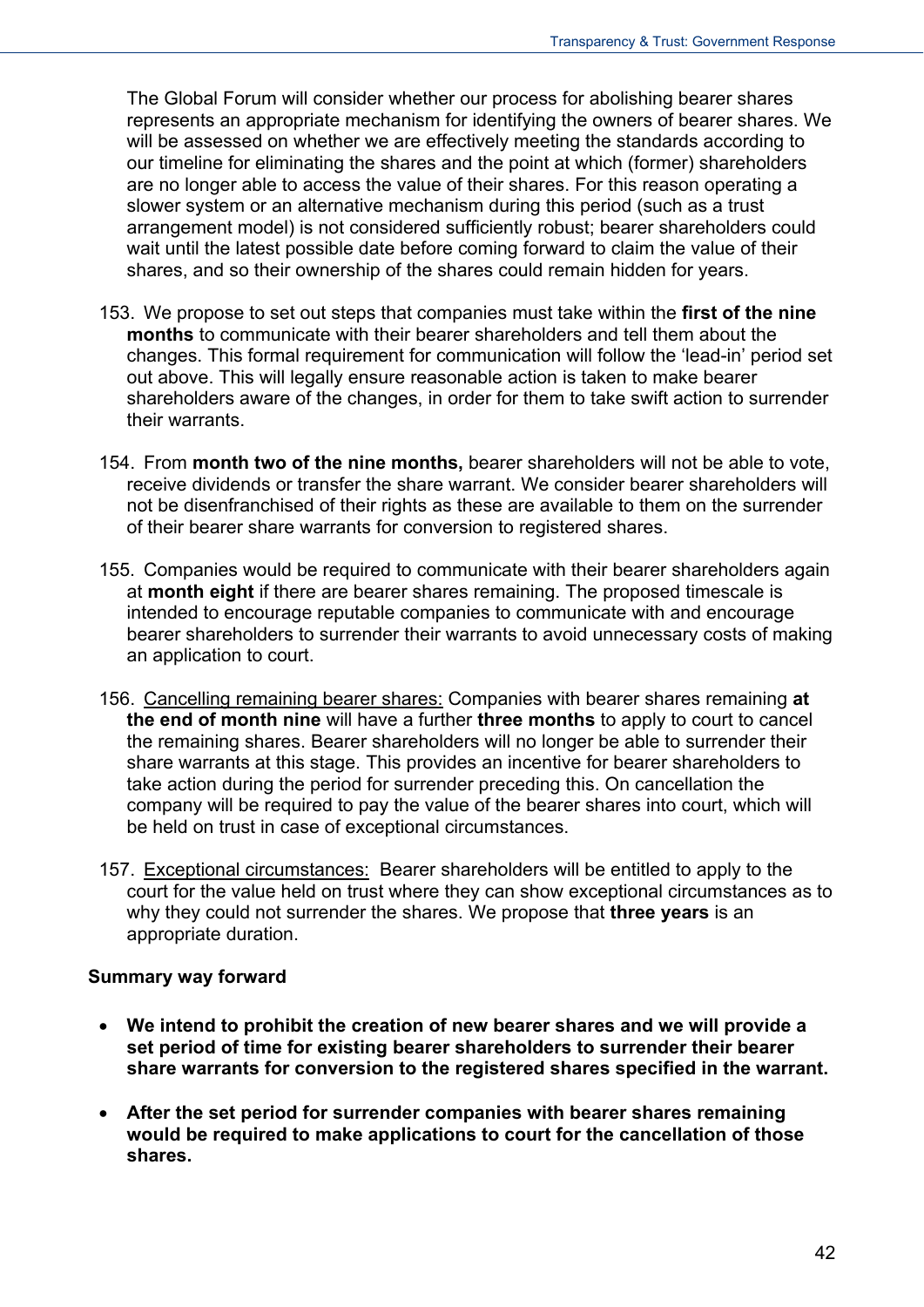The Global Forum will consider whether our process for abolishing bearer shares represents an appropriate mechanism for identifying the owners of bearer shares. We will be assessed on whether we are effectively meeting the standards according to our timeline for eliminating the shares and the point at which (former) shareholders are no longer able to access the value of their shares. For this reason operating a slower system or an alternative mechanism during this period (such as a trust arrangement model) is not considered sufficiently robust; bearer shareholders could wait until the latest possible date before coming forward to claim the value of their shares, and so their ownership of the shares could remain hidden for years.

153. We propose to set out steps that companies must take within the **first of the nine months** to communicate with their bearer shareholders and tell them about the changes. This formal requirement for communication will follow the 'lead-in' period set out above. This will legally ensure reasonable action is taken to make bearer shareholders aware of the changes, in order for them to take swift action to surrender their warrants.

154. From **month two of the nine months,** bearer shareholders will not be able to vote, receive dividends or transfer the share warrant. We consider bearer shareholders will not be disenfranchised of their rights as these are available to them on the surrender of their bearer share warrants for conversion to registered shares.

155. Companies would be required to communicate with their bearer shareholders again at **month eight** if there are bearer shares remaining. The proposed timescale is intended to encourage reputable companies to communicate with and encourage bearer shareholders to surrender their warrants to avoid unnecessary costs of making an application to court.

156. Cancelling remaining bearer shares: Companies with bearer shares remaining **at the end of month nine** will have a further **three months** to apply to court to cancel the remaining shares. Bearer shareholders will no longer be able to surrender their share warrants at this stage. This provides an incentive for bearer shareholders to take action during the period for surrender preceding this. On cancellation the company will be required to pay the value of the bearer shares into court, which will be held on trust in case of exceptional circumstances.

157. Exceptional circumstances: Bearer shareholders will be entitled to apply to the court for the value held on trust where they can show exceptional circumstances as to why they could not surrender the shares. We propose that **three years** is an appropriate duration.

**Summary way forward**

- **We intend to prohibit the creation of new bearer shares and we will provide a set period of time for existing bearer shareholders to surrender their bearer share warrants for conversion to the registered shares specified in the warrant.**

- **After the set period for surrender companies with bearer shares remaining would be required to make applications to court for the cancellation of those shares.**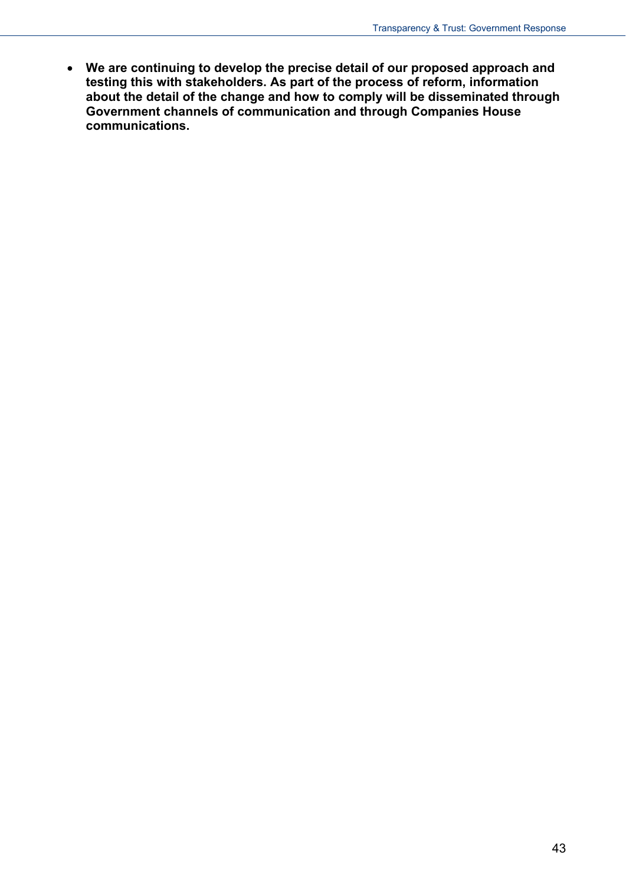- **We are continuing to develop the precise detail of our proposed approach and testing this with stakeholders. As part of the process of reform, information about the detail of the change and how to comply will be disseminated through Government channels of communication and through Companies House communications.**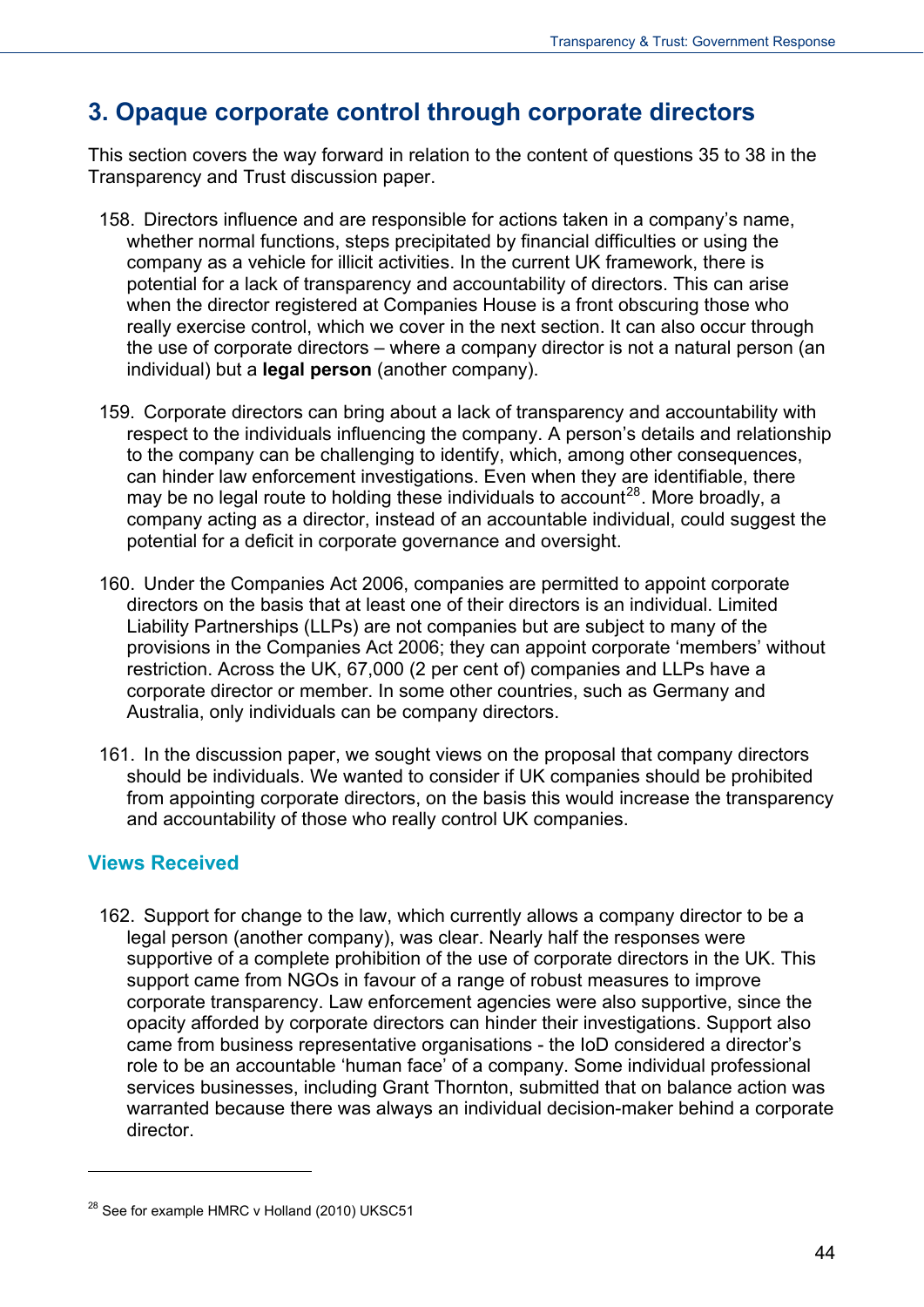## 3. Opaque corporate control through corporate directors

This section covers the way forward in relation to the content of questions 35 to 38 in the Transparency and Trust discussion paper.

158. Directors influence and are responsible for actions taken in a company's name, whether normal functions, steps precipitated by financial difficulties or using the company as a vehicle for illicit activities. In the current UK framework, there is potential for a lack of transparency and accountability of directors. This can arise when the director registered at Companies House is a front obscuring those who really exercise control, which we cover in the next section. It can also occur through the use of corporate directors – where a company director is not a natural person (an individual) but a **legal person** (another company).

159. Corporate directors can bring about a lack of transparency and accountability with respect to the individuals influencing the company. A person's details and relationship to the company can be challenging to identify, which, among other consequences, can hinder law enforcement investigations. Even when they are identifiable, there may be no legal route to holding these individuals to account[28]. More broadly, a company acting as a director, instead of an accountable individual, could suggest the potential for a deficit in corporate governance and oversight.

160. Under the Companies Act 2006, companies are permitted to appoint corporate directors on the basis that at least one of their directors is an individual. Limited Liability Partnerships (LLPs) are not companies but are subject to many of the provisions in the Companies Act 2006; they can appoint corporate 'members' without restriction. Across the UK, 67,000 (2 per cent of) companies and LLPs have a corporate director or member. In some other countries, such as Germany and Australia, only individuals can be company directors.

161. In the discussion paper, we sought views on the proposal that company directors should be individuals. We wanted to consider if UK companies should be prohibited from appointing corporate directors, on the basis this would increase the transparency and accountability of those who really control UK companies.

### Views Received

162. Support for change to the law, which currently allows a company director to be a legal person (another company), was clear. Nearly half the responses were supportive of a complete prohibition of the use of corporate directors in the UK. This support came from NGOs in favour of a range of robust measures to improve corporate transparency. Law enforcement agencies were also supportive, since the opacity afforded by corporate directors can hinder their investigations. Support also came from business representative organisations - the IoD considered a director's role to be an accountable 'human face' of a company. Some individual professional services businesses, including Grant Thornton, submitted that on balance action was warranted because there was always an individual decision-maker behind a corporate director.

---

[28] See for example HMRC v Holland (2010) UKSC51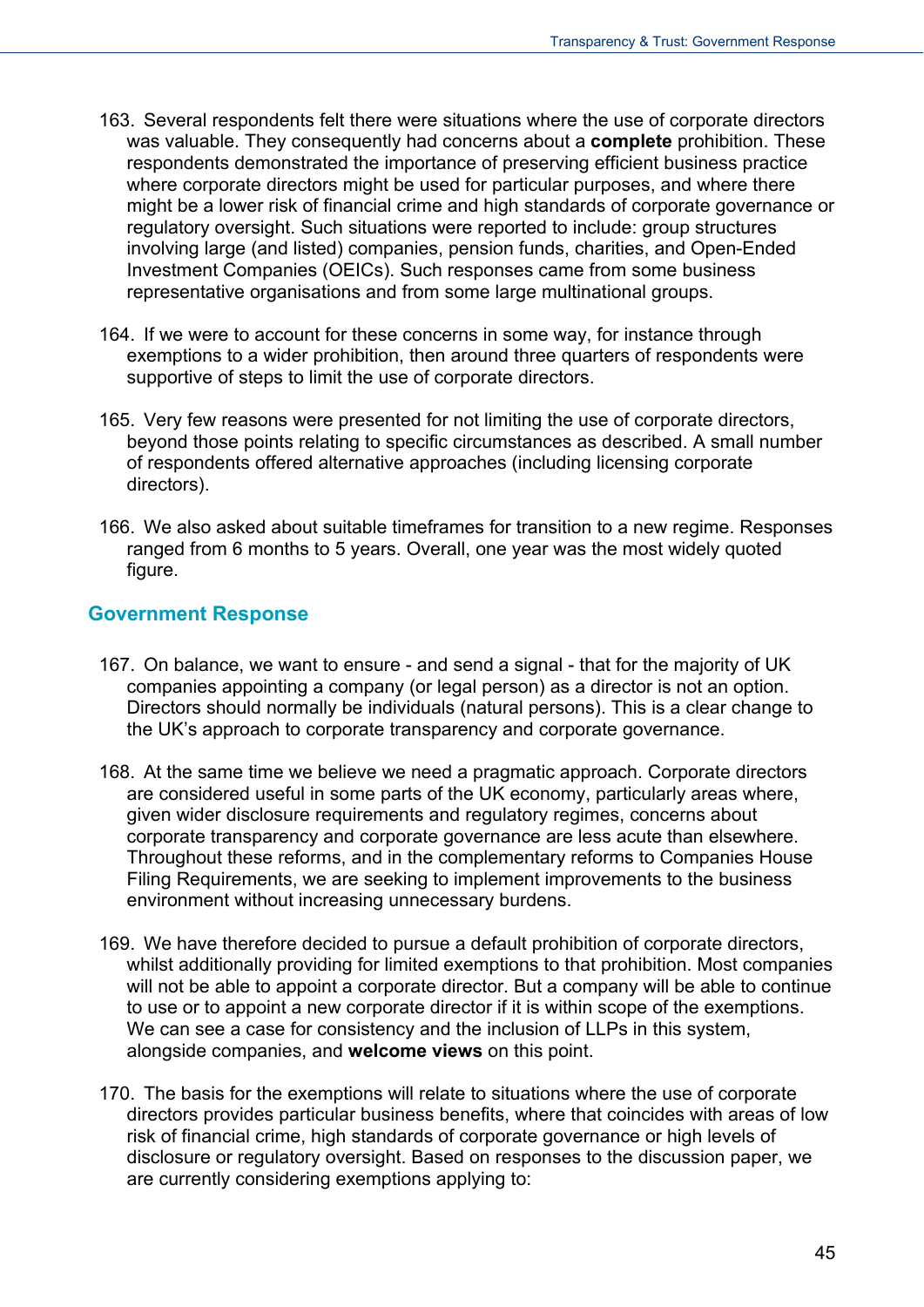163. Several respondents felt there were situations where the use of corporate directors was valuable. They consequently had concerns about a **complete** prohibition. These respondents demonstrated the importance of preserving efficient business practice where corporate directors might be used for particular purposes, and where there might be a lower risk of financial crime and high standards of corporate governance or regulatory oversight. Such situations were reported to include: group structures involving large (and listed) companies, pension funds, charities, and Open-Ended Investment Companies (OEICs). Such responses came from some business representative organisations and from some large multinational groups.

164. If we were to account for these concerns in some way, for instance through exemptions to a wider prohibition, then around three quarters of respondents were supportive of steps to limit the use of corporate directors.

165. Very few reasons were presented for not limiting the use of corporate directors, beyond those points relating to specific circumstances as described. A small number of respondents offered alternative approaches (including licensing corporate directors).

166. We also asked about suitable timeframes for transition to a new regime. Responses ranged from 6 months to 5 years. Overall, one year was the most widely quoted figure.

## Government Response

167. On balance, we want to ensure - and send a signal - that for the majority of UK companies appointing a company (or legal person) as a director is not an option. Directors should normally be individuals (natural persons). This is a clear change to the UK's approach to corporate transparency and corporate governance.

168. At the same time we believe we need a pragmatic approach. Corporate directors are considered useful in some parts of the UK economy, particularly areas where, given wider disclosure requirements and regulatory regimes, concerns about corporate transparency and corporate governance are less acute than elsewhere. Throughout these reforms, and in the complementary reforms to Companies House Filing Requirements, we are seeking to implement improvements to the business environment without increasing unnecessary burdens.

169. We have therefore decided to pursue a default prohibition of corporate directors, whilst additionally providing for limited exemptions to that prohibition. Most companies will not be able to appoint a corporate director. But a company will be able to continue to use or to appoint a new corporate director if it is within scope of the exemptions. We can see a case for consistency and the inclusion of LLPs in this system, alongside companies, and **welcome views** on this point.

170. The basis for the exemptions will relate to situations where the use of corporate directors provides particular business benefits, where that coincides with areas of low risk of financial crime, high standards of corporate governance or high levels of disclosure or regulatory oversight. Based on responses to the discussion paper, we are currently considering exemptions applying to: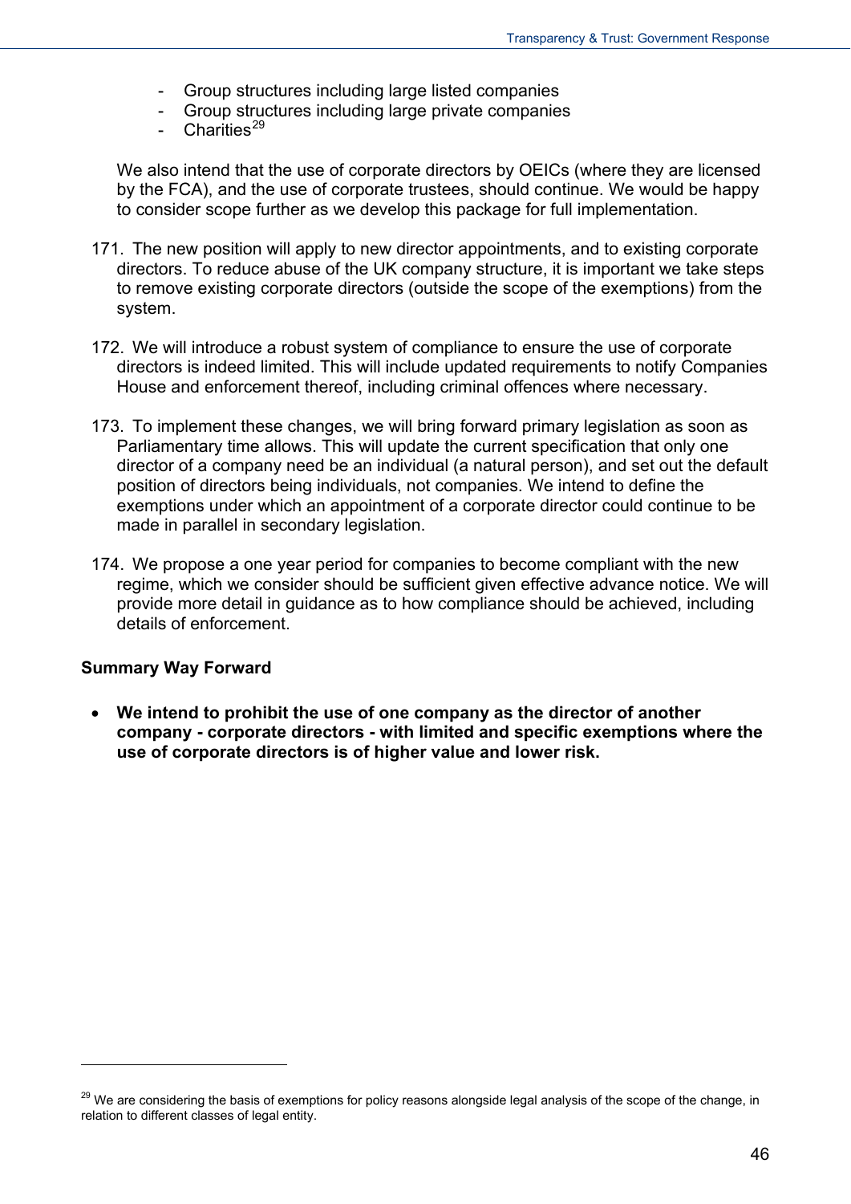- Group structures including large listed companies
- Group structures including large private companies
- Charities[29]

We also intend that the use of corporate directors by OEICs (where they are licensed by the FCA), and the use of corporate trustees, should continue. We would be happy to consider scope further as we develop this package for full implementation.

171. The new position will apply to new director appointments, and to existing corporate directors. To reduce abuse of the UK company structure, it is important we take steps to remove existing corporate directors (outside the scope of the exemptions) from the system.

172. We will introduce a robust system of compliance to ensure the use of corporate directors is indeed limited. This will include updated requirements to notify Companies House and enforcement thereof, including criminal offences where necessary.

173. To implement these changes, we will bring forward primary legislation as soon as Parliamentary time allows. This will update the current specification that only one director of a company need be an individual (a natural person), and set out the default position of directors being individuals, not companies. We intend to define the exemptions under which an appointment of a corporate director could continue to be made in parallel in secondary legislation.

174. We propose a one year period for companies to become compliant with the new regime, which we consider should be sufficient given effective advance notice. We will provide more detail in guidance as to how compliance should be achieved, including details of enforcement.

**Summary Way Forward**

- **We intend to prohibit the use of one company as the director of another company - corporate directors - with limited and specific exemptions where the use of corporate directors is of higher value and lower risk.**

[29] We are considering the basis of exemptions for policy reasons alongside legal analysis of the scope of the change, in relation to different classes of legal entity.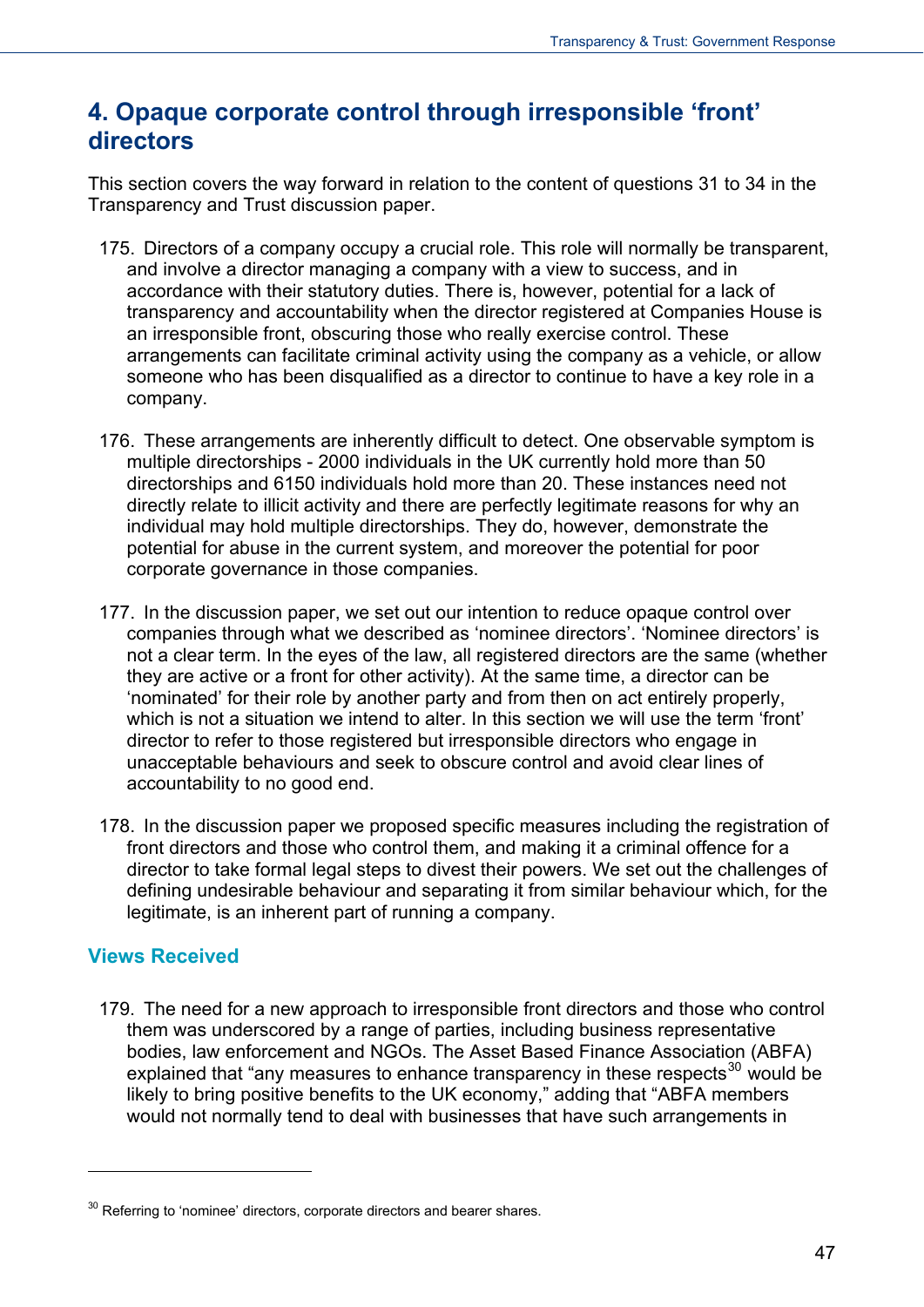# 4. Opaque corporate control through irresponsible 'front' directors

This section covers the way forward in relation to the content of questions 31 to 34 in the Transparency and Trust discussion paper.

175. Directors of a company occupy a crucial role. This role will normally be transparent, and involve a director managing a company with a view to success, and in accordance with their statutory duties. There is, however, potential for a lack of transparency and accountability when the director registered at Companies House is an irresponsible front, obscuring those who really exercise control. These arrangements can facilitate criminal activity using the company as a vehicle, or allow someone who has been disqualified as a director to continue to have a key role in a company.

176. These arrangements are inherently difficult to detect. One observable symptom is multiple directorships - 2000 individuals in the UK currently hold more than 50 directorships and 6150 individuals hold more than 20. These instances need not directly relate to illicit activity and there are perfectly legitimate reasons for why an individual may hold multiple directorships. They do, however, demonstrate the potential for abuse in the current system, and moreover the potential for poor corporate governance in those companies.

177. In the discussion paper, we set out our intention to reduce opaque control over companies through what we described as 'nominee directors'. 'Nominee directors' is not a clear term. In the eyes of the law, all registered directors are the same (whether they are active or a front for other activity). At the same time, a director can be 'nominated' for their role by another party and from then on act entirely properly, which is not a situation we intend to alter. In this section we will use the term 'front' director to refer to those registered but irresponsible directors who engage in unacceptable behaviours and seek to obscure control and avoid clear lines of accountability to no good end.

178. In the discussion paper we proposed specific measures including the registration of front directors and those who control them, and making it a criminal offence for a director to take formal legal steps to divest their powers. We set out the challenges of defining undesirable behaviour and separating it from similar behaviour which, for the legitimate, is an inherent part of running a company.

## Views Received

179. The need for a new approach to irresponsible front directors and those who control them was underscored by a range of parties, including business representative bodies, law enforcement and NGOs. The Asset Based Finance Association (ABFA) explained that "any measures to enhance transparency in these respects[30] would be likely to bring positive benefits to the UK economy," adding that "ABFA members would not normally tend to deal with businesses that have such arrangements in

[30] Referring to 'nominee' directors, corporate directors and bearer shares.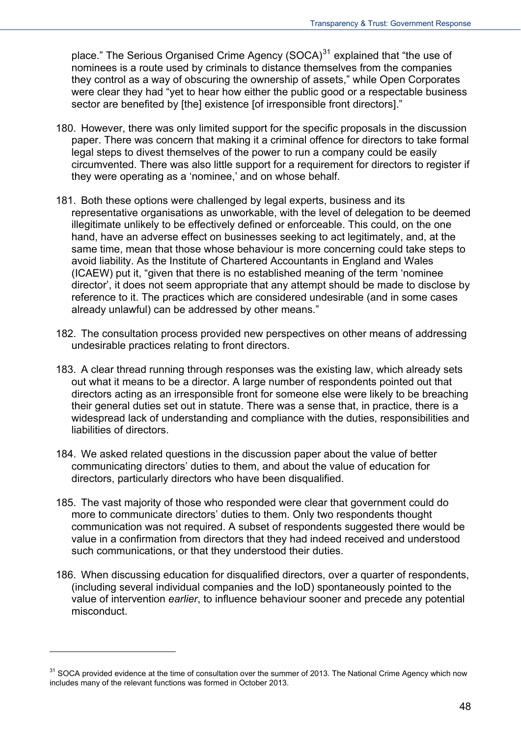place." The Serious Organised Crime Agency (SOCA)[31] explained that "the use of nominees is a route used by criminals to distance themselves from the companies they control as a way of obscuring the ownership of assets," while Open Corporates were clear they had "yet to hear how either the public good or a respectable business sector are benefited by [the] existence [of irresponsible front directors]."

180. However, there was only limited support for the specific proposals in the discussion paper. There was concern that making it a criminal offence for directors to take formal legal steps to divest themselves of the power to run a company could be easily circumvented. There was also little support for a requirement for directors to register if they were operating as a 'nominee,' and on whose behalf.

181. Both these options were challenged by legal experts, business and its representative organisations as unworkable, with the level of delegation to be deemed illegitimate unlikely to be effectively defined or enforceable. This could, on the one hand, have an adverse effect on businesses seeking to act legitimately, and, at the same time, mean that those whose behaviour is more concerning could take steps to avoid liability. As the Institute of Chartered Accountants in England and Wales (ICAEW) put it, "given that there is no established meaning of the term 'nominee director', it does not seem appropriate that any attempt should be made to disclose by reference to it. The practices which are considered undesirable (and in some cases already unlawful) can be addressed by other means."

182. The consultation process provided new perspectives on other means of addressing undesirable practices relating to front directors.

183. A clear thread running through responses was the existing law, which already sets out what it means to be a director. A large number of respondents pointed out that directors acting as an irresponsible front for someone else were likely to be breaching their general duties set out in statute. There was a sense that, in practice, there is a widespread lack of understanding and compliance with the duties, responsibilities and liabilities of directors.

184. We asked related questions in the discussion paper about the value of better communicating directors' duties to them, and about the value of education for directors, particularly directors who have been disqualified.

185. The vast majority of those who responded were clear that government could do more to communicate directors' duties to them. Only two respondents thought communication was not required. A subset of respondents suggested there would be value in a confirmation from directors that they had indeed received and understood such communications, or that they understood their duties.

186. When discussing education for disqualified directors, over a quarter of respondents, (including several individual companies and the IoD) spontaneously pointed to the value of intervention *earlier*, to influence behaviour sooner and precede any potential misconduct.

---

[31] SOCA provided evidence at the time of consultation over the summer of 2013. The National Crime Agency which now includes many of the relevant functions was formed in October 2013.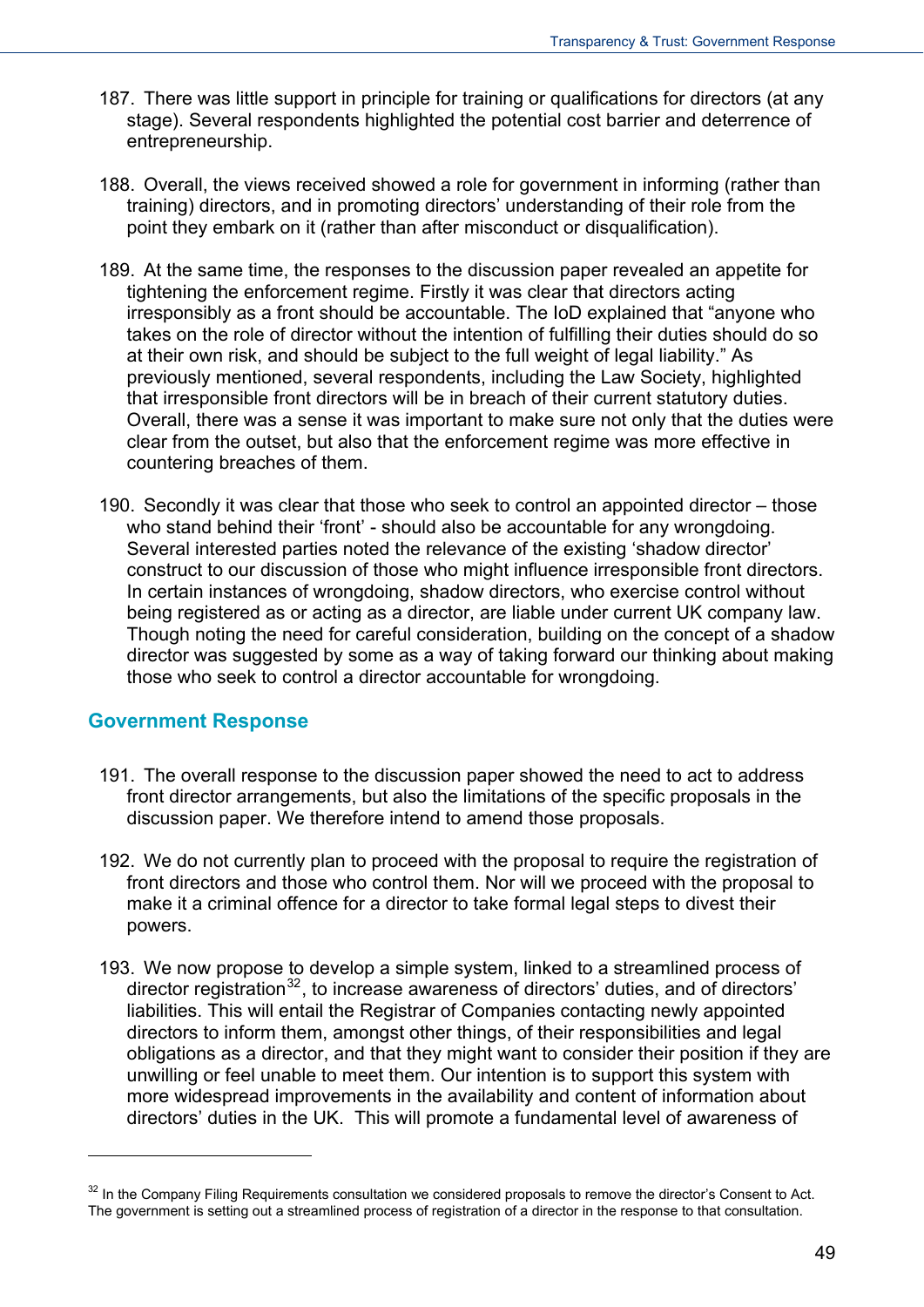187. There was little support in principle for training or qualifications for directors (at any stage). Several respondents highlighted the potential cost barrier and deterrence of entrepreneurship.

188. Overall, the views received showed a role for government in informing (rather than training) directors, and in promoting directors' understanding of their role from the point they embark on it (rather than after misconduct or disqualification).

189. At the same time, the responses to the discussion paper revealed an appetite for tightening the enforcement regime. Firstly it was clear that directors acting irresponsibly as a front should be accountable. The IoD explained that "anyone who takes on the role of director without the intention of fulfilling their duties should do so at their own risk, and should be subject to the full weight of legal liability." As previously mentioned, several respondents, including the Law Society, highlighted that irresponsible front directors will be in breach of their current statutory duties. Overall, there was a sense it was important to make sure not only that the duties were clear from the outset, but also that the enforcement regime was more effective in countering breaches of them.

190. Secondly it was clear that those who seek to control an appointed director – those who stand behind their 'front' - should also be accountable for any wrongdoing. Several interested parties noted the relevance of the existing 'shadow director' construct to our discussion of those who might influence irresponsible front directors. In certain instances of wrongdoing, shadow directors, who exercise control without being registered as or acting as a director, are liable under current UK company law. Though noting the need for careful consideration, building on the concept of a shadow director was suggested by some as a way of taking forward our thinking about making those who seek to control a director accountable for wrongdoing.

## Government Response

191. The overall response to the discussion paper showed the need to act to address front director arrangements, but also the limitations of the specific proposals in the discussion paper. We therefore intend to amend those proposals.

192. We do not currently plan to proceed with the proposal to require the registration of front directors and those who control them. Nor will we proceed with the proposal to make it a criminal offence for a director to take formal legal steps to divest their powers.

193. We now propose to develop a simple system, linked to a streamlined process of director registration[32], to increase awareness of directors' duties, and of directors' liabilities. This will entail the Registrar of Companies contacting newly appointed directors to inform them, amongst other things, of their responsibilities and legal obligations as a director, and that they might want to consider their position if they are unwilling or feel unable to meet them. Our intention is to support this system with more widespread improvements in the availability and content of information about directors' duties in the UK. This will promote a fundamental level of awareness of

---

[32] In the Company Filing Requirements consultation we considered proposals to remove the director's Consent to Act. The government is setting out a streamlined process of registration of a director in the response to that consultation.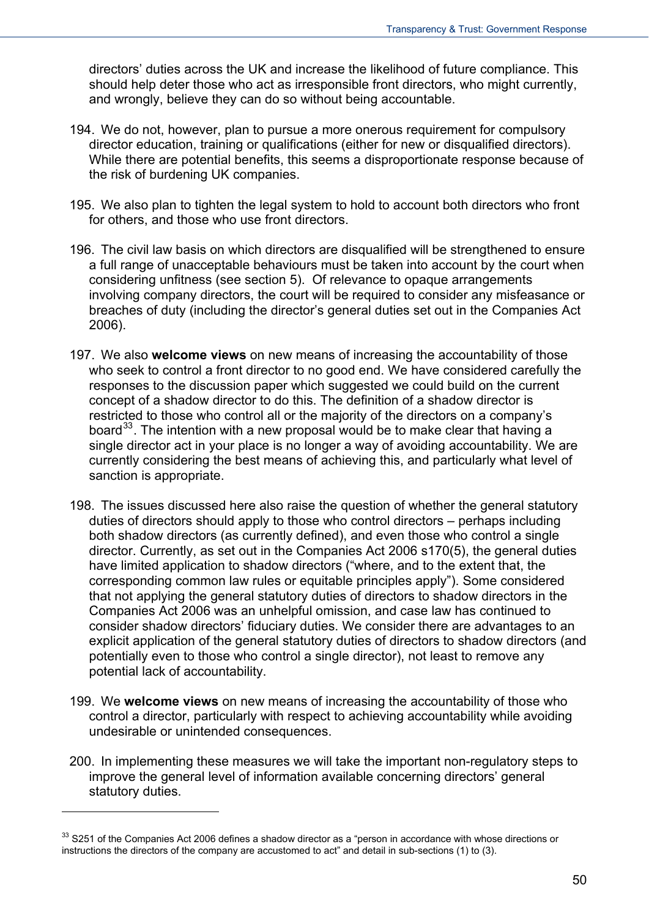directors' duties across the UK and increase the likelihood of future compliance. This should help deter those who act as irresponsible front directors, who might currently, and wrongly, believe they can do so without being accountable.

194. We do not, however, plan to pursue a more onerous requirement for compulsory director education, training or qualifications (either for new or disqualified directors). While there are potential benefits, this seems a disproportionate response because of the risk of burdening UK companies.

195. We also plan to tighten the legal system to hold to account both directors who front for others, and those who use front directors.

196. The civil law basis on which directors are disqualified will be strengthened to ensure a full range of unacceptable behaviours must be taken into account by the court when considering unfitness (see section 5). Of relevance to opaque arrangements involving company directors, the court will be required to consider any misfeasance or breaches of duty (including the director's general duties set out in the Companies Act 2006).

197. We also **welcome views** on new means of increasing the accountability of those who seek to control a front director to no good end. We have considered carefully the responses to the discussion paper which suggested we could build on the current concept of a shadow director to do this. The definition of a shadow director is restricted to those who control all or the majority of the directors on a company's board[33]. The intention with a new proposal would be to make clear that having a single director act in your place is no longer a way of avoiding accountability. We are currently considering the best means of achieving this, and particularly what level of sanction is appropriate.

198. The issues discussed here also raise the question of whether the general statutory duties of directors should apply to those who control directors – perhaps including both shadow directors (as currently defined), and even those who control a single director. Currently, as set out in the Companies Act 2006 s170(5), the general duties have limited application to shadow directors ("where, and to the extent that, the corresponding common law rules or equitable principles apply"). Some considered that not applying the general statutory duties of directors to shadow directors in the Companies Act 2006 was an unhelpful omission, and case law has continued to consider shadow directors' fiduciary duties. We consider there are advantages to an explicit application of the general statutory duties of directors to shadow directors (and potentially even to those who control a single director), not least to remove any potential lack of accountability.

199. We **welcome views** on new means of increasing the accountability of those who control a director, particularly with respect to achieving accountability while avoiding undesirable or unintended consequences.

200. In implementing these measures we will take the important non-regulatory steps to improve the general level of information available concerning directors' general statutory duties.

---

[33] S251 of the Companies Act 2006 defines a shadow director as a "person in accordance with whose directions or instructions the directors of the company are accustomed to act" and detail in sub-sections (1) to (3).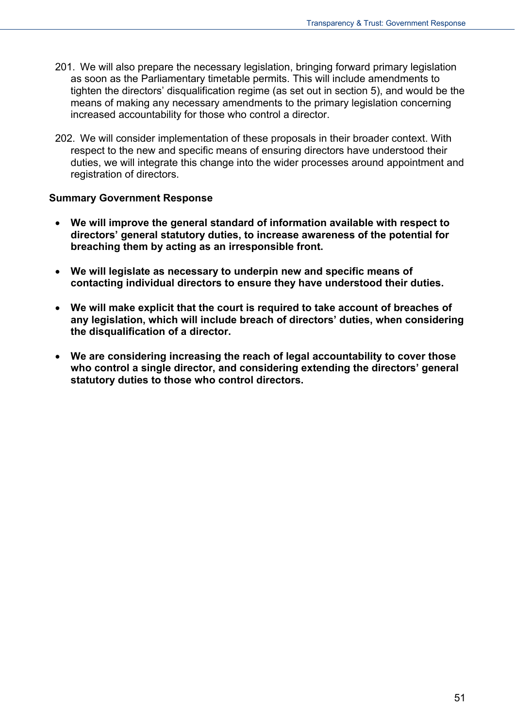201. We will also prepare the necessary legislation, bringing forward primary legislation as soon as the Parliamentary timetable permits. This will include amendments to tighten the directors' disqualification regime (as set out in section 5), and would be the means of making any necessary amendments to the primary legislation concerning increased accountability for those who control a director.

202. We will consider implementation of these proposals in their broader context. With respect to the new and specific means of ensuring directors have understood their duties, we will integrate this change into the wider processes around appointment and registration of directors.

**Summary Government Response**

- **We will improve the general standard of information available with respect to directors' general statutory duties, to increase awareness of the potential for breaching them by acting as an irresponsible front.**

- **We will legislate as necessary to underpin new and specific means of contacting individual directors to ensure they have understood their duties.**

- **We will make explicit that the court is required to take account of breaches of any legislation, which will include breach of directors' duties, when considering the disqualification of a director.**

- **We are considering increasing the reach of legal accountability to cover those who control a single director, and considering extending the directors' general statutory duties to those who control directors.**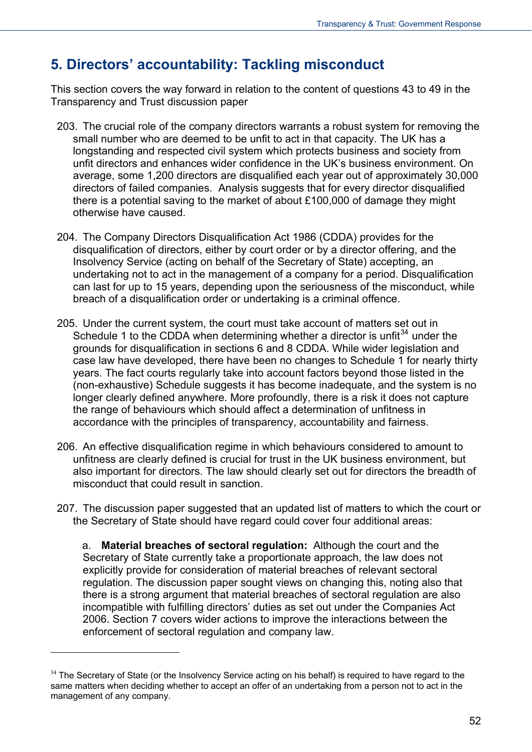# 5. Directors' accountability: Tackling misconduct

This section covers the way forward in relation to the content of questions 43 to 49 in the Transparency and Trust discussion paper

203. The crucial role of the company directors warrants a robust system for removing the small number who are deemed to be unfit to act in that capacity. The UK has a longstanding and respected civil system which protects business and society from unfit directors and enhances wider confidence in the UK's business environment. On average, some 1,200 directors are disqualified each year out of approximately 30,000 directors of failed companies. Analysis suggests that for every director disqualified there is a potential saving to the market of about £100,000 of damage they might otherwise have caused.

204. The Company Directors Disqualification Act 1986 (CDDA) provides for the disqualification of directors, either by court order or by a director offering, and the Insolvency Service (acting on behalf of the Secretary of State) accepting, an undertaking not to act in the management of a company for a period. Disqualification can last for up to 15 years, depending upon the seriousness of the misconduct, while breach of a disqualification order or undertaking is a criminal offence.

205. Under the current system, the court must take account of matters set out in Schedule 1 to the CDDA when determining whether a director is unfit[34] under the grounds for disqualification in sections 6 and 8 CDDA. While wider legislation and case law have developed, there have been no changes to Schedule 1 for nearly thirty years. The fact courts regularly take into account factors beyond those listed in the (non-exhaustive) Schedule suggests it has become inadequate, and the system is no longer clearly defined anywhere. More profoundly, there is a risk it does not capture the range of behaviours which should affect a determination of unfitness in accordance with the principles of transparency, accountability and fairness.

206. An effective disqualification regime in which behaviours considered to amount to unfitness are clearly defined is crucial for trust in the UK business environment, but also important for directors. The law should clearly set out for directors the breadth of misconduct that could result in sanction.

207. The discussion paper suggested that an updated list of matters to which the court or the Secretary of State should have regard could cover four additional areas:

   a. **Material breaches of sectoral regulation:** Although the court and the Secretary of State currently take a proportionate approach, the law does not explicitly provide for consideration of material breaches of relevant sectoral regulation. The discussion paper sought views on changing this, noting also that there is a strong argument that material breaches of sectoral regulation are also incompatible with fulfilling directors' duties as set out under the Companies Act 2006. Section 7 covers wider actions to improve the interactions between the enforcement of sectoral regulation and company law.

---

[34] The Secretary of State (or the Insolvency Service acting on his behalf) is required to have regard to the same matters when deciding whether to accept an offer of an undertaking from a person not to act in the management of any company.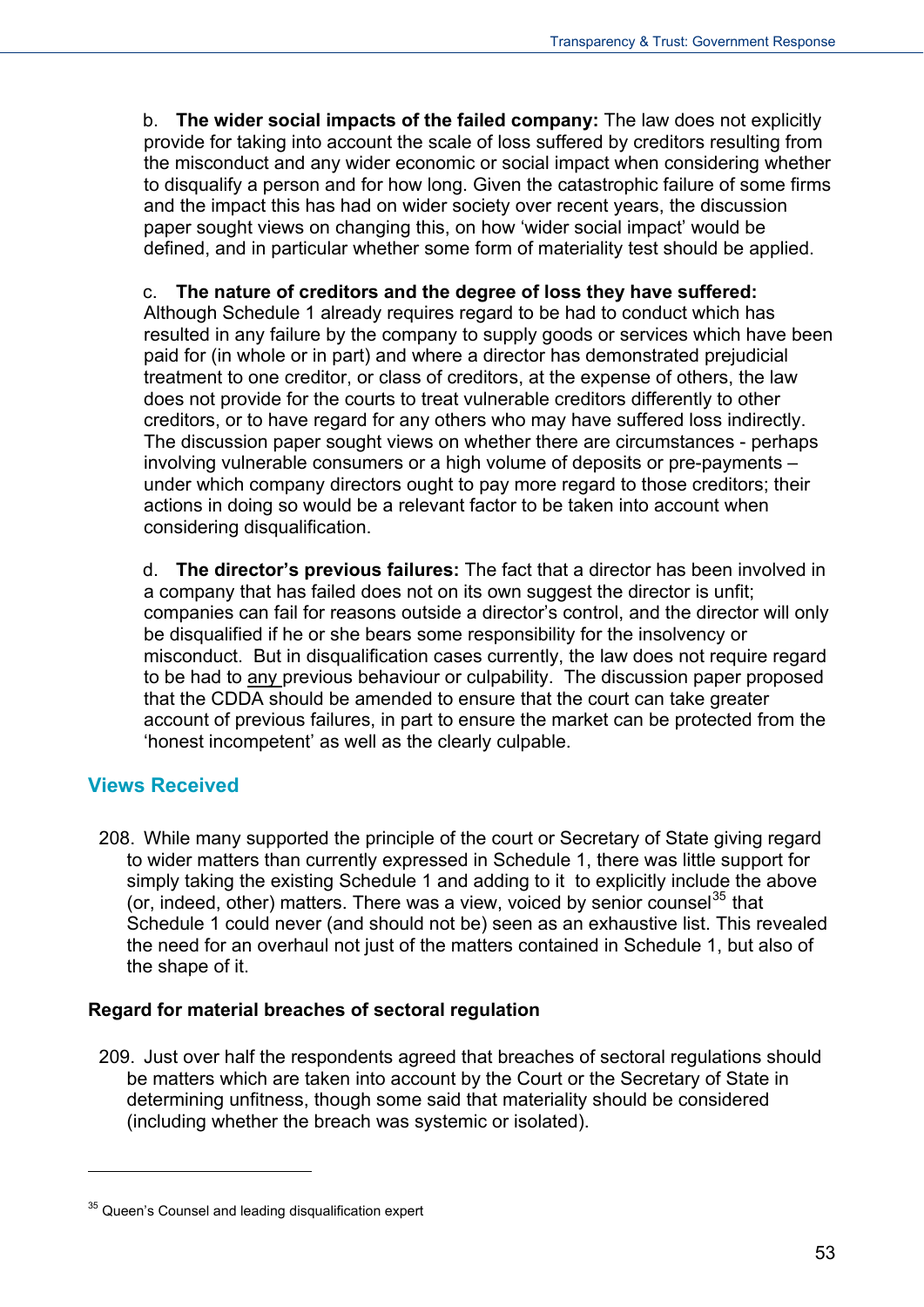b. **The wider social impacts of the failed company:** The law does not explicitly provide for taking into account the scale of loss suffered by creditors resulting from the misconduct and any wider economic or social impact when considering whether to disqualify a person and for how long. Given the catastrophic failure of some firms and the impact this has had on wider society over recent years, the discussion paper sought views on changing this, on how 'wider social impact' would be defined, and in particular whether some form of materiality test should be applied.

c. **The nature of creditors and the degree of loss they have suffered:** Although Schedule 1 already requires regard to be had to conduct which has resulted in any failure by the company to supply goods or services which have been paid for (in whole or in part) and where a director has demonstrated prejudicial treatment to one creditor, or class of creditors, at the expense of others, the law does not provide for the courts to treat vulnerable creditors differently to other creditors, or to have regard for any others who may have suffered loss indirectly. The discussion paper sought views on whether there are circumstances - perhaps involving vulnerable consumers or a high volume of deposits or pre-payments – under which company directors ought to pay more regard to those creditors; their actions in doing so would be a relevant factor to be taken into account when considering disqualification.

d. **The director's previous failures:** The fact that a director has been involved in a company that has failed does not on its own suggest the director is unfit; companies can fail for reasons outside a director's control, and the director will only be disqualified if he or she bears some responsibility for the insolvency or misconduct. But in disqualification cases currently, the law does not require regard to be had to any previous behaviour or culpability. The discussion paper proposed that the CDDA should be amended to ensure that the court can take greater account of previous failures, in part to ensure the market can be protected from the 'honest incompetent' as well as the clearly culpable.

## Views Received

208. While many supported the principle of the court or Secretary of State giving regard to wider matters than currently expressed in Schedule 1, there was little support for simply taking the existing Schedule 1 and adding to it to explicitly include the above (or, indeed, other) matters. There was a view, voiced by senior counsel[35] that Schedule 1 could never (and should not be) seen as an exhaustive list. This revealed the need for an overhaul not just of the matters contained in Schedule 1, but also of the shape of it.

### Regard for material breaches of sectoral regulation

209. Just over half the respondents agreed that breaches of sectoral regulations should be matters which are taken into account by the Court or the Secretary of State in determining unfitness, though some said that materiality should be considered (including whether the breach was systemic or isolated).

[35] Queen's Counsel and leading disqualification expert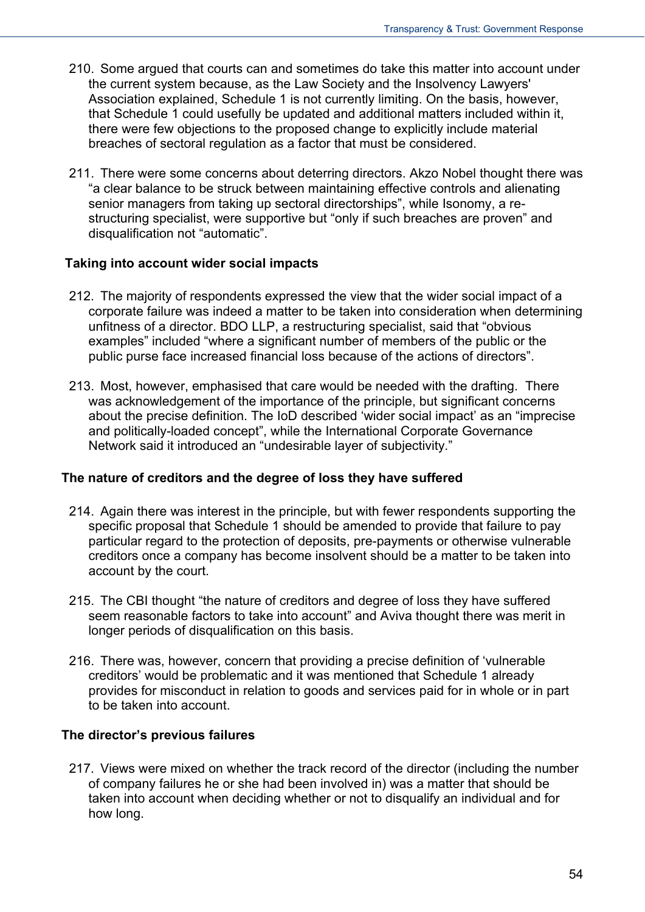210. Some argued that courts can and sometimes do take this matter into account under the current system because, as the Law Society and the Insolvency Lawyers' Association explained, Schedule 1 is not currently limiting. On the basis, however, that Schedule 1 could usefully be updated and additional matters included within it, there were few objections to the proposed change to explicitly include material breaches of sectoral regulation as a factor that must be considered.

211. There were some concerns about deterring directors. Akzo Nobel thought there was "a clear balance to be struck between maintaining effective controls and alienating senior managers from taking up sectoral directorships", while Isonomy, a re-structuring specialist, were supportive but "only if such breaches are proven" and disqualification not "automatic".

**Taking into account wider social impacts**

212. The majority of respondents expressed the view that the wider social impact of a corporate failure was indeed a matter to be taken into consideration when determining unfitness of a director. BDO LLP, a restructuring specialist, said that "obvious examples" included "where a significant number of members of the public or the public purse face increased financial loss because of the actions of directors".

213. Most, however, emphasised that care would be needed with the drafting. There was acknowledgement of the importance of the principle, but significant concerns about the precise definition. The IoD described 'wider social impact' as an "imprecise and politically-loaded concept", while the International Corporate Governance Network said it introduced an "undesirable layer of subjectivity."

**The nature of creditors and the degree of loss they have suffered**

214. Again there was interest in the principle, but with fewer respondents supporting the specific proposal that Schedule 1 should be amended to provide that failure to pay particular regard to the protection of deposits, pre-payments or otherwise vulnerable creditors once a company has become insolvent should be a matter to be taken into account by the court.

215. The CBI thought "the nature of creditors and degree of loss they have suffered seem reasonable factors to take into account" and Aviva thought there was merit in longer periods of disqualification on this basis.

216. There was, however, concern that providing a precise definition of 'vulnerable creditors' would be problematic and it was mentioned that Schedule 1 already provides for misconduct in relation to goods and services paid for in whole or in part to be taken into account.

**The director's previous failures**

217. Views were mixed on whether the track record of the director (including the number of company failures he or she had been involved in) was a matter that should be taken into account when deciding whether or not to disqualify an individual and for how long.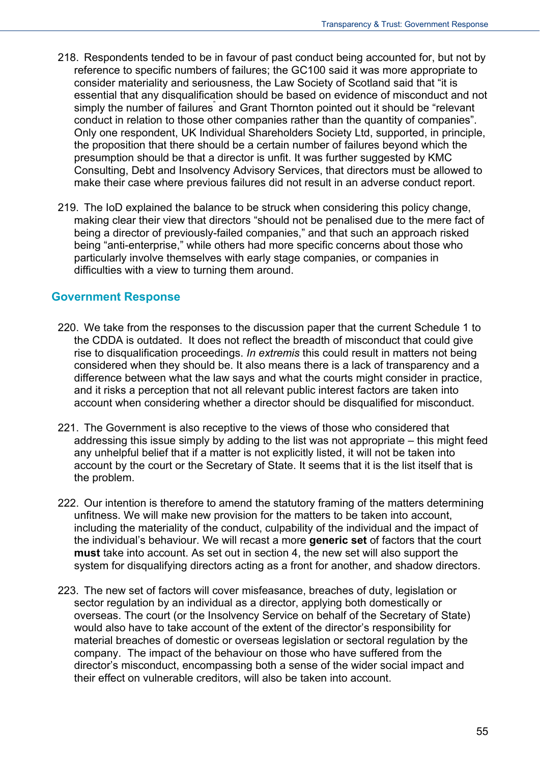218. Respondents tended to be in favour of past conduct being accounted for, but not by reference to specific numbers of failures; the GC100 said it was more appropriate to consider materiality and seriousness, the Law Society of Scotland said that "it is essential that any disqualification should be based on evidence of misconduct and not simply the number of failures" and Grant Thornton pointed out it should be "relevant conduct in relation to those other companies rather than the quantity of companies". Only one respondent, UK Individual Shareholders Society Ltd, supported, in principle, the proposition that there should be a certain number of failures beyond which the presumption should be that a director is unfit. It was further suggested by KMC Consulting, Debt and Insolvency Advisory Services, that directors must be allowed to make their case where previous failures did not result in an adverse conduct report.

219. The IoD explained the balance to be struck when considering this policy change, making clear their view that directors "should not be penalised due to the mere fact of being a director of previously-failed companies," and that such an approach risked being "anti-enterprise," while others had more specific concerns about those who particularly involve themselves with early stage companies, or companies in difficulties with a view to turning them around.

## Government Response

220. We take from the responses to the discussion paper that the current Schedule 1 to the CDDA is outdated. It does not reflect the breadth of misconduct that could give rise to disqualification proceedings. *In extremis* this could result in matters not being considered when they should be. It also means there is a lack of transparency and a difference between what the law says and what the courts might consider in practice, and it risks a perception that not all relevant public interest factors are taken into account when considering whether a director should be disqualified for misconduct.

221. The Government is also receptive to the views of those who considered that addressing this issue simply by adding to the list was not appropriate – this might feed any unhelpful belief that if a matter is not explicitly listed, it will not be taken into account by the court or the Secretary of State. It seems that it is the list itself that is the problem.

222. Our intention is therefore to amend the statutory framing of the matters determining unfitness. We will make new provision for the matters to be taken into account, including the materiality of the conduct, culpability of the individual and the impact of the individual's behaviour. We will recast a more **generic set** of factors that the court **must** take into account. As set out in section 4, the new set will also support the system for disqualifying directors acting as a front for another, and shadow directors.

223. The new set of factors will cover misfeasance, breaches of duty, legislation or sector regulation by an individual as a director, applying both domestically or overseas. The court (or the Insolvency Service on behalf of the Secretary of State) would also have to take account of the extent of the director's responsibility for material breaches of domestic or overseas legislation or sectoral regulation by the company. The impact of the behaviour on those who have suffered from the director's misconduct, encompassing both a sense of the wider social impact and their effect on vulnerable creditors, will also be taken into account.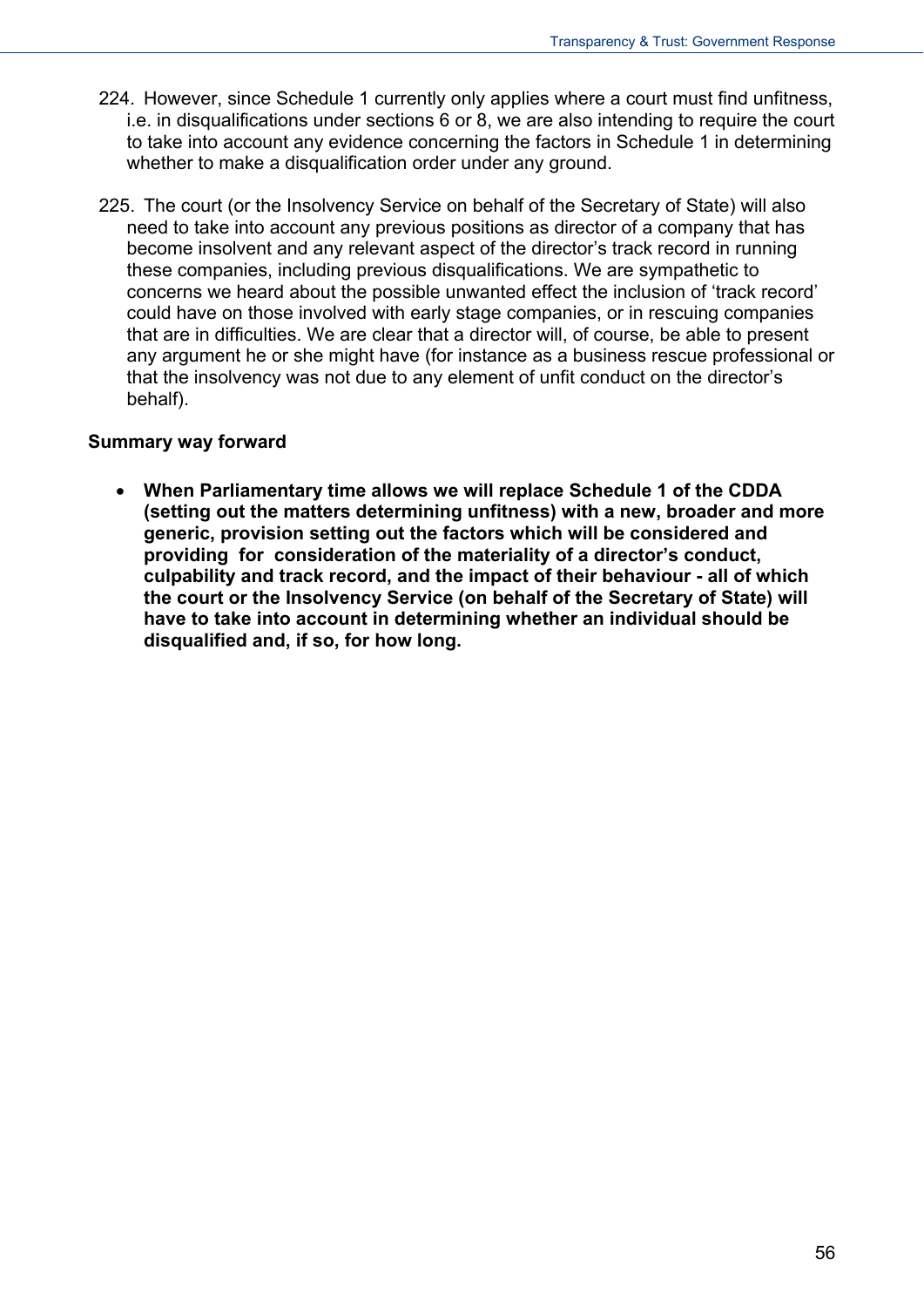224. However, since Schedule 1 currently only applies where a court must find unfitness, i.e. in disqualifications under sections 6 or 8, we are also intending to require the court to take into account any evidence concerning the factors in Schedule 1 in determining whether to make a disqualification order under any ground.

225. The court (or the Insolvency Service on behalf of the Secretary of State) will also need to take into account any previous positions as director of a company that has become insolvent and any relevant aspect of the director's track record in running these companies, including previous disqualifications. We are sympathetic to concerns we heard about the possible unwanted effect the inclusion of 'track record' could have on those involved with early stage companies, or in rescuing companies that are in difficulties. We are clear that a director will, of course, be able to present any argument he or she might have (for instance as a business rescue professional or that the insolvency was not due to any element of unfit conduct on the director's behalf).

**Summary way forward**

- **When Parliamentary time allows we will replace Schedule 1 of the CDDA (setting out the matters determining unfitness) with a new, broader and more generic, provision setting out the factors which will be considered and providing for consideration of the materiality of a director's conduct, culpability and track record, and the impact of their behaviour - all of which the court or the Insolvency Service (on behalf of the Secretary of State) will have to take into account in determining whether an individual should be disqualified and, if so, for how long.**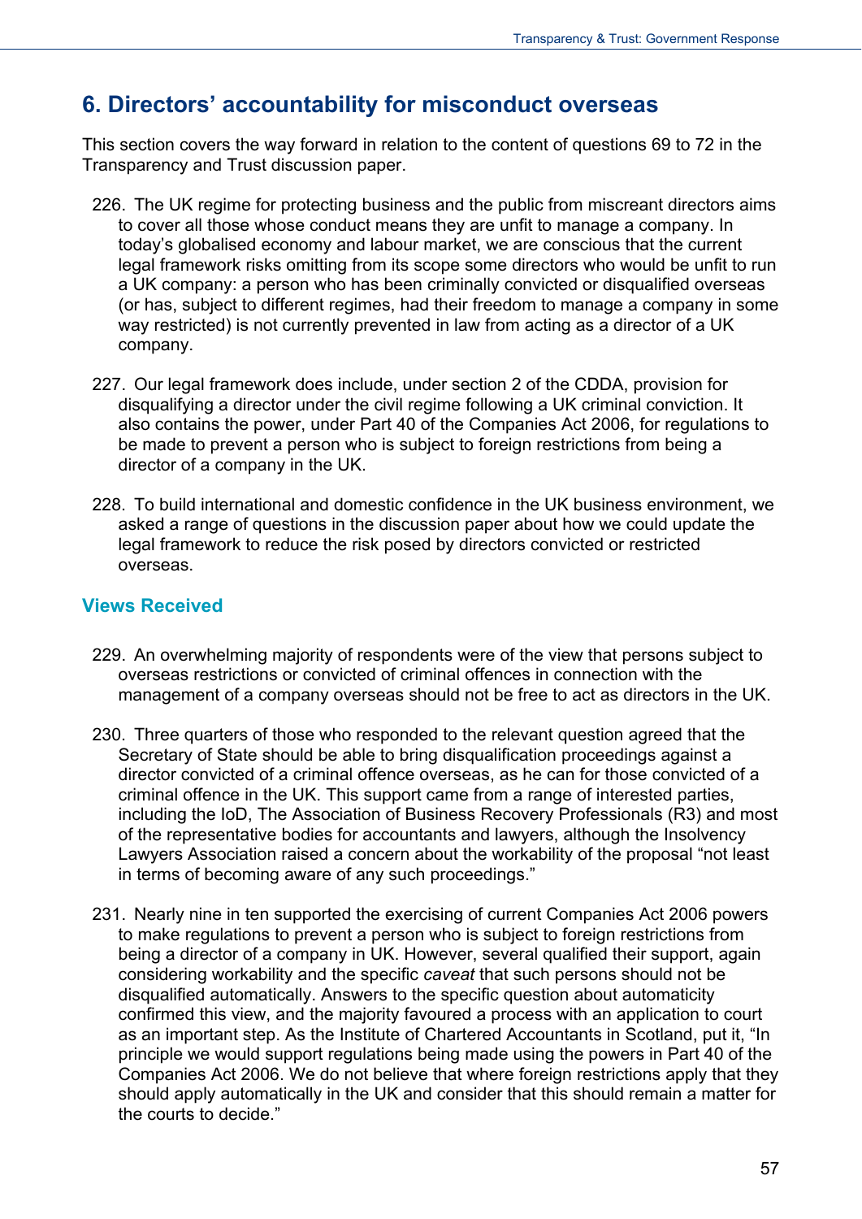## 6. Directors' accountability for misconduct overseas

This section covers the way forward in relation to the content of questions 69 to 72 in the Transparency and Trust discussion paper.

226. The UK regime for protecting business and the public from miscreant directors aims to cover all those whose conduct means they are unfit to manage a company. In today's globalised economy and labour market, we are conscious that the current legal framework risks omitting from its scope some directors who would be unfit to run a UK company: a person who has been criminally convicted or disqualified overseas (or has, subject to different regimes, had their freedom to manage a company in some way restricted) is not currently prevented in law from acting as a director of a UK company.

227. Our legal framework does include, under section 2 of the CDDA, provision for disqualifying a director under the civil regime following a UK criminal conviction. It also contains the power, under Part 40 of the Companies Act 2006, for regulations to be made to prevent a person who is subject to foreign restrictions from being a director of a company in the UK.

228. To build international and domestic confidence in the UK business environment, we asked a range of questions in the discussion paper about how we could update the legal framework to reduce the risk posed by directors convicted or restricted overseas.

### Views Received

229. An overwhelming majority of respondents were of the view that persons subject to overseas restrictions or convicted of criminal offences in connection with the management of a company overseas should not be free to act as directors in the UK.

230. Three quarters of those who responded to the relevant question agreed that the Secretary of State should be able to bring disqualification proceedings against a director convicted of a criminal offence overseas, as he can for those convicted of a criminal offence in the UK. This support came from a range of interested parties, including the IoD, The Association of Business Recovery Professionals (R3) and most of the representative bodies for accountants and lawyers, although the Insolvency Lawyers Association raised a concern about the workability of the proposal "not least in terms of becoming aware of any such proceedings."

231. Nearly nine in ten supported the exercising of current Companies Act 2006 powers to make regulations to prevent a person who is subject to foreign restrictions from being a director of a company in UK. However, several qualified their support, again considering workability and the specific *caveat* that such persons should not be disqualified automatically. Answers to the specific question about automaticity confirmed this view, and the majority favoured a process with an application to court as an important step. As the Institute of Chartered Accountants in Scotland, put it, "In principle we would support regulations being made using the powers in Part 40 of the Companies Act 2006. We do not believe that where foreign restrictions apply that they should apply automatically in the UK and consider that this should remain a matter for the courts to decide."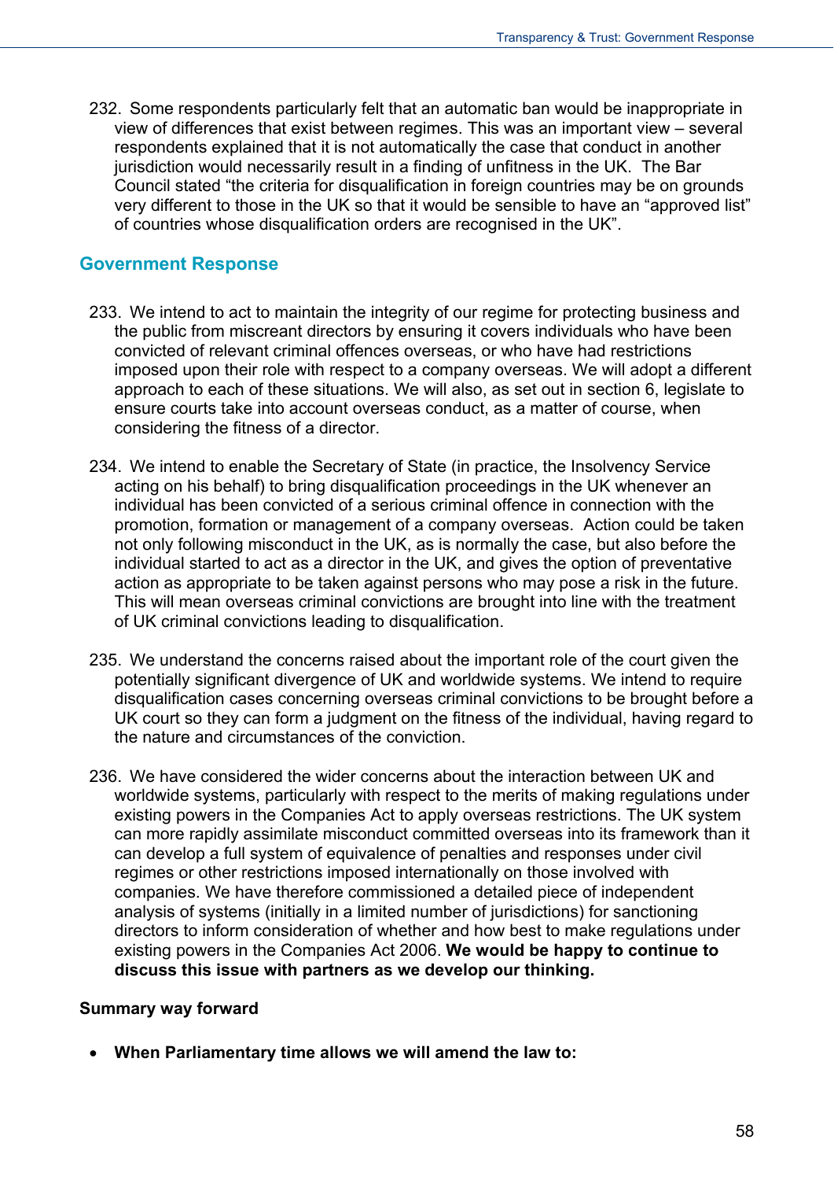232. Some respondents particularly felt that an automatic ban would be inappropriate in view of differences that exist between regimes. This was an important view – several respondents explained that it is not automatically the case that conduct in another jurisdiction would necessarily result in a finding of unfitness in the UK. The Bar Council stated "the criteria for disqualification in foreign countries may be on grounds very different to those in the UK so that it would be sensible to have an "approved list" of countries whose disqualification orders are recognised in the UK".

## Government Response

233. We intend to act to maintain the integrity of our regime for protecting business and the public from miscreant directors by ensuring it covers individuals who have been convicted of relevant criminal offences overseas, or who have had restrictions imposed upon their role with respect to a company overseas. We will adopt a different approach to each of these situations. We will also, as set out in section 6, legislate to ensure courts take into account overseas conduct, as a matter of course, when considering the fitness of a director.

234. We intend to enable the Secretary of State (in practice, the Insolvency Service acting on his behalf) to bring disqualification proceedings in the UK whenever an individual has been convicted of a serious criminal offence in connection with the promotion, formation or management of a company overseas. Action could be taken not only following misconduct in the UK, as is normally the case, but also before the individual started to act as a director in the UK, and gives the option of preventative action as appropriate to be taken against persons who may pose a risk in the future. This will mean overseas criminal convictions are brought into line with the treatment of UK criminal convictions leading to disqualification.

235. We understand the concerns raised about the important role of the court given the potentially significant divergence of UK and worldwide systems. We intend to require disqualification cases concerning overseas criminal convictions to be brought before a UK court so they can form a judgment on the fitness of the individual, having regard to the nature and circumstances of the conviction.

236. We have considered the wider concerns about the interaction between UK and worldwide systems, particularly with respect to the merits of making regulations under existing powers in the Companies Act to apply overseas restrictions. The UK system can more rapidly assimilate misconduct committed overseas into its framework than it can develop a full system of equivalence of penalties and responses under civil regimes or other restrictions imposed internationally on those involved with companies. We have therefore commissioned a detailed piece of independent analysis of systems (initially in a limited number of jurisdictions) for sanctioning directors to inform consideration of whether and how best to make regulations under existing powers in the Companies Act 2006. **We would be happy to continue to discuss this issue with partners as we develop our thinking.**

**Summary way forward**

- **When Parliamentary time allows we will amend the law to:**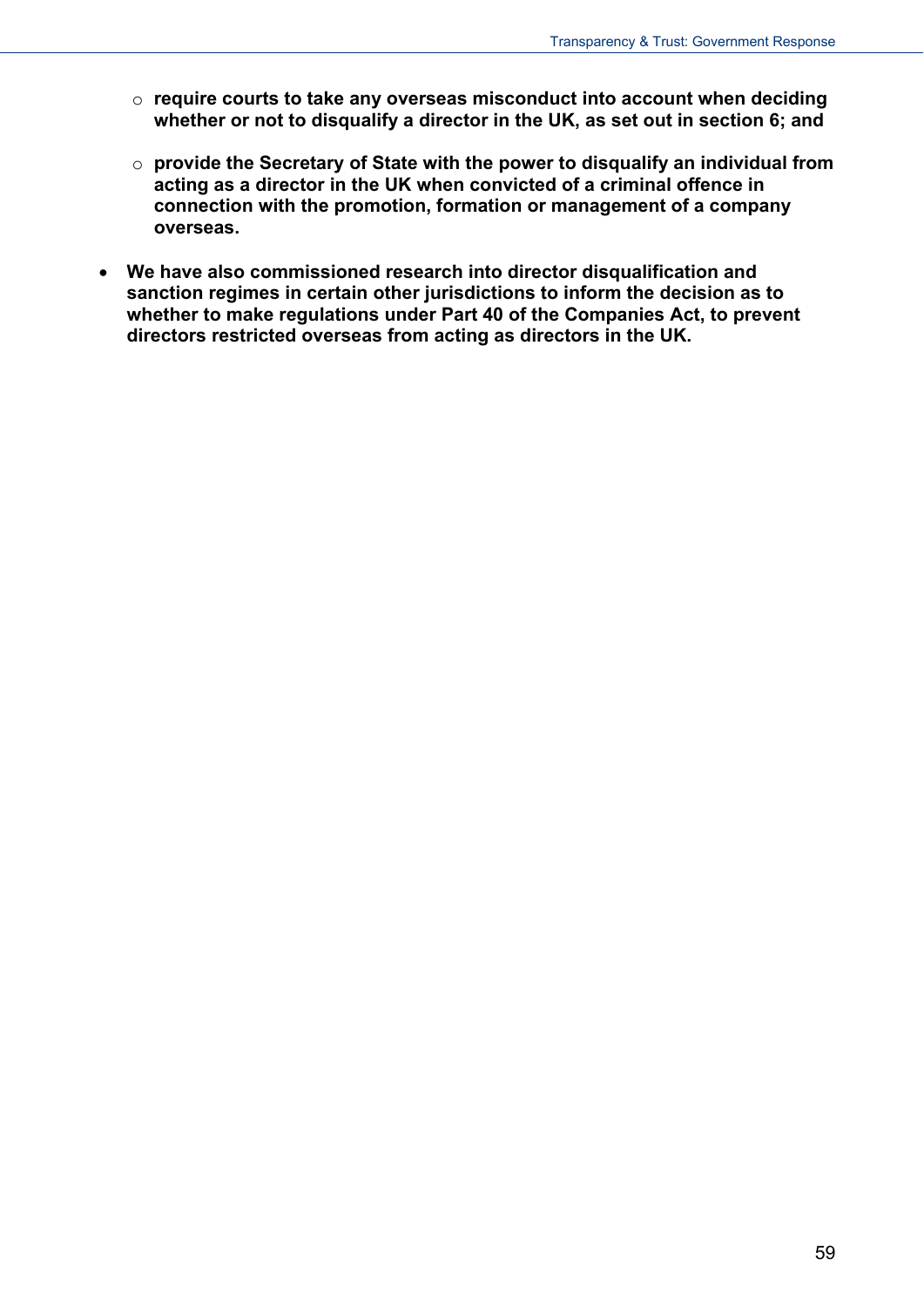- **require courts to take any overseas misconduct into account when deciding whether or not to disqualify a director in the UK, as set out in section 6; and**

  - **provide the Secretary of State with the power to disqualify an individual from acting as a director in the UK when convicted of a criminal offence in connection with the promotion, formation or management of a company overseas.**

- **We have also commissioned research into director disqualification and sanction regimes in certain other jurisdictions to inform the decision as to whether to make regulations under Part 40 of the Companies Act, to prevent directors restricted overseas from acting as directors in the UK.**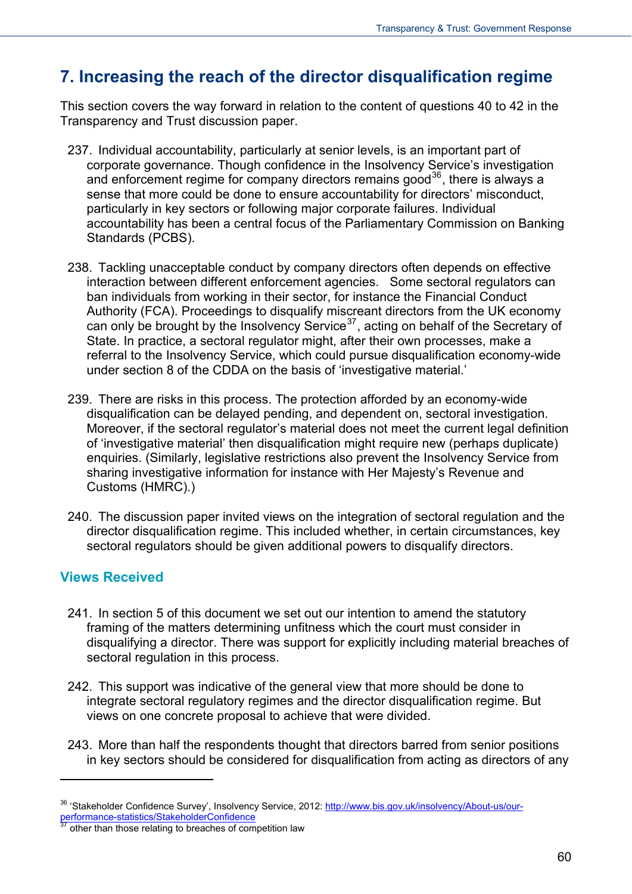## 7. Increasing the reach of the director disqualification regime

This section covers the way forward in relation to the content of questions 40 to 42 in the Transparency and Trust discussion paper.

237. Individual accountability, particularly at senior levels, is an important part of corporate governance. Though confidence in the Insolvency Service's investigation and enforcement regime for company directors remains good[36], there is always a sense that more could be done to ensure accountability for directors' misconduct, particularly in key sectors or following major corporate failures. Individual accountability has been a central focus of the Parliamentary Commission on Banking Standards (PCBS).

238. Tackling unacceptable conduct by company directors often depends on effective interaction between different enforcement agencies. Some sectoral regulators can ban individuals from working in their sector, for instance the Financial Conduct Authority (FCA). Proceedings to disqualify miscreant directors from the UK economy can only be brought by the Insolvency Service[37], acting on behalf of the Secretary of State. In practice, a sectoral regulator might, after their own processes, make a referral to the Insolvency Service, which could pursue disqualification economy-wide under section 8 of the CDDA on the basis of 'investigative material.'

239. There are risks in this process. The protection afforded by an economy-wide disqualification can be delayed pending, and dependent on, sectoral investigation. Moreover, if the sectoral regulator's material does not meet the current legal definition of 'investigative material' then disqualification might require new (perhaps duplicate) enquiries. (Similarly, legislative restrictions also prevent the Insolvency Service from sharing investigative information for instance with Her Majesty's Revenue and Customs (HMRC).)

240. The discussion paper invited views on the integration of sectoral regulation and the director disqualification regime. This included whether, in certain circumstances, key sectoral regulators should be given additional powers to disqualify directors.

### Views Received

241. In section 5 of this document we set out our intention to amend the statutory framing of the matters determining unfitness which the court must consider in disqualifying a director. There was support for explicitly including material breaches of sectoral regulation in this process.

242. This support was indicative of the general view that more should be done to integrate sectoral regulatory regimes and the director disqualification regime. But views on one concrete proposal to achieve that were divided.

243. More than half the respondents thought that directors barred from senior positions in key sectors should be considered for disqualification from acting as directors of any

---

[36] 'Stakeholder Confidence Survey', Insolvency Service, 2012: http://www.bis.gov.uk/insolvency/About-us/our-performance-statistics/StakeholderConfidence

[37] other than those relating to breaches of competition law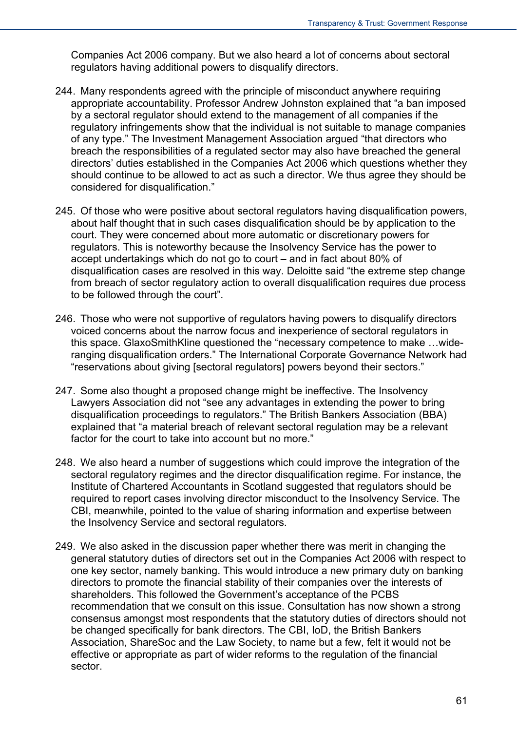Companies Act 2006 company. But we also heard a lot of concerns about sectoral regulators having additional powers to disqualify directors.

244. Many respondents agreed with the principle of misconduct anywhere requiring appropriate accountability. Professor Andrew Johnston explained that "a ban imposed by a sectoral regulator should extend to the management of all companies if the regulatory infringements show that the individual is not suitable to manage companies of any type." The Investment Management Association argued "that directors who breach the responsibilities of a regulated sector may also have breached the general directors' duties established in the Companies Act 2006 which questions whether they should continue to be allowed to act as such a director. We thus agree they should be considered for disqualification."

245. Of those who were positive about sectoral regulators having disqualification powers, about half thought that in such cases disqualification should be by application to the court. They were concerned about more automatic or discretionary powers for regulators. This is noteworthy because the Insolvency Service has the power to accept undertakings which do not go to court – and in fact about 80% of disqualification cases are resolved in this way. Deloitte said "the extreme step change from breach of sector regulatory action to overall disqualification requires due process to be followed through the court".

246. Those who were not supportive of regulators having powers to disqualify directors voiced concerns about the narrow focus and inexperience of sectoral regulators in this space. GlaxoSmithKline questioned the "necessary competence to make …wide-ranging disqualification orders." The International Corporate Governance Network had "reservations about giving [sectoral regulators] powers beyond their sectors."

247. Some also thought a proposed change might be ineffective. The Insolvency Lawyers Association did not "see any advantages in extending the power to bring disqualification proceedings to regulators." The British Bankers Association (BBA) explained that "a material breach of relevant sectoral regulation may be a relevant factor for the court to take into account but no more."

248. We also heard a number of suggestions which could improve the integration of the sectoral regulatory regimes and the director disqualification regime. For instance, the Institute of Chartered Accountants in Scotland suggested that regulators should be required to report cases involving director misconduct to the Insolvency Service. The CBI, meanwhile, pointed to the value of sharing information and expertise between the Insolvency Service and sectoral regulators.

249. We also asked in the discussion paper whether there was merit in changing the general statutory duties of directors set out in the Companies Act 2006 with respect to one key sector, namely banking. This would introduce a new primary duty on banking directors to promote the financial stability of their companies over the interests of shareholders. This followed the Government's acceptance of the PCBS recommendation that we consult on this issue. Consultation has now shown a strong consensus amongst most respondents that the statutory duties of directors should not be changed specifically for bank directors. The CBI, IoD, the British Bankers Association, ShareSoc and the Law Society, to name but a few, felt it would not be effective or appropriate as part of wider reforms to the regulation of the financial sector.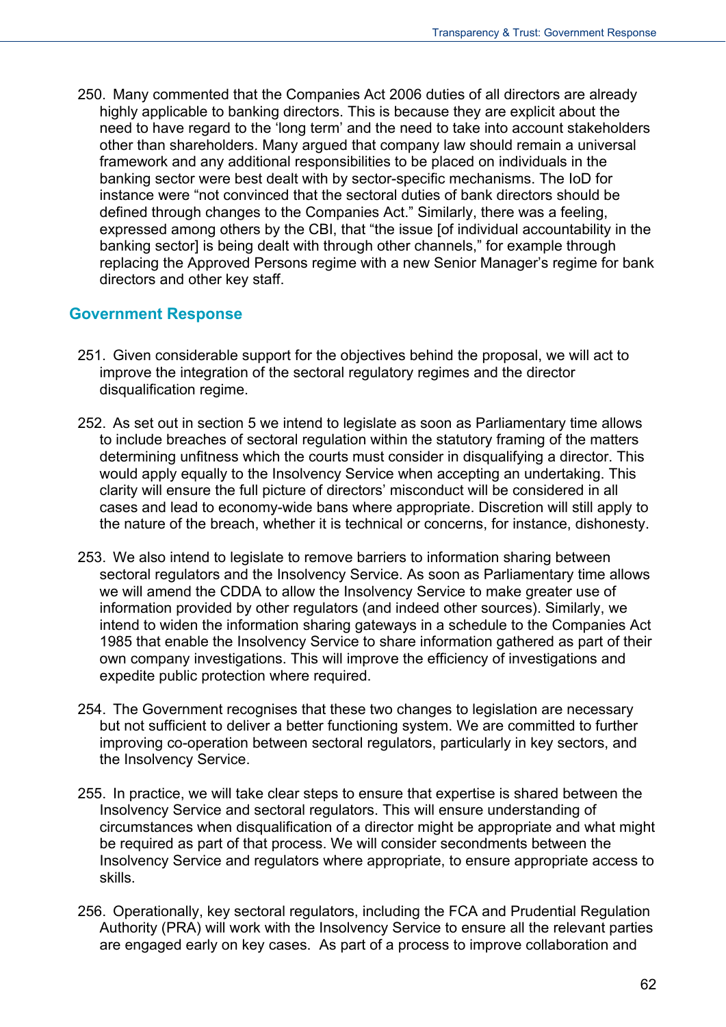250. Many commented that the Companies Act 2006 duties of all directors are already highly applicable to banking directors. This is because they are explicit about the need to have regard to the 'long term' and the need to take into account stakeholders other than shareholders. Many argued that company law should remain a universal framework and any additional responsibilities to be placed on individuals in the banking sector were best dealt with by sector-specific mechanisms. The IoD for instance were "not convinced that the sectoral duties of bank directors should be defined through changes to the Companies Act." Similarly, there was a feeling, expressed among others by the CBI, that "the issue [of individual accountability in the banking sector] is being dealt with through other channels," for example through replacing the Approved Persons regime with a new Senior Manager's regime for bank directors and other key staff.

## Government Response

251. Given considerable support for the objectives behind the proposal, we will act to improve the integration of the sectoral regulatory regimes and the director disqualification regime.

252. As set out in section 5 we intend to legislate as soon as Parliamentary time allows to include breaches of sectoral regulation within the statutory framing of the matters determining unfitness which the courts must consider in disqualifying a director. This would apply equally to the Insolvency Service when accepting an undertaking. This clarity will ensure the full picture of directors' misconduct will be considered in all cases and lead to economy-wide bans where appropriate. Discretion will still apply to the nature of the breach, whether it is technical or concerns, for instance, dishonesty.

253. We also intend to legislate to remove barriers to information sharing between sectoral regulators and the Insolvency Service. As soon as Parliamentary time allows we will amend the CDDA to allow the Insolvency Service to make greater use of information provided by other regulators (and indeed other sources). Similarly, we intend to widen the information sharing gateways in a schedule to the Companies Act 1985 that enable the Insolvency Service to share information gathered as part of their own company investigations. This will improve the efficiency of investigations and expedite public protection where required.

254. The Government recognises that these two changes to legislation are necessary but not sufficient to deliver a better functioning system. We are committed to further improving co-operation between sectoral regulators, particularly in key sectors, and the Insolvency Service.

255. In practice, we will take clear steps to ensure that expertise is shared between the Insolvency Service and sectoral regulators. This will ensure understanding of circumstances when disqualification of a director might be appropriate and what might be required as part of that process. We will consider secondments between the Insolvency Service and regulators where appropriate, to ensure appropriate access to skills.

256. Operationally, key sectoral regulators, including the FCA and Prudential Regulation Authority (PRA) will work with the Insolvency Service to ensure all the relevant parties are engaged early on key cases. As part of a process to improve collaboration and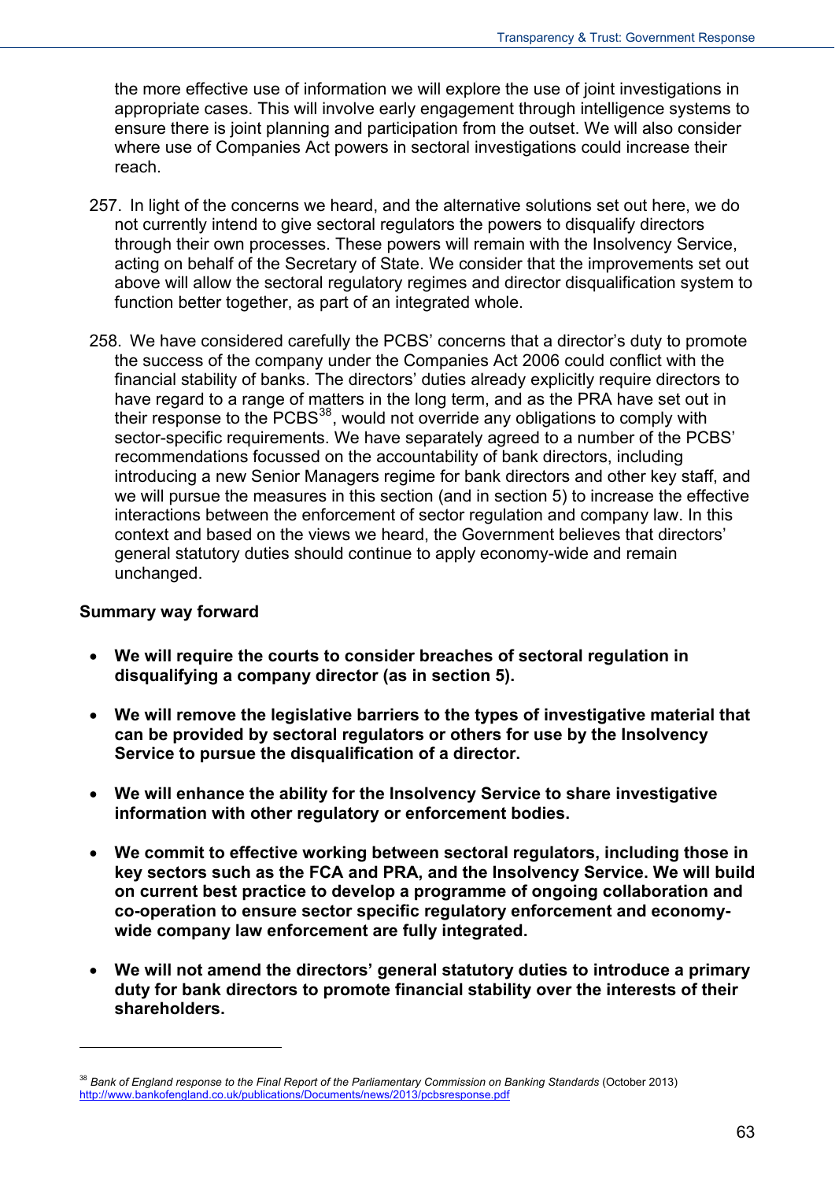the more effective use of information we will explore the use of joint investigations in appropriate cases. This will involve early engagement through intelligence systems to ensure there is joint planning and participation from the outset. We will also consider where use of Companies Act powers in sectoral investigations could increase their reach.

257. In light of the concerns we heard, and the alternative solutions set out here, we do not currently intend to give sectoral regulators the powers to disqualify directors through their own processes. These powers will remain with the Insolvency Service, acting on behalf of the Secretary of State. We consider that the improvements set out above will allow the sectoral regulatory regimes and director disqualification system to function better together, as part of an integrated whole.

258. We have considered carefully the PCBS' concerns that a director's duty to promote the success of the company under the Companies Act 2006 could conflict with the financial stability of banks. The directors' duties already explicitly require directors to have regard to a range of matters in the long term, and as the PRA have set out in their response to the PCBS[38], would not override any obligations to comply with sector-specific requirements. We have separately agreed to a number of the PCBS' recommendations focussed on the accountability of bank directors, including introducing a new Senior Managers regime for bank directors and other key staff, and we will pursue the measures in this section (and in section 5) to increase the effective interactions between the enforcement of sector regulation and company law. In this context and based on the views we heard, the Government believes that directors' general statutory duties should continue to apply economy-wide and remain unchanged.

**Summary way forward**

- **We will require the courts to consider breaches of sectoral regulation in disqualifying a company director (as in section 5).**
- **We will remove the legislative barriers to the types of investigative material that can be provided by sectoral regulators or others for use by the Insolvency Service to pursue the disqualification of a director.**
- **We will enhance the ability for the Insolvency Service to share investigative information with other regulatory or enforcement bodies.**
- **We commit to effective working between sectoral regulators, including those in key sectors such as the FCA and PRA, and the Insolvency Service. We will build on current best practice to develop a programme of ongoing collaboration and co-operation to ensure sector specific regulatory enforcement and economy-wide company law enforcement are fully integrated.**
- **We will not amend the directors' general statutory duties to introduce a primary duty for bank directors to promote financial stability over the interests of their shareholders.**

---

[38] *Bank of England response to the Final Report of the Parliamentary Commission on Banking Standards* (October 2013) http://www.bankofengland.co.uk/publications/Documents/news/2013/pcbsresponse.pdf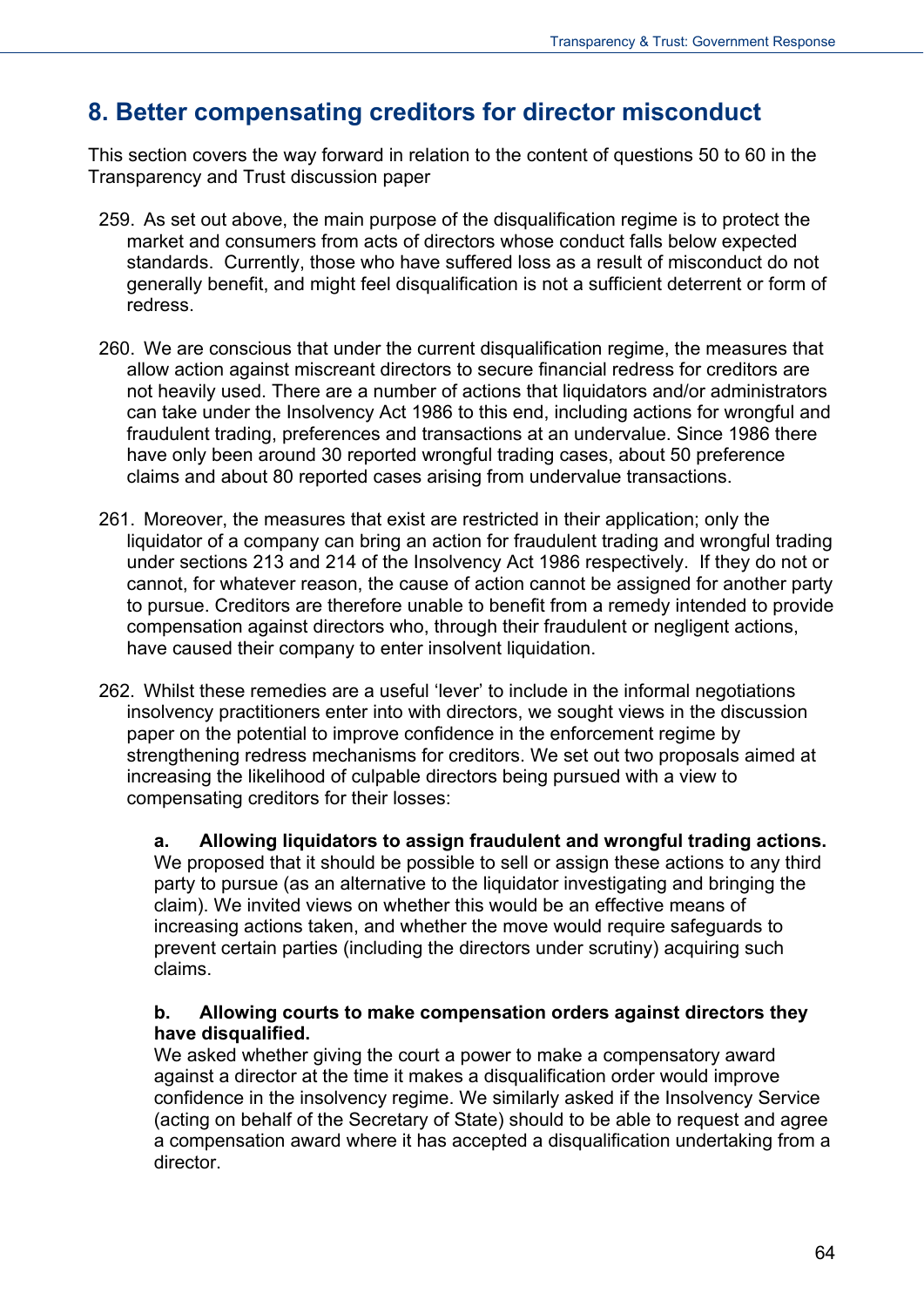## 8. Better compensating creditors for director misconduct

This section covers the way forward in relation to the content of questions 50 to 60 in the Transparency and Trust discussion paper

259. As set out above, the main purpose of the disqualification regime is to protect the market and consumers from acts of directors whose conduct falls below expected standards. Currently, those who have suffered loss as a result of misconduct do not generally benefit, and might feel disqualification is not a sufficient deterrent or form of redress.

260. We are conscious that under the current disqualification regime, the measures that allow action against miscreant directors to secure financial redress for creditors are not heavily used. There are a number of actions that liquidators and/or administrators can take under the Insolvency Act 1986 to this end, including actions for wrongful and fraudulent trading, preferences and transactions at an undervalue. Since 1986 there have only been around 30 reported wrongful trading cases, about 50 preference claims and about 80 reported cases arising from undervalue transactions.

261. Moreover, the measures that exist are restricted in their application; only the liquidator of a company can bring an action for fraudulent trading and wrongful trading under sections 213 and 214 of the Insolvency Act 1986 respectively. If they do not or cannot, for whatever reason, the cause of action cannot be assigned for another party to pursue. Creditors are therefore unable to benefit from a remedy intended to provide compensation against directors who, through their fraudulent or negligent actions, have caused their company to enter insolvent liquidation.

262. Whilst these remedies are a useful 'lever' to include in the informal negotiations insolvency practitioners enter into with directors, we sought views in the discussion paper on the potential to improve confidence in the enforcement regime by strengthening redress mechanisms for creditors. We set out two proposals aimed at increasing the likelihood of culpable directors being pursued with a view to compensating creditors for their losses:

   **a. Allowing liquidators to assign fraudulent and wrongful trading actions.** We proposed that it should be possible to sell or assign these actions to any third party to pursue (as an alternative to the liquidator investigating and bringing the claim). We invited views on whether this would be an effective means of increasing actions taken, and whether the move would require safeguards to prevent certain parties (including the directors under scrutiny) acquiring such claims.

   **b. Allowing courts to make compensation orders against directors they have disqualified.**
   We asked whether giving the court a power to make a compensatory award against a director at the time it makes a disqualification order would improve confidence in the insolvency regime. We similarly asked if the Insolvency Service (acting on behalf of the Secretary of State) should to be able to request and agree a compensation award where it has accepted a disqualification undertaking from a director.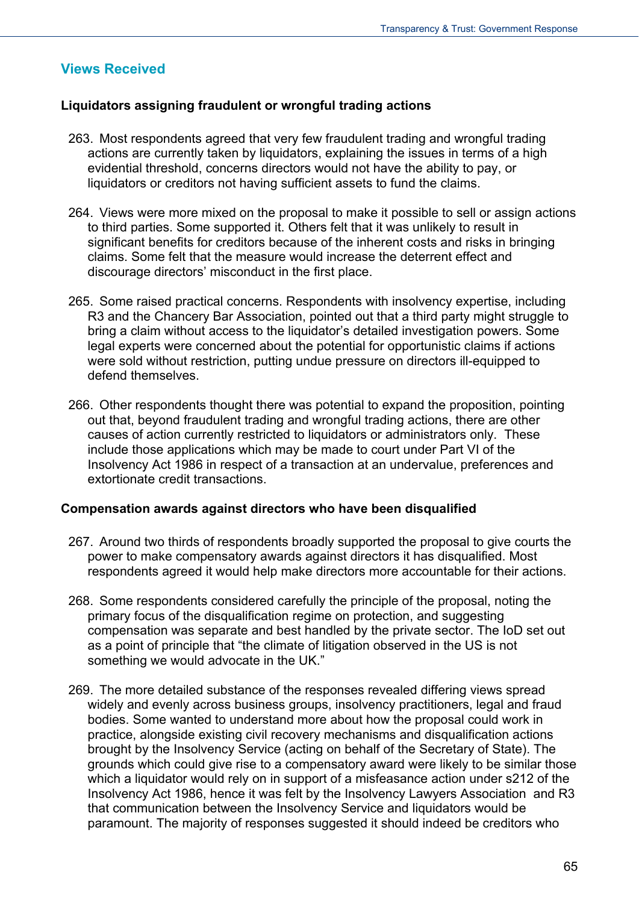## Views Received

**Liquidators assigning fraudulent or wrongful trading actions**

263. Most respondents agreed that very few fraudulent trading and wrongful trading actions are currently taken by liquidators, explaining the issues in terms of a high evidential threshold, concerns directors would not have the ability to pay, or liquidators or creditors not having sufficient assets to fund the claims.

264. Views were more mixed on the proposal to make it possible to sell or assign actions to third parties. Some supported it. Others felt that it was unlikely to result in significant benefits for creditors because of the inherent costs and risks in bringing claims. Some felt that the measure would increase the deterrent effect and discourage directors' misconduct in the first place.

265. Some raised practical concerns. Respondents with insolvency expertise, including R3 and the Chancery Bar Association, pointed out that a third party might struggle to bring a claim without access to the liquidator's detailed investigation powers. Some legal experts were concerned about the potential for opportunistic claims if actions were sold without restriction, putting undue pressure on directors ill-equipped to defend themselves.

266. Other respondents thought there was potential to expand the proposition, pointing out that, beyond fraudulent trading and wrongful trading actions, there are other causes of action currently restricted to liquidators or administrators only. These include those applications which may be made to court under Part VI of the Insolvency Act 1986 in respect of a transaction at an undervalue, preferences and extortionate credit transactions.

**Compensation awards against directors who have been disqualified**

267. Around two thirds of respondents broadly supported the proposal to give courts the power to make compensatory awards against directors it has disqualified. Most respondents agreed it would help make directors more accountable for their actions.

268. Some respondents considered carefully the principle of the proposal, noting the primary focus of the disqualification regime on protection, and suggesting compensation was separate and best handled by the private sector. The IoD set out as a point of principle that "the climate of litigation observed in the US is not something we would advocate in the UK."

269. The more detailed substance of the responses revealed differing views spread widely and evenly across business groups, insolvency practitioners, legal and fraud bodies. Some wanted to understand more about how the proposal could work in practice, alongside existing civil recovery mechanisms and disqualification actions brought by the Insolvency Service (acting on behalf of the Secretary of State). The grounds which could give rise to a compensatory award were likely to be similar those which a liquidator would rely on in support of a misfeasance action under s212 of the Insolvency Act 1986, hence it was felt by the Insolvency Lawyers Association and R3 that communication between the Insolvency Service and liquidators would be paramount. The majority of responses suggested it should indeed be creditors who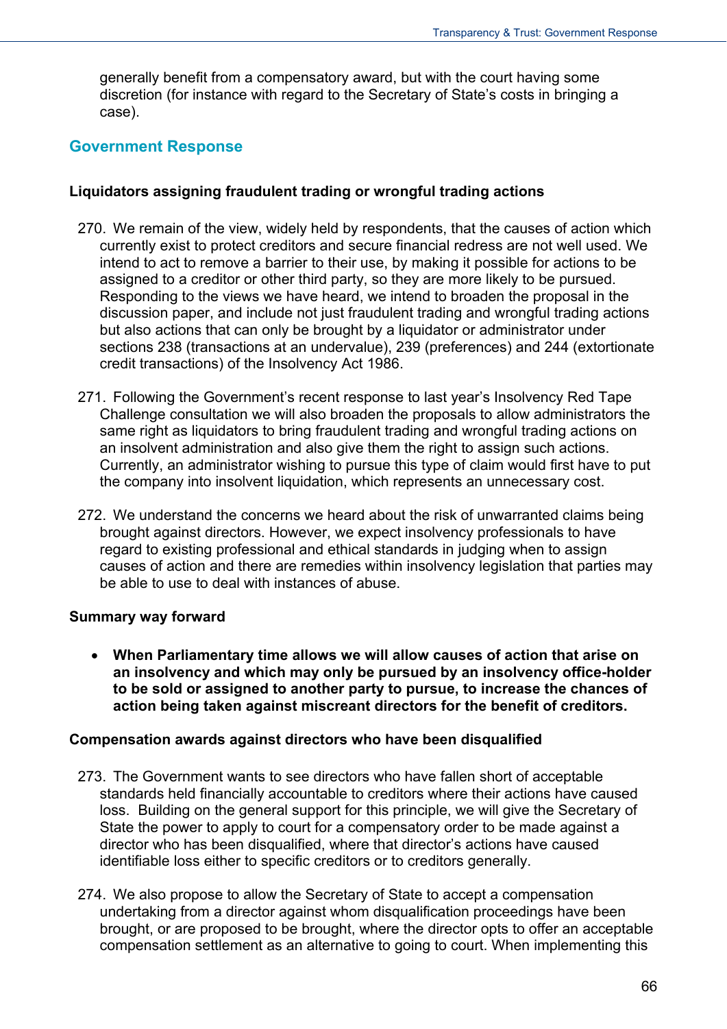generally benefit from a compensatory award, but with the court having some discretion (for instance with regard to the Secretary of State's costs in bringing a case).

## Government Response

**Liquidators assigning fraudulent trading or wrongful trading actions**

270. We remain of the view, widely held by respondents, that the causes of action which currently exist to protect creditors and secure financial redress are not well used. We intend to act to remove a barrier to their use, by making it possible for actions to be assigned to a creditor or other third party, so they are more likely to be pursued. Responding to the views we have heard, we intend to broaden the proposal in the discussion paper, and include not just fraudulent trading and wrongful trading actions but also actions that can only be brought by a liquidator or administrator under sections 238 (transactions at an undervalue), 239 (preferences) and 244 (extortionate credit transactions) of the Insolvency Act 1986.

271. Following the Government's recent response to last year's Insolvency Red Tape Challenge consultation we will also broaden the proposals to allow administrators the same right as liquidators to bring fraudulent trading and wrongful trading actions on an insolvent administration and also give them the right to assign such actions. Currently, an administrator wishing to pursue this type of claim would first have to put the company into insolvent liquidation, which represents an unnecessary cost.

272. We understand the concerns we heard about the risk of unwarranted claims being brought against directors. However, we expect insolvency professionals to have regard to existing professional and ethical standards in judging when to assign causes of action and there are remedies within insolvency legislation that parties may be able to use to deal with instances of abuse.

**Summary way forward**

- **When Parliamentary time allows we will allow causes of action that arise on an insolvency and which may only be pursued by an insolvency office-holder to be sold or assigned to another party to pursue, to increase the chances of action being taken against miscreant directors for the benefit of creditors.**

**Compensation awards against directors who have been disqualified**

273. The Government wants to see directors who have fallen short of acceptable standards held financially accountable to creditors where their actions have caused loss. Building on the general support for this principle, we will give the Secretary of State the power to apply to court for a compensatory order to be made against a director who has been disqualified, where that director's actions have caused identifiable loss either to specific creditors or to creditors generally.

274. We also propose to allow the Secretary of State to accept a compensation undertaking from a director against whom disqualification proceedings have been brought, or are proposed to be brought, where the director opts to offer an acceptable compensation settlement as an alternative to going to court. When implementing this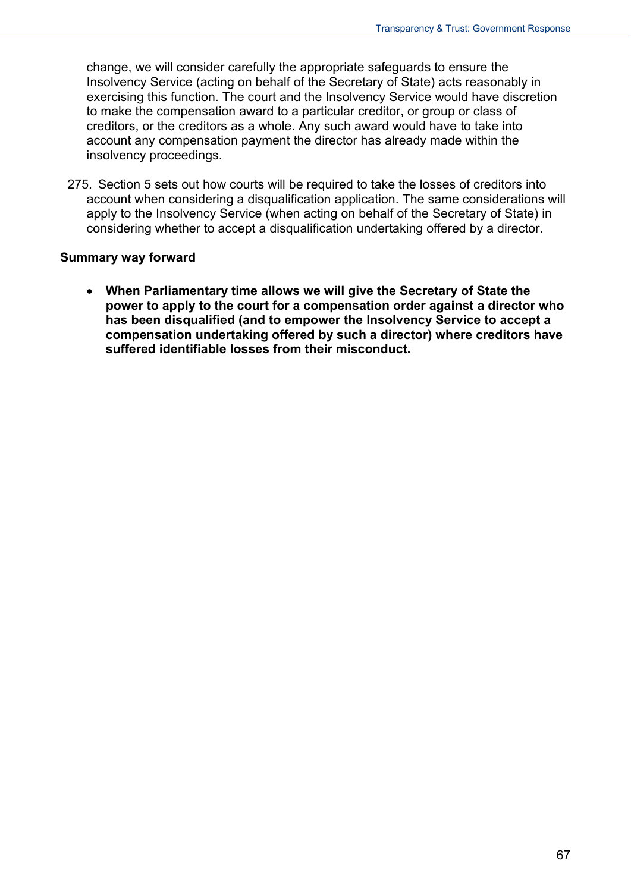change, we will consider carefully the appropriate safeguards to ensure the Insolvency Service (acting on behalf of the Secretary of State) acts reasonably in exercising this function. The court and the Insolvency Service would have discretion to make the compensation award to a particular creditor, or group or class of creditors, or the creditors as a whole. Any such award would have to take into account any compensation payment the director has already made within the insolvency proceedings.

275. Section 5 sets out how courts will be required to take the losses of creditors into account when considering a disqualification application. The same considerations will apply to the Insolvency Service (when acting on behalf of the Secretary of State) in considering whether to accept a disqualification undertaking offered by a director.

**Summary way forward**

- **When Parliamentary time allows we will give the Secretary of State the power to apply to the court for a compensation order against a director who has been disqualified (and to empower the Insolvency Service to accept a compensation undertaking offered by such a director) where creditors have suffered identifiable losses from their misconduct.**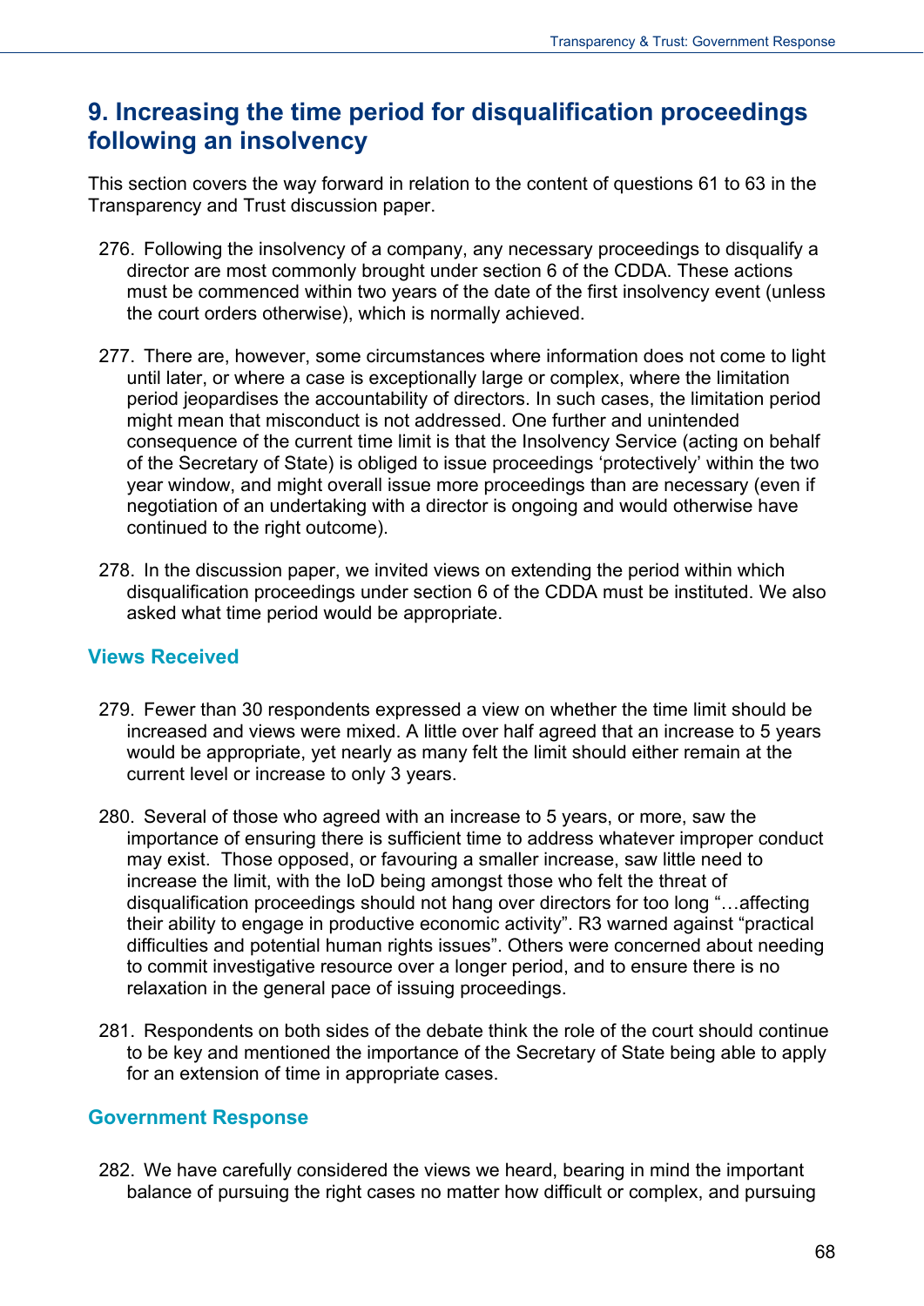## 9. Increasing the time period for disqualification proceedings following an insolvency

This section covers the way forward in relation to the content of questions 61 to 63 in the Transparency and Trust discussion paper.

276. Following the insolvency of a company, any necessary proceedings to disqualify a director are most commonly brought under section 6 of the CDDA. These actions must be commenced within two years of the date of the first insolvency event (unless the court orders otherwise), which is normally achieved.

277. There are, however, some circumstances where information does not come to light until later, or where a case is exceptionally large or complex, where the limitation period jeopardises the accountability of directors. In such cases, the limitation period might mean that misconduct is not addressed. One further and unintended consequence of the current time limit is that the Insolvency Service (acting on behalf of the Secretary of State) is obliged to issue proceedings 'protectively' within the two year window, and might overall issue more proceedings than are necessary (even if negotiation of an undertaking with a director is ongoing and would otherwise have continued to the right outcome).

278. In the discussion paper, we invited views on extending the period within which disqualification proceedings under section 6 of the CDDA must be instituted. We also asked what time period would be appropriate.

### Views Received

279. Fewer than 30 respondents expressed a view on whether the time limit should be increased and views were mixed. A little over half agreed that an increase to 5 years would be appropriate, yet nearly as many felt the limit should either remain at the current level or increase to only 3 years.

280. Several of those who agreed with an increase to 5 years, or more, saw the importance of ensuring there is sufficient time to address whatever improper conduct may exist. Those opposed, or favouring a smaller increase, saw little need to increase the limit, with the IoD being amongst those who felt the threat of disqualification proceedings should not hang over directors for too long "…affecting their ability to engage in productive economic activity". R3 warned against "practical difficulties and potential human rights issues". Others were concerned about needing to commit investigative resource over a longer period, and to ensure there is no relaxation in the general pace of issuing proceedings.

281. Respondents on both sides of the debate think the role of the court should continue to be key and mentioned the importance of the Secretary of State being able to apply for an extension of time in appropriate cases.

### Government Response

282. We have carefully considered the views we heard, bearing in mind the important balance of pursuing the right cases no matter how difficult or complex, and pursuing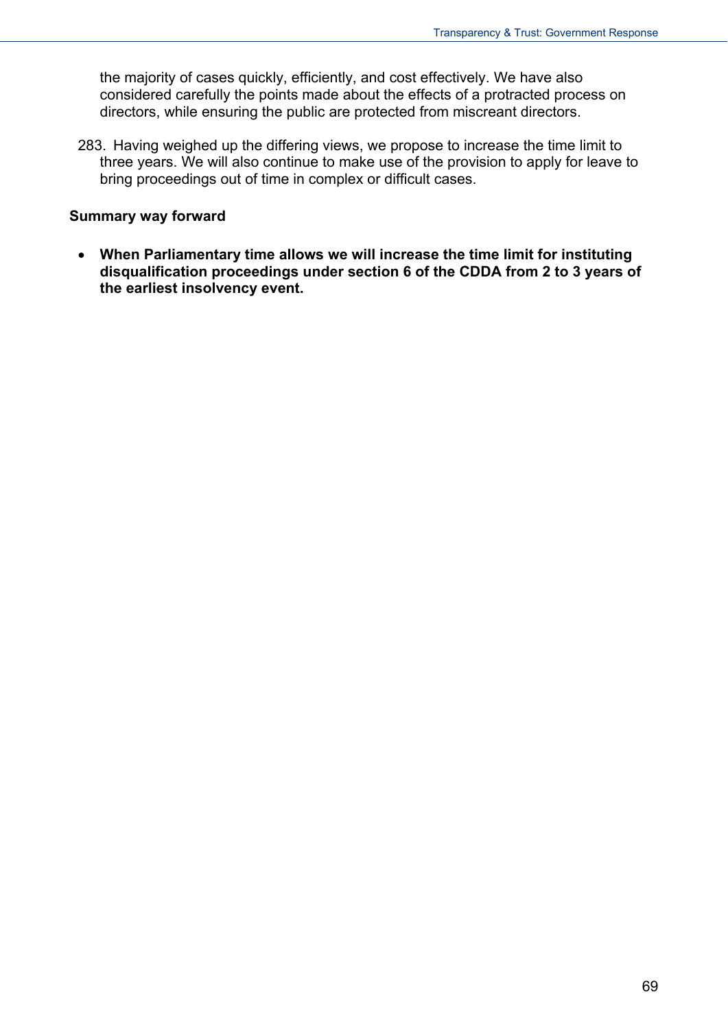the majority of cases quickly, efficiently, and cost effectively. We have also considered carefully the points made about the effects of a protracted process on directors, while ensuring the public are protected from miscreant directors.

283. Having weighed up the differing views, we propose to increase the time limit to three years. We will also continue to make use of the provision to apply for leave to bring proceedings out of time in complex or difficult cases.

**Summary way forward**

- **When Parliamentary time allows we will increase the time limit for instituting disqualification proceedings under section 6 of the CDDA from 2 to 3 years of the earliest insolvency event.**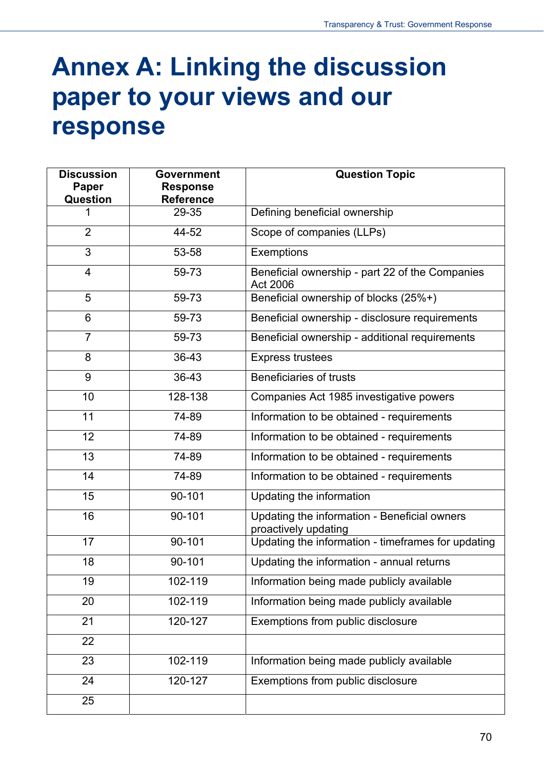# Annex A: Linking the discussion paper to your views and our response

| Discussion Paper Question | Government Response Reference | Question Topic |
|---|---|---|
| 1 | 29-35 | Defining beneficial ownership |
| 2 | 44-52 | Scope of companies (LLPs) |
| 3 | 53-58 | Exemptions |
| 4 | 59-73 | Beneficial ownership - part 22 of the Companies Act 2006 |
| 5 | 59-73 | Beneficial ownership of blocks (25%+) |
| 6 | 59-73 | Beneficial ownership - disclosure requirements |
| 7 | 59-73 | Beneficial ownership - additional requirements |
| 8 | 36-43 | Express trustees |
| 9 | 36-43 | Beneficiaries of trusts |
| 10 | 128-138 | Companies Act 1985 investigative powers |
| 11 | 74-89 | Information to be obtained - requirements |
| 12 | 74-89 | Information to be obtained - requirements |
| 13 | 74-89 | Information to be obtained - requirements |
| 14 | 74-89 | Information to be obtained - requirements |
| 15 | 90-101 | Updating the information |
| 16 | 90-101 | Updating the information - Beneficial owners proactively updating |
| 17 | 90-101 | Updating the information - timeframes for updating |
| 18 | 90-101 | Updating the information - annual returns |
| 19 | 102-119 | Information being made publicly available |
| 20 | 102-119 | Information being made publicly available |
| 21 | 120-127 | Exemptions from public disclosure |
| 22 | | |
| 23 | 102-119 | Information being made publicly available |
| 24 | 120-127 | Exemptions from public disclosure |
| 25 | | |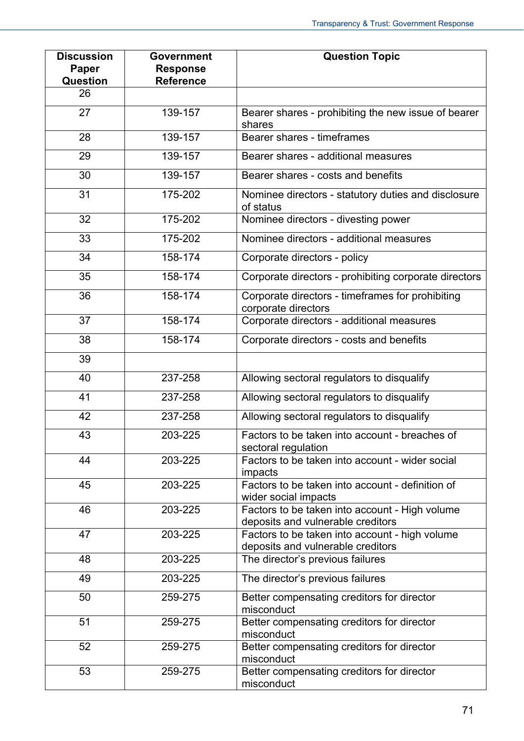| Discussion Paper Question | Government Response Reference | Question Topic |
|---|---|---|
| 26 | | |
| 27 | 139-157 | Bearer shares - prohibiting the new issue of bearer shares |
| 28 | 139-157 | Bearer shares - timeframes |
| 29 | 139-157 | Bearer shares - additional measures |
| 30 | 139-157 | Bearer shares - costs and benefits |
| 31 | 175-202 | Nominee directors - statutory duties and disclosure of status |
| 32 | 175-202 | Nominee directors - divesting power |
| 33 | 175-202 | Nominee directors - additional measures |
| 34 | 158-174 | Corporate directors - policy |
| 35 | 158-174 | Corporate directors - prohibiting corporate directors |
| 36 | 158-174 | Corporate directors - timeframes for prohibiting corporate directors |
| 37 | 158-174 | Corporate directors - additional measures |
| 38 | 158-174 | Corporate directors - costs and benefits |
| 39 | | |
| 40 | 237-258 | Allowing sectoral regulators to disqualify |
| 41 | 237-258 | Allowing sectoral regulators to disqualify |
| 42 | 237-258 | Allowing sectoral regulators to disqualify |
| 43 | 203-225 | Factors to be taken into account - breaches of sectoral regulation |
| 44 | 203-225 | Factors to be taken into account - wider social impacts |
| 45 | 203-225 | Factors to be taken into account - definition of wider social impacts |
| 46 | 203-225 | Factors to be taken into account - High volume deposits and vulnerable creditors |
| 47 | 203-225 | Factors to be taken into account - high volume deposits and vulnerable creditors |
| 48 | 203-225 | The director's previous failures |
| 49 | 203-225 | The director's previous failures |
| 50 | 259-275 | Better compensating creditors for director misconduct |
| 51 | 259-275 | Better compensating creditors for director misconduct |
| 52 | 259-275 | Better compensating creditors for director misconduct |
| 53 | 259-275 | Better compensating creditors for director misconduct |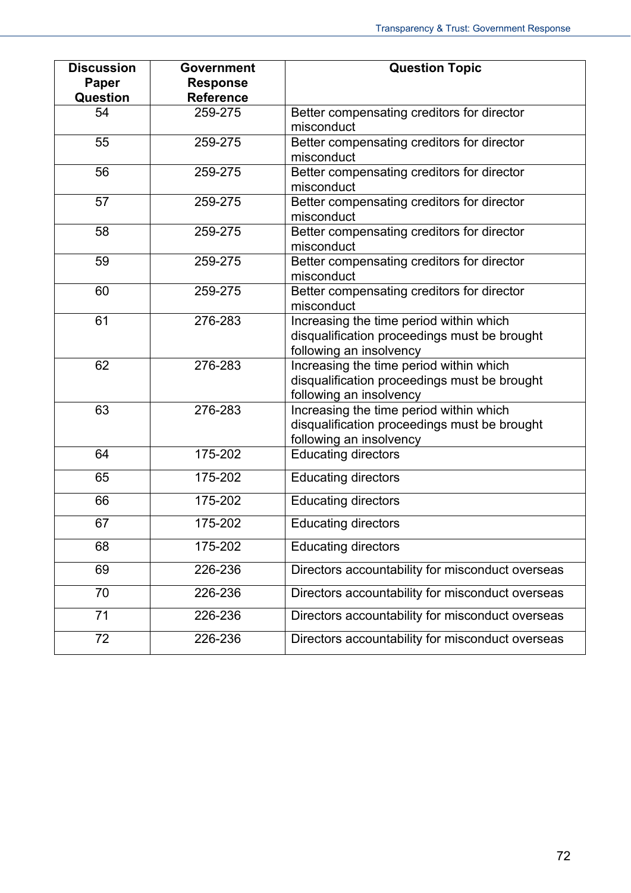| Discussion Paper Question | Government Response Reference | Question Topic |
|---|---|---|
| 54 | 259-275 | Better compensating creditors for director misconduct |
| 55 | 259-275 | Better compensating creditors for director misconduct |
| 56 | 259-275 | Better compensating creditors for director misconduct |
| 57 | 259-275 | Better compensating creditors for director misconduct |
| 58 | 259-275 | Better compensating creditors for director misconduct |
| 59 | 259-275 | Better compensating creditors for director misconduct |
| 60 | 259-275 | Better compensating creditors for director misconduct |
| 61 | 276-283 | Increasing the time period within which disqualification proceedings must be brought following an insolvency |
| 62 | 276-283 | Increasing the time period within which disqualification proceedings must be brought following an insolvency |
| 63 | 276-283 | Increasing the time period within which disqualification proceedings must be brought following an insolvency |
| 64 | 175-202 | Educating directors |
| 65 | 175-202 | Educating directors |
| 66 | 175-202 | Educating directors |
| 67 | 175-202 | Educating directors |
| 68 | 175-202 | Educating directors |
| 69 | 226-236 | Directors accountability for misconduct overseas |
| 70 | 226-236 | Directors accountability for misconduct overseas |
| 71 | 226-236 | Directors accountability for misconduct overseas |
| 72 | 226-236 | Directors accountability for misconduct overseas |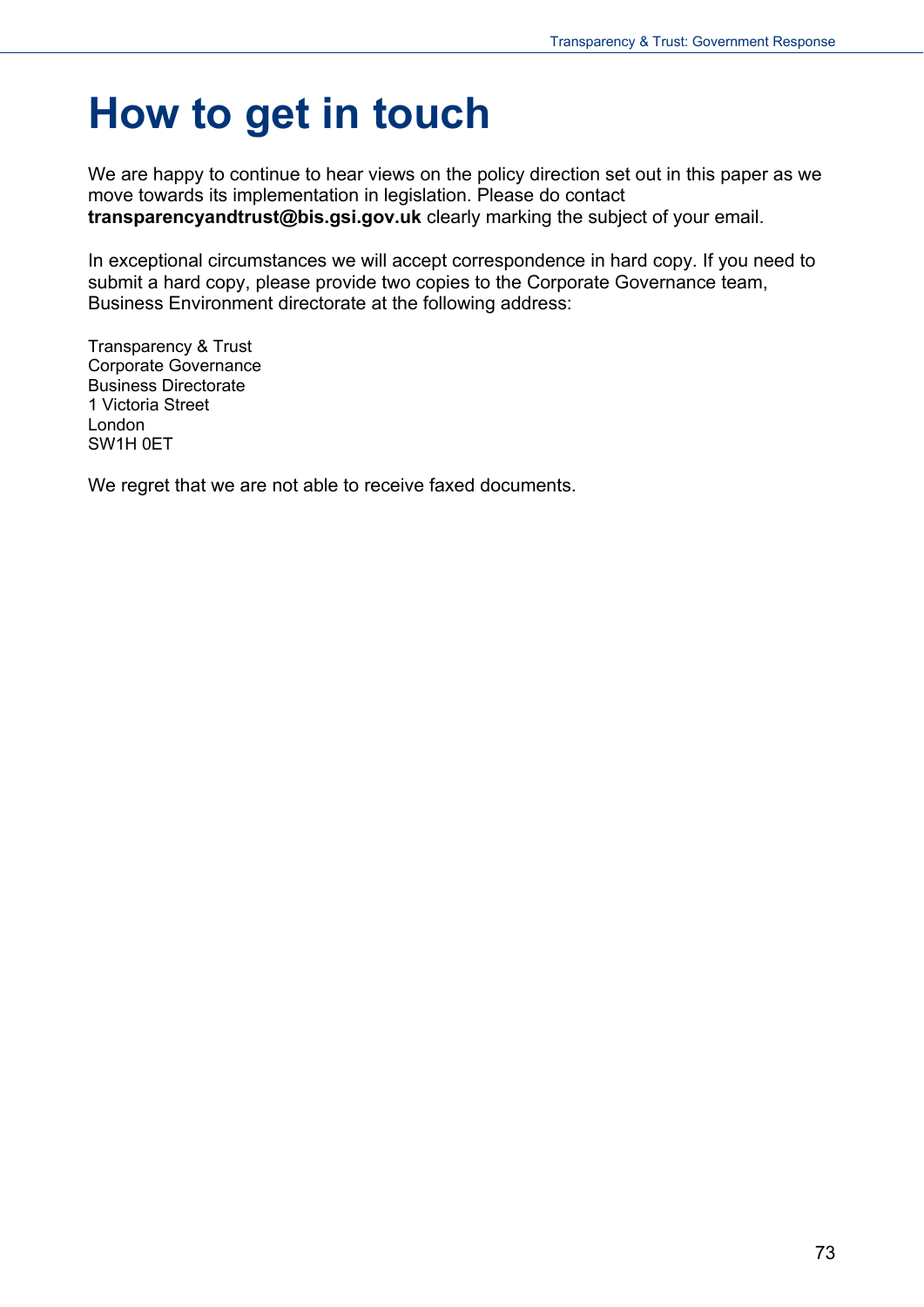# How to get in touch

We are happy to continue to hear views on the policy direction set out in this paper as we move towards its implementation in legislation. Please do contact **transparencyandtrust@bis.gsi.gov.uk** clearly marking the subject of your email.

In exceptional circumstances we will accept correspondence in hard copy. If you need to submit a hard copy, please provide two copies to the Corporate Governance team, Business Environment directorate at the following address:

Transparency & Trust
Corporate Governance
Business Directorate
1 Victoria Street
London
SW1H 0ET

We regret that we are not able to receive faxed documents.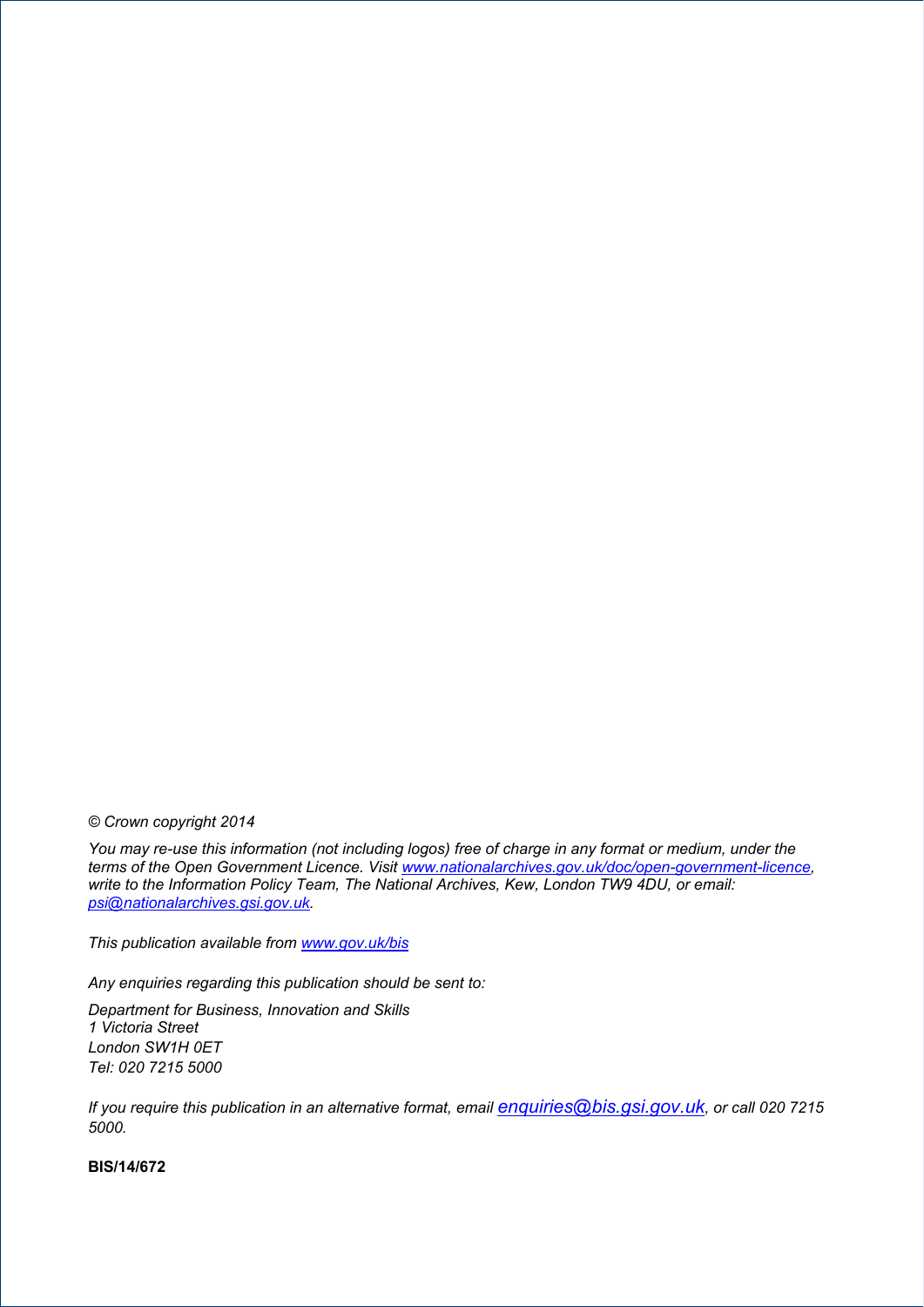*© Crown copyright 2014*

*You may re-use this information (not including logos) free of charge in any format or medium, under the terms of the Open Government Licence. Visit www.nationalarchives.gov.uk/doc/open-government-licence, write to the Information Policy Team, The National Archives, Kew, London TW9 4DU, or email: psi@nationalarchives.gsi.gov.uk.*

*This publication available from www.gov.uk/bis*

*Any enquiries regarding this publication should be sent to:*

*Department for Business, Innovation and Skills*
*1 Victoria Street*
*London SW1H 0ET*
*Tel: 020 7215 5000*

*If you require this publication in an alternative format, email enquiries@bis.gsi.gov.uk, or call 020 7215 5000.*

**BIS/14/672**